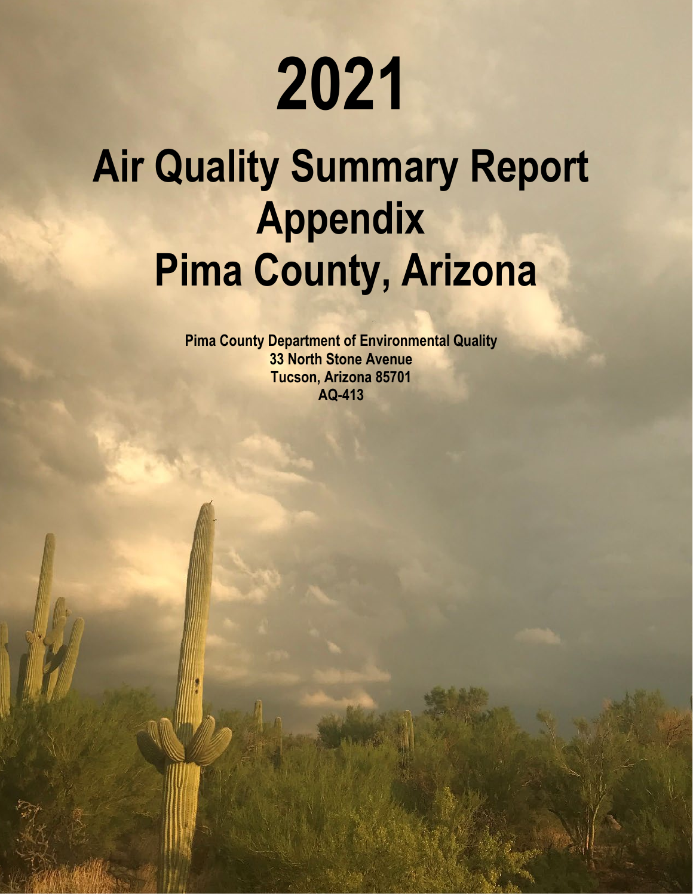# 2021

# Air Quality Summary Report Appendix Pima County, Arizona

**Pima County Department of Environmental Quality**
**33 North Stone Avenue**
**Tucson, Arizona 85701**
**AQ-413**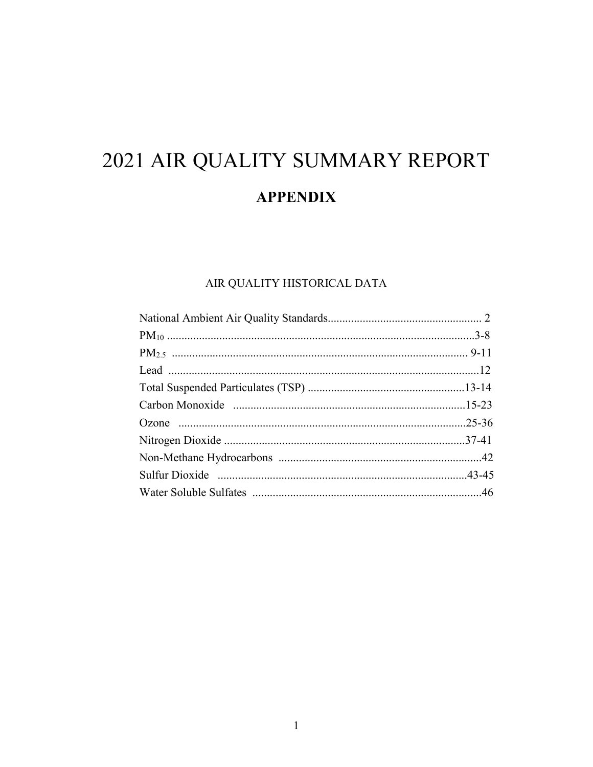# 2021 AIR QUALITY SUMMARY REPORT

## APPENDIX

AIR QUALITY HISTORICAL DATA

| | |
|---|---|
| National Ambient Air Quality Standards | 2 |
| $PM_{10}$ | 3-8 |
| $PM_{2.5}$ | 9-11 |
| Lead | 12 |
| Total Suspended Particulates (TSP) | 13-14 |
| Carbon Monoxide | 15-23 |
| Ozone | 25-36 |
| Nitrogen Dioxide | 37-41 |
| Non-Methane Hydrocarbons | 42 |
| Sulfur Dioxide | 43-45 |
| Water Soluble Sulfates | 46 |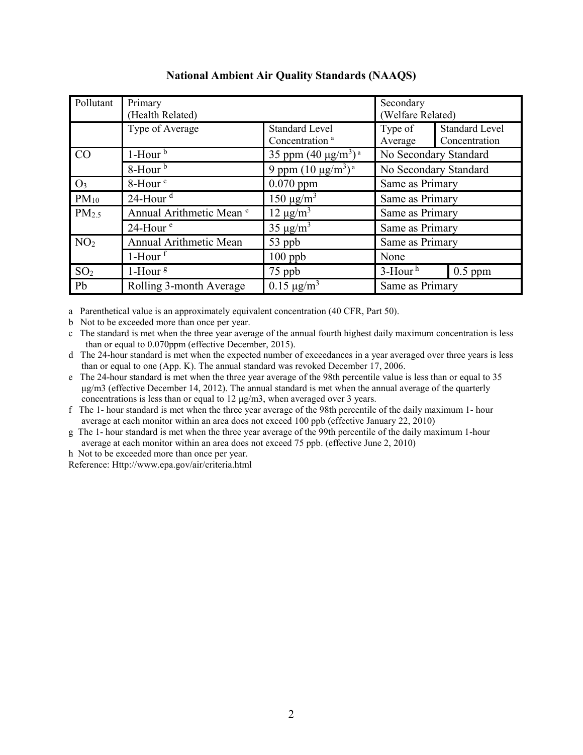# National Ambient Air Quality Standards (NAAQS)

| Pollutant | Primary (Health Related) | | Secondary (Welfare Related) | |
|---|---|---|---|---|
| | Type of Average | Standard Level Concentration [a] | Type of Average | Standard Level Concentration |
| CO | 1-Hour [b] | 35 ppm (40 μg/m$^3$) [a] | No Secondary Standard | |
| | 8-Hour [b] | 9 ppm (10 μg/m$^3$) [a] | No Secondary Standard | |
| $O_3$ | 8-Hour [c] | 0.070 ppm | Same as Primary | |
| $PM_{10}$ | 24-Hour [d] | 150 μg/m$^3$ | Same as Primary | |
| $PM_{2.5}$ | Annual Arithmetic Mean [e] | 12 μg/m$^3$ | Same as Primary | |
| | 24-Hour [e] | 35 μg/m$^3$ | Same as Primary | |
| $NO_2$ | Annual Arithmetic Mean | 53 ppb | Same as Primary | |
| | 1-Hour [f] | 100 ppb | None | |
| $SO_2$ | 1-Hour [g] | 75 ppb | 3-Hour [h] | 0.5 ppm |
| Pb | Rolling 3-month Average | 0.15 μg/m$^3$ | Same as Primary | |

a Parenthetical value is an approximately equivalent concentration (40 CFR, Part 50).

b Not to be exceeded more than once per year.

c The standard is met when the three year average of the annual fourth highest daily maximum concentration is less than or equal to 0.070ppm (effective December, 2015).

d The 24-hour standard is met when the expected number of exceedances in a year averaged over three years is less than or equal to one (App. K). The annual standard was revoked December 17, 2006.

e The 24-hour standard is met when the three year average of the 98th percentile value is less than or equal to 35 μg/m3 (effective December 14, 2012). The annual standard is met when the annual average of the quarterly concentrations is less than or equal to 12 μg/m3, when averaged over 3 years.

f The 1- hour standard is met when the three year average of the 98th percentile of the daily maximum 1- hour average at each monitor within an area does not exceed 100 ppb (effective January 22, 2010)

g The 1- hour standard is met when the three year average of the 99th percentile of the daily maximum 1-hour average at each monitor within an area does not exceed 75 ppb. (effective June 2, 2010)

h Not to be exceeded more than once per year.

Reference: Http://www.epa.gov/air/criteria.html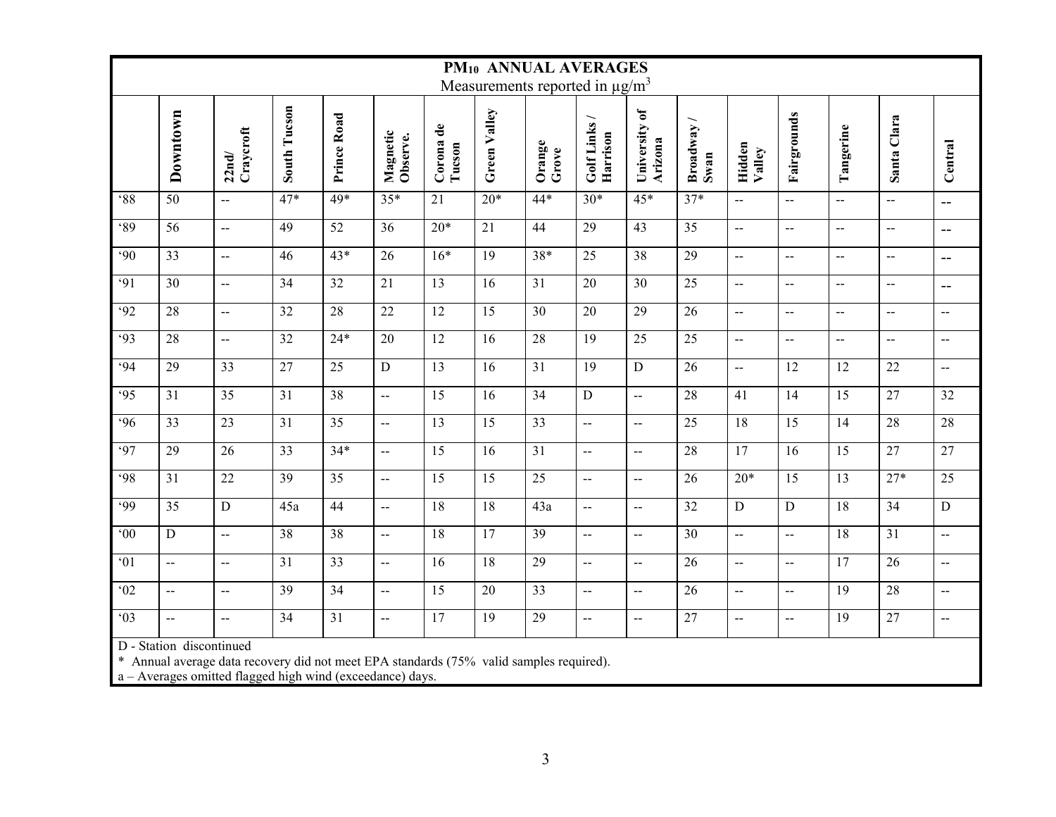# $PM_{10}$ ANNUAL AVERAGES

Measurements reported in μg/m$^3$

| | Downtown | 22nd/ Craycroft | South Tucson | Prince Road | Magnetic Observ. | Corona de Tucson | Green Valley | Orange Grove | Golf Links / Harrison | University of Arizona | Broadway / Swan | Hidden Valley | Fairgrounds | Tangerine | Santa Clara | Central |
|---|---|---|---|---|---|---|---|---|---|---|---|---|---|---|---|---|
| '88 | 50 | -- | 47* | 49* | 35* | 21 | 20* | 44* | 30* | 45* | 37* | -- | -- | -- | -- | -- |
| '89 | 56 | -- | 49 | 52 | 36 | 20* | 21 | 44 | 29 | 43 | 35 | -- | -- | -- | -- | -- |
| '90 | 33 | -- | 46 | 43* | 26 | 16* | 19 | 38* | 25 | 38 | 29 | -- | -- | -- | -- | -- |
| '91 | 30 | -- | 34 | 32 | 21 | 13 | 16 | 31 | 20 | 30 | 25 | -- | -- | -- | -- | -- |
| '92 | 28 | -- | 32 | 28 | 22 | 12 | 15 | 30 | 20 | 29 | 26 | -- | -- | -- | -- | -- |
| '93 | 28 | -- | 32 | 24* | 20 | 12 | 16 | 28 | 19 | 25 | 25 | -- | -- | -- | -- | -- |
| '94 | 29 | 33 | 27 | 25 | D | 13 | 16 | 31 | 19 | D | 26 | -- | 12 | 12 | 22 | -- |
| '95 | 31 | 35 | 31 | 38 | -- | 15 | 16 | 34 | D | -- | 28 | 41 | 14 | 15 | 27 | 32 |
| '96 | 33 | 23 | 31 | 35 | -- | 13 | 15 | 33 | -- | -- | 25 | 18 | 15 | 14 | 28 | 28 |
| '97 | 29 | 26 | 33 | 34* | -- | 15 | 16 | 31 | -- | -- | 28 | 17 | 16 | 15 | 27 | 27 |
| '98 | 31 | 22 | 39 | 35 | -- | 15 | 15 | 25 | -- | -- | 26 | 20* | 15 | 13 | 27* | 25 |
| '99 | 35 | D | 45a | 44 | -- | 18 | 18 | 43a | -- | -- | 32 | D | D | 18 | 34 | D |
| '00 | D | -- | 38 | 38 | -- | 18 | 17 | 39 | -- | -- | 30 | -- | -- | 18 | 31 | -- |
| '01 | -- | -- | 31 | 33 | -- | 16 | 18 | 29 | -- | -- | 26 | -- | -- | 17 | 26 | -- |
| '02 | -- | -- | 39 | 34 | -- | 15 | 20 | 33 | -- | -- | 26 | -- | -- | 19 | 28 | -- |
| '03 | -- | -- | 34 | 31 | -- | 17 | 19 | 29 | -- | -- | 27 | -- | -- | 19 | 27 | -- |

D - Station discontinued

* Annual average data recovery did not meet EPA standards (75% valid samples required).

a – Averages omitted flagged high wind (exceedance) days.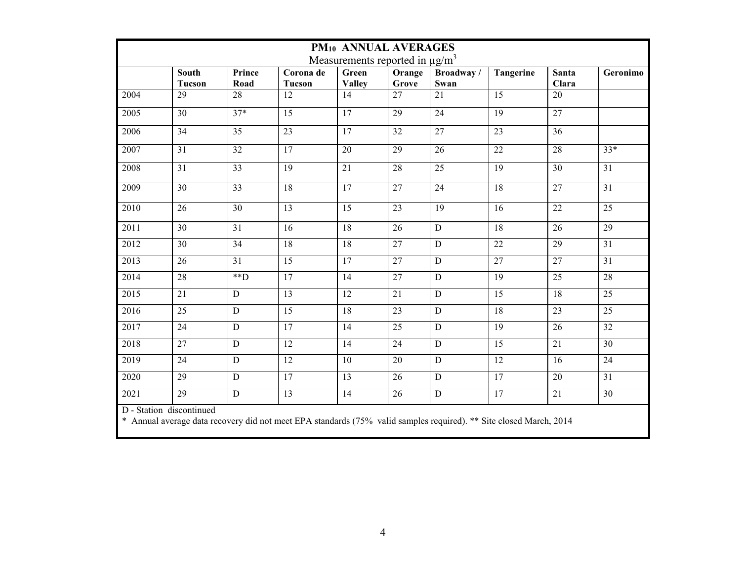| PM$_{10}$ ANNUAL AVERAGES<br>Measurements reported in µg/m$^3$ | | | | | | | | | |
|---|---|---|---|---|---|---|---|---|---|
| | **South Tucson** | **Prince Road** | **Corona de Tucson** | **Green Valley** | **Orange Grove** | **Broadway / Swan** | **Tangerine** | **Santa Clara** | **Geronimo** |
| 2004 | 29 | 28 | 12 | 14 | 27 | 21 | 15 | 20 | |
| 2005 | 30 | 37* | 15 | 17 | 29 | 24 | 19 | 27 | |
| 2006 | 34 | 35 | 23 | 17 | 32 | 27 | 23 | 36 | |
| 2007 | 31 | 32 | 17 | 20 | 29 | 26 | 22 | 28 | 33* |
| 2008 | 31 | 33 | 19 | 21 | 28 | 25 | 19 | 30 | 31 |
| 2009 | 30 | 33 | 18 | 17 | 27 | 24 | 18 | 27 | 31 |
| 2010 | 26 | 30 | 13 | 15 | 23 | 19 | 16 | 22 | 25 |
| 2011 | 30 | 31 | 16 | 18 | 26 | D | 18 | 26 | 29 |
| 2012 | 30 | 34 | 18 | 18 | 27 | D | 22 | 29 | 31 |
| 2013 | 26 | 31 | 15 | 17 | 27 | D | 27 | 27 | 31 |
| 2014 | 28 | **D | 17 | 14 | 27 | D | 19 | 25 | 28 |
| 2015 | 21 | D | 13 | 12 | 21 | D | 15 | 18 | 25 |
| 2016 | 25 | D | 15 | 18 | 23 | D | 18 | 23 | 25 |
| 2017 | 24 | D | 17 | 14 | 25 | D | 19 | 26 | 32 |
| 2018 | 27 | D | 12 | 14 | 24 | D | 15 | 21 | 30 |
| 2019 | 24 | D | 12 | 10 | 20 | D | 12 | 16 | 24 |
| 2020 | 29 | D | 17 | 13 | 26 | D | 17 | 20 | 31 |
| 2021 | 29 | D | 13 | 14 | 26 | D | 17 | 21 | 30 |

D - Station discontinued

* Annual average data recovery did not meet EPA standards (75% valid samples required). ** Site closed March, 2014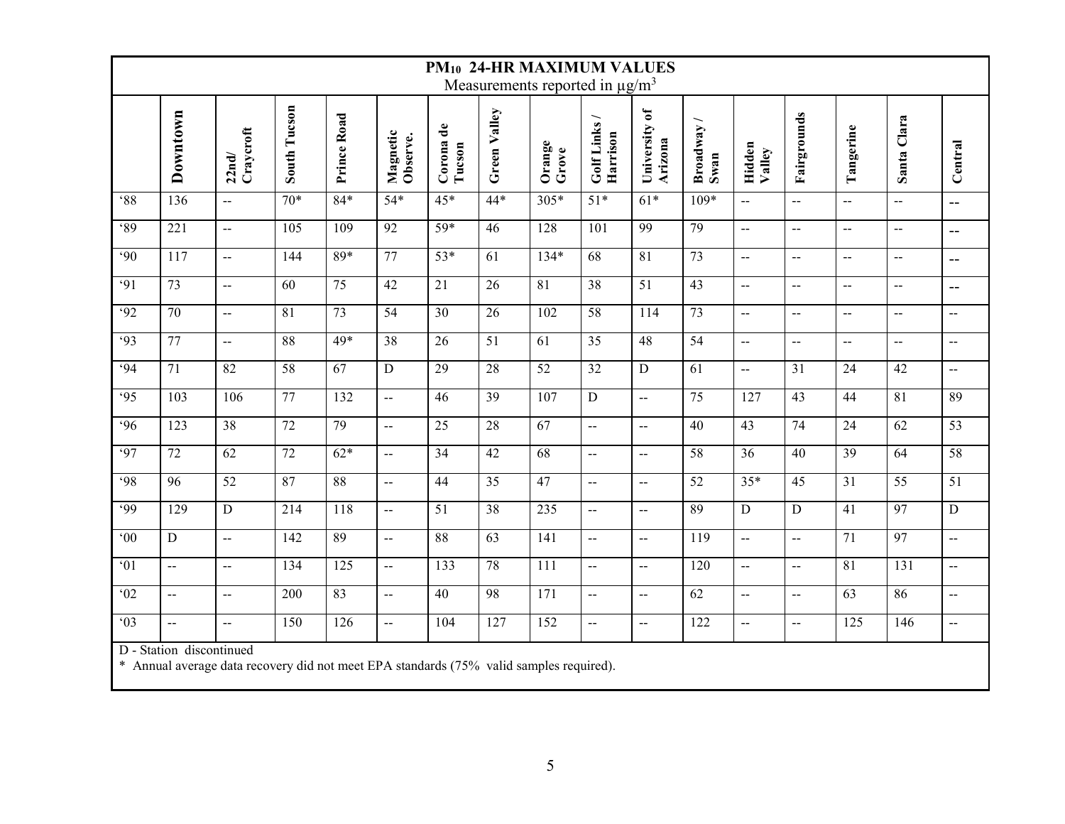## $PM_{10}$ 24-HR MAXIMUM VALUES

Measurements reported in $\mu g/m^3$

| | Downtown | 22nd/ Craycroft | South Tucson | Prince Road | Magnetic Observe. | Corona de Tucson | Green Valley | Orange Grove | Golf Links / Harrison | University of Arizona | Broadway / Swan | Hidden Valley | Fairgrounds | Tangerine | Santa Clara | Central |
|---|---|---|---|---|---|---|---|---|---|---|---|---|---|---|---|---|
| '88 | 136 | -- | 70* | 84* | 54* | 45* | 44* | 305* | 51* | 61* | 109* | -- | -- | -- | -- | -- |
| '89 | 221 | -- | 105 | 109 | 92 | 59* | 46 | 128 | 101 | 99 | 79 | -- | -- | -- | -- | -- |
| '90 | 117 | -- | 144 | 89* | 77 | 53* | 61 | 134* | 68 | 81 | 73 | -- | -- | -- | -- | -- |
| '91 | 73 | -- | 60 | 75 | 42 | 21 | 26 | 81 | 38 | 51 | 43 | -- | -- | -- | -- | -- |
| '92 | 70 | -- | 81 | 73 | 54 | 30 | 26 | 102 | 58 | 114 | 73 | -- | -- | -- | -- | -- |
| '93 | 77 | -- | 88 | 49* | 38 | 26 | 51 | 61 | 35 | 48 | 54 | -- | -- | -- | -- | -- |
| '94 | 71 | 82 | 58 | 67 | D | 29 | 28 | 52 | 32 | D | 61 | -- | 31 | 24 | 42 | -- |
| '95 | 103 | 106 | 77 | 132 | -- | 46 | 39 | 107 | D | -- | 75 | 127 | 43 | 44 | 81 | 89 |
| '96 | 123 | 38 | 72 | 79 | -- | 25 | 28 | 67 | -- | -- | 40 | 43 | 74 | 24 | 62 | 53 |
| '97 | 72 | 62 | 72 | 62* | -- | 34 | 42 | 68 | -- | -- | 58 | 36 | 40 | 39 | 64 | 58 |
| '98 | 96 | 52 | 87 | 88 | -- | 44 | 35 | 47 | -- | -- | 52 | 35* | 45 | 31 | 55 | 51 |
| '99 | 129 | D | 214 | 118 | -- | 51 | 38 | 235 | -- | -- | 89 | D | D | 41 | 97 | D |
| '00 | D | -- | 142 | 89 | -- | 88 | 63 | 141 | -- | -- | 119 | -- | -- | 71 | 97 | -- |
| '01 | -- | -- | 134 | 125 | -- | 133 | 78 | 111 | -- | -- | 120 | -- | -- | 81 | 131 | -- |
| '02 | -- | -- | 200 | 83 | -- | 40 | 98 | 171 | -- | -- | 62 | -- | -- | 63 | 86 | -- |
| '03 | -- | -- | 150 | 126 | -- | 104 | 127 | 152 | -- | -- | 122 | -- | -- | 125 | 146 | -- |

D - Station discontinued

* Annual average data recovery did not meet EPA standards (75% valid samples required).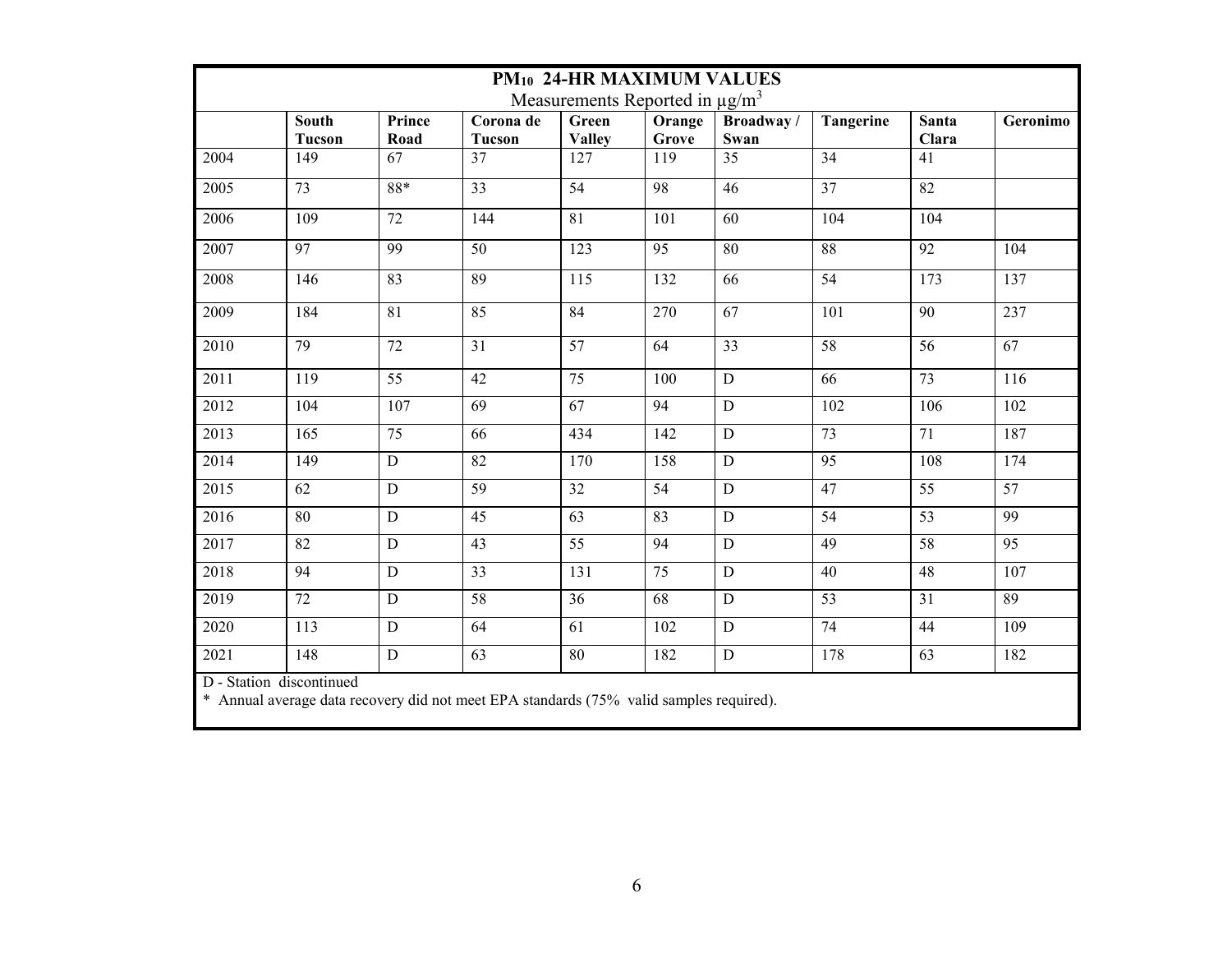## $PM_{10}$ 24-HR MAXIMUM VALUES

Measurements Reported in $\mu g/m^3$

| | South Tucson | Prince Road | Corona de Tucson | Green Valley | Orange Grove | Broadway / Swan | Tangerine | Santa Clara | Geronimo |
|---|---|---|---|---|---|---|---|---|---|
| 2004 | 149 | 67 | 37 | 127 | 119 | 35 | 34 | 41 | |
| 2005 | 73 | 88* | 33 | 54 | 98 | 46 | 37 | 82 | |
| 2006 | 109 | 72 | 144 | 81 | 101 | 60 | 104 | 104 | |
| 2007 | 97 | 99 | 50 | 123 | 95 | 80 | 88 | 92 | 104 |
| 2008 | 146 | 83 | 89 | 115 | 132 | 66 | 54 | 173 | 137 |
| 2009 | 184 | 81 | 85 | 84 | 270 | 67 | 101 | 90 | 237 |
| 2010 | 79 | 72 | 31 | 57 | 64 | 33 | 58 | 56 | 67 |
| 2011 | 119 | 55 | 42 | 75 | 100 | D | 66 | 73 | 116 |
| 2012 | 104 | 107 | 69 | 67 | 94 | D | 102 | 106 | 102 |
| 2013 | 165 | 75 | 66 | 434 | 142 | D | 73 | 71 | 187 |
| 2014 | 149 | D | 82 | 170 | 158 | D | 95 | 108 | 174 |
| 2015 | 62 | D | 59 | 32 | 54 | D | 47 | 55 | 57 |
| 2016 | 80 | D | 45 | 63 | 83 | D | 54 | 53 | 99 |
| 2017 | 82 | D | 43 | 55 | 94 | D | 49 | 58 | 95 |
| 2018 | 94 | D | 33 | 131 | 75 | D | 40 | 48 | 107 |
| 2019 | 72 | D | 58 | 36 | 68 | D | 53 | 31 | 89 |
| 2020 | 113 | D | 64 | 61 | 102 | D | 74 | 44 | 109 |
| 2021 | 148 | D | 63 | 80 | 182 | D | 178 | 63 | 182 |

D - Station discontinued

* Annual average data recovery did not meet EPA standards (75% valid samples required).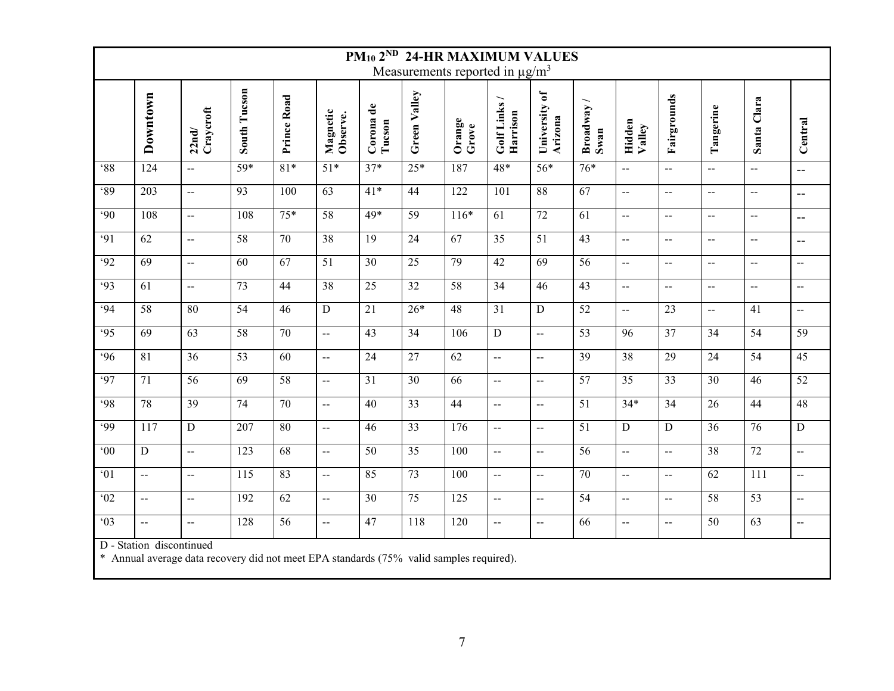## $PM_{10}$ 2^ND 24-HR MAXIMUM VALUES

Measurements reported in $\mu g/m^3$

| | Downtown | 22nd/ Craycroft | South Tucson | Prince Road | Magnetic Observe. | Corona de Tucson | Green Valley | Orange Grove | Golf Links / Harrison | University of Arizona | Broadway / Swan | Hidden Valley | Fairgrounds | Tangerine | Santa Clara | Central |
|---|---|---|---|---|---|---|---|---|---|---|---|---|---|---|---|---|
| '88 | 124 | -- | 59* | 81* | 51* | 37* | 25* | 187 | 48* | 56* | 76* | -- | -- | -- | -- | -- |
| '89 | 203 | -- | 93 | 100 | 63 | 41* | 44 | 122 | 101 | 88 | 67 | -- | -- | -- | -- | -- |
| '90 | 108 | -- | 108 | 75* | 58 | 49* | 59 | 116* | 61 | 72 | 61 | -- | -- | -- | -- | -- |
| '91 | 62 | -- | 58 | 70 | 38 | 19 | 24 | 67 | 35 | 51 | 43 | -- | -- | -- | -- | -- |
| '92 | 69 | -- | 60 | 67 | 51 | 30 | 25 | 79 | 42 | 69 | 56 | -- | -- | -- | -- | -- |
| '93 | 61 | -- | 73 | 44 | 38 | 25 | 32 | 58 | 34 | 46 | 43 | -- | -- | -- | -- | -- |
| '94 | 58 | 80 | 54 | 46 | D | 21 | 26* | 48 | 31 | D | 52 | -- | 23 | -- | 41 | -- |
| '95 | 69 | 63 | 58 | 70 | -- | 43 | 34 | 106 | D | -- | 53 | 96 | 37 | 34 | 54 | 59 |
| '96 | 81 | 36 | 53 | 60 | -- | 24 | 27 | 62 | -- | -- | 39 | 38 | 29 | 24 | 54 | 45 |
| '97 | 71 | 56 | 69 | 58 | -- | 31 | 30 | 66 | -- | -- | 57 | 35 | 33 | 30 | 46 | 52 |
| '98 | 78 | 39 | 74 | 70 | -- | 40 | 33 | 44 | -- | -- | 51 | 34* | 34 | 26 | 44 | 48 |
| '99 | 117 | D | 207 | 80 | -- | 46 | 33 | 176 | -- | -- | 51 | D | D | 36 | 76 | D |
| '00 | D | -- | 123 | 68 | -- | 50 | 35 | 100 | -- | -- | 56 | -- | -- | 38 | 72 | -- |
| '01 | -- | -- | 115 | 83 | -- | 85 | 73 | 100 | -- | -- | 70 | -- | -- | 62 | 111 | -- |
| '02 | -- | -- | 192 | 62 | -- | 30 | 75 | 125 | -- | -- | 54 | -- | -- | 58 | 53 | -- |
| '03 | -- | -- | 128 | 56 | -- | 47 | 118 | 120 | -- | -- | 66 | -- | -- | 50 | 63 | -- |

D - Station discontinued

* Annual average data recovery did not meet EPA standards (75% valid samples required).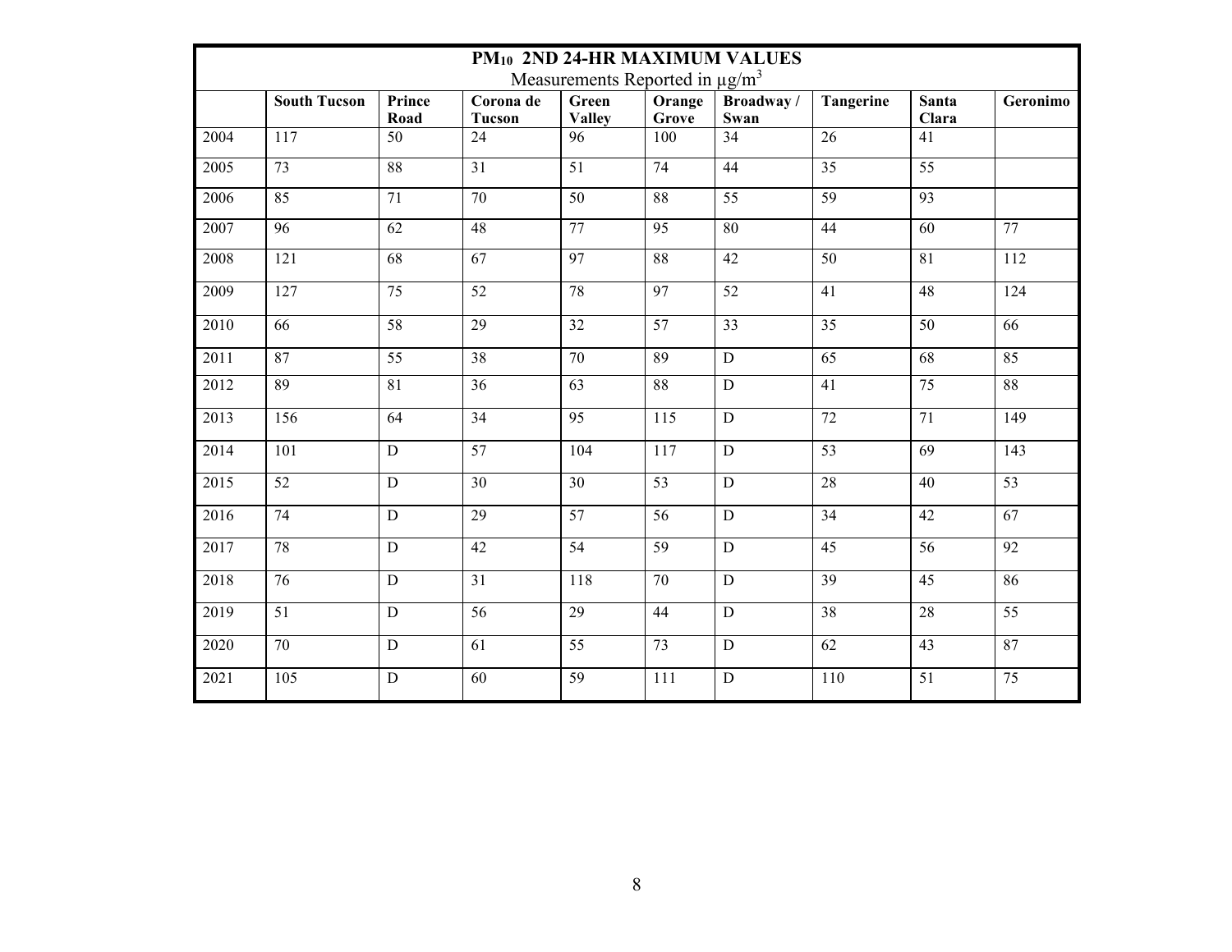| PM$_{10}$ 2ND 24-HR MAXIMUM VALUES Measurements Reported in μg/m$^3$ | | | | | | | | | |
|---|---|---|---|---|---|---|---|---|---|
| | **South Tucson** | **Prince Road** | **Corona de Tucson** | **Green Valley** | **Orange Grove** | **Broadway / Swan** | **Tangerine** | **Santa Clara** | **Geronimo** |
| 2004 | 117 | 50 | 24 | 96 | 100 | 34 | 26 | 41 | |
| 2005 | 73 | 88 | 31 | 51 | 74 | 44 | 35 | 55 | |
| 2006 | 85 | 71 | 70 | 50 | 88 | 55 | 59 | 93 | |
| 2007 | 96 | 62 | 48 | 77 | 95 | 80 | 44 | 60 | 77 |
| 2008 | 121 | 68 | 67 | 97 | 88 | 42 | 50 | 81 | 112 |
| 2009 | 127 | 75 | 52 | 78 | 97 | 52 | 41 | 48 | 124 |
| 2010 | 66 | 58 | 29 | 32 | 57 | 33 | 35 | 50 | 66 |
| 2011 | 87 | 55 | 38 | 70 | 89 | D | 65 | 68 | 85 |
| 2012 | 89 | 81 | 36 | 63 | 88 | D | 41 | 75 | 88 |
| 2013 | 156 | 64 | 34 | 95 | 115 | D | 72 | 71 | 149 |
| 2014 | 101 | D | 57 | 104 | 117 | D | 53 | 69 | 143 |
| 2015 | 52 | D | 30 | 30 | 53 | D | 28 | 40 | 53 |
| 2016 | 74 | D | 29 | 57 | 56 | D | 34 | 42 | 67 |
| 2017 | 78 | D | 42 | 54 | 59 | D | 45 | 56 | 92 |
| 2018 | 76 | D | 31 | 118 | 70 | D | 39 | 45 | 86 |
| 2019 | 51 | D | 56 | 29 | 44 | D | 38 | 28 | 55 |
| 2020 | 70 | D | 61 | 55 | 73 | D | 62 | 43 | 87 |
| 2021 | 105 | D | 60 | 59 | 111 | D | 110 | 51 | 75 |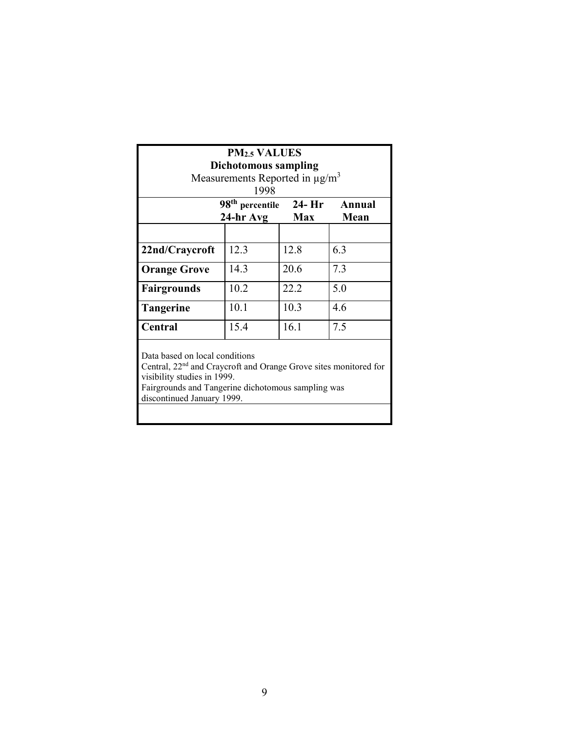**$PM_{2.5}$ VALUES**
**Dichotomous sampling**
Measurements Reported in $\mu g/m^3$
1998

| | **98th percentile 24-hr Avg** | **24- Hr Max** | **Annual Mean** |
|---|---|---|---|
| **22nd/Craycroft** | 12.3 | 12.8 | 6.3 |
| **Orange Grove** | 14.3 | 20.6 | 7.3 |
| **Fairgrounds** | 10.2 | 22.2 | 5.0 |
| **Tangerine** | 10.1 | 10.3 | 4.6 |
| **Central** | 15.4 | 16.1 | 7.5 |

Data based on local conditions
Central, 22nd and Craycroft and Orange Grove sites monitored for visibility studies in 1999.
Fairgrounds and Tangerine dichotomous sampling was discontinued January 1999.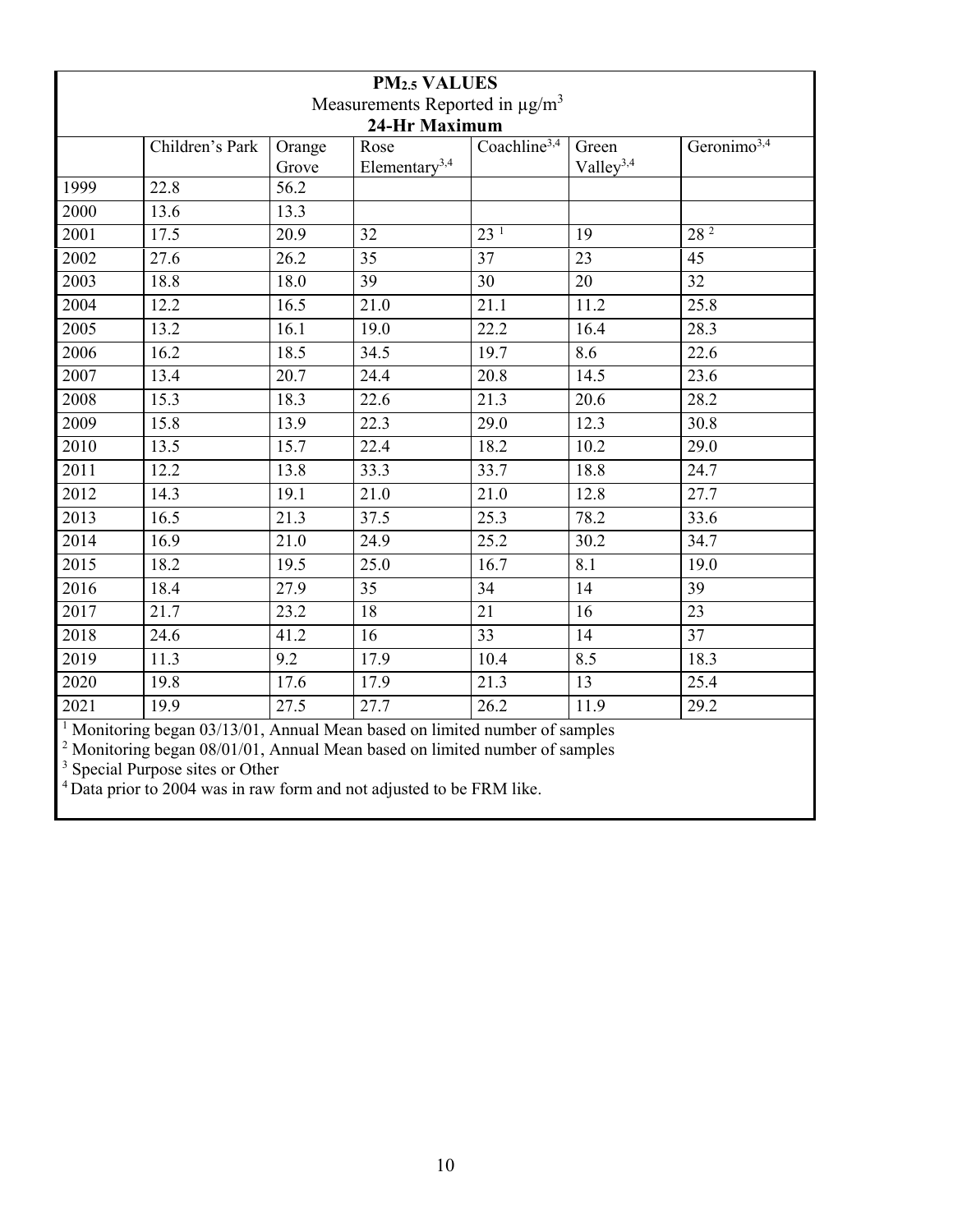**$PM_{2.5}$ VALUES**

Measurements Reported in $\mu g/m^3$

**24-Hr Maximum**

| | Children's Park | Orange Grove | Rose Elementary[3,4] | Coachline[3,4] | Green Valley[3,4] | Geronimo[3,4] |
|---|---|---|---|---|---|---|
| 1999 | 22.8 | 56.2 | | | | |
| 2000 | 13.6 | 13.3 | | | | |
| 2001 | 17.5 | 20.9 | 32 | 23 [1] | 19 | 28 [2] |
| 2002 | 27.6 | 26.2 | 35 | 37 | 23 | 45 |
| 2003 | 18.8 | 18.0 | 39 | 30 | 20 | 32 |
| 2004 | 12.2 | 16.5 | 21.0 | 21.1 | 11.2 | 25.8 |
| 2005 | 13.2 | 16.1 | 19.0 | 22.2 | 16.4 | 28.3 |
| 2006 | 16.2 | 18.5 | 34.5 | 19.7 | 8.6 | 22.6 |
| 2007 | 13.4 | 20.7 | 24.4 | 20.8 | 14.5 | 23.6 |
| 2008 | 15.3 | 18.3 | 22.6 | 21.3 | 20.6 | 28.2 |
| 2009 | 15.8 | 13.9 | 22.3 | 29.0 | 12.3 | 30.8 |
| 2010 | 13.5 | 15.7 | 22.4 | 18.2 | 10.2 | 29.0 |
| 2011 | 12.2 | 13.8 | 33.3 | 33.7 | 18.8 | 24.7 |
| 2012 | 14.3 | 19.1 | 21.0 | 21.0 | 12.8 | 27.7 |
| 2013 | 16.5 | 21.3 | 37.5 | 25.3 | 78.2 | 33.6 |
| 2014 | 16.9 | 21.0 | 24.9 | 25.2 | 30.2 | 34.7 |
| 2015 | 18.2 | 19.5 | 25.0 | 16.7 | 8.1 | 19.0 |
| 2016 | 18.4 | 27.9 | 35 | 34 | 14 | 39 |
| 2017 | 21.7 | 23.2 | 18 | 21 | 16 | 23 |
| 2018 | 24.6 | 41.2 | 16 | 33 | 14 | 37 |
| 2019 | 11.3 | 9.2 | 17.9 | 10.4 | 8.5 | 18.3 |
| 2020 | 19.8 | 17.6 | 17.9 | 21.3 | 13 | 25.4 |
| 2021 | 19.9 | 27.5 | 27.7 | 26.2 | 11.9 | 29.2 |

[1] Monitoring began 03/13/01, Annual Mean based on limited number of samples

[2] Monitoring began 08/01/01, Annual Mean based on limited number of samples

[3] Special Purpose sites or Other

[4] Data prior to 2004 was in raw form and not adjusted to be FRM like.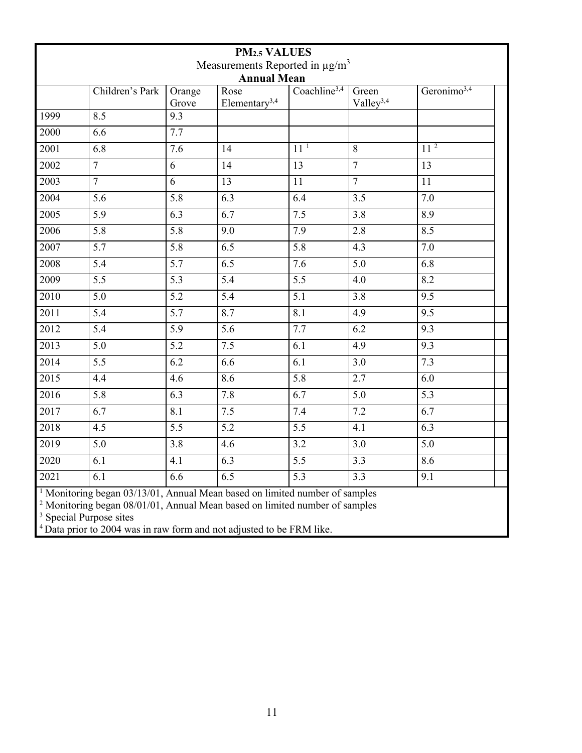**PM$_{2.5}$ VALUES**

Measurements Reported in µg/m$^3$

**Annual Mean**

| | Children's Park | Orange Grove | Rose Elementary[3,4] | Coachline[3,4] | Green Valley[3,4] | Geronimo[3,4] |
|---|---|---|---|---|---|---|
| 1999 | 8.5 | 9.3 | | | | |
| 2000 | 6.6 | 7.7 | | | | |
| 2001 | 6.8 | 7.6 | 14 | 11 [1] | 8 | 11 [2] |
| 2002 | 7 | 6 | 14 | 13 | 7 | 13 |
| 2003 | 7 | 6 | 13 | 11 | 7 | 11 |
| 2004 | 5.6 | 5.8 | 6.3 | 6.4 | 3.5 | 7.0 |
| 2005 | 5.9 | 6.3 | 6.7 | 7.5 | 3.8 | 8.9 |
| 2006 | 5.8 | 5.8 | 9.0 | 7.9 | 2.8 | 8.5 |
| 2007 | 5.7 | 5.8 | 6.5 | 5.8 | 4.3 | 7.0 |
| 2008 | 5.4 | 5.7 | 6.5 | 7.6 | 5.0 | 6.8 |
| 2009 | 5.5 | 5.3 | 5.4 | 5.5 | 4.0 | 8.2 |
| 2010 | 5.0 | 5.2 | 5.4 | 5.1 | 3.8 | 9.5 |
| 2011 | 5.4 | 5.7 | 8.7 | 8.1 | 4.9 | 9.5 |
| 2012 | 5.4 | 5.9 | 5.6 | 7.7 | 6.2 | 9.3 |
| 2013 | 5.0 | 5.2 | 7.5 | 6.1 | 4.9 | 9.3 |
| 2014 | 5.5 | 6.2 | 6.6 | 6.1 | 3.0 | 7.3 |
| 2015 | 4.4 | 4.6 | 8.6 | 5.8 | 2.7 | 6.0 |
| 2016 | 5.8 | 6.3 | 7.8 | 6.7 | 5.0 | 5.3 |
| 2017 | 6.7 | 8.1 | 7.5 | 7.4 | 7.2 | 6.7 |
| 2018 | 4.5 | 5.5 | 5.2 | 5.5 | 4.1 | 6.3 |
| 2019 | 5.0 | 3.8 | 4.6 | 3.2 | 3.0 | 5.0 |
| 2020 | 6.1 | 4.1 | 6.3 | 5.5 | 3.3 | 8.6 |
| 2021 | 6.1 | 6.6 | 6.5 | 5.3 | 3.3 | 9.1 |

[1] Monitoring began 03/13/01, Annual Mean based on limited number of samples
[2] Monitoring began 08/01/01, Annual Mean based on limited number of samples
[3] Special Purpose sites
[4] Data prior to 2004 was in raw form and not adjusted to be FRM like.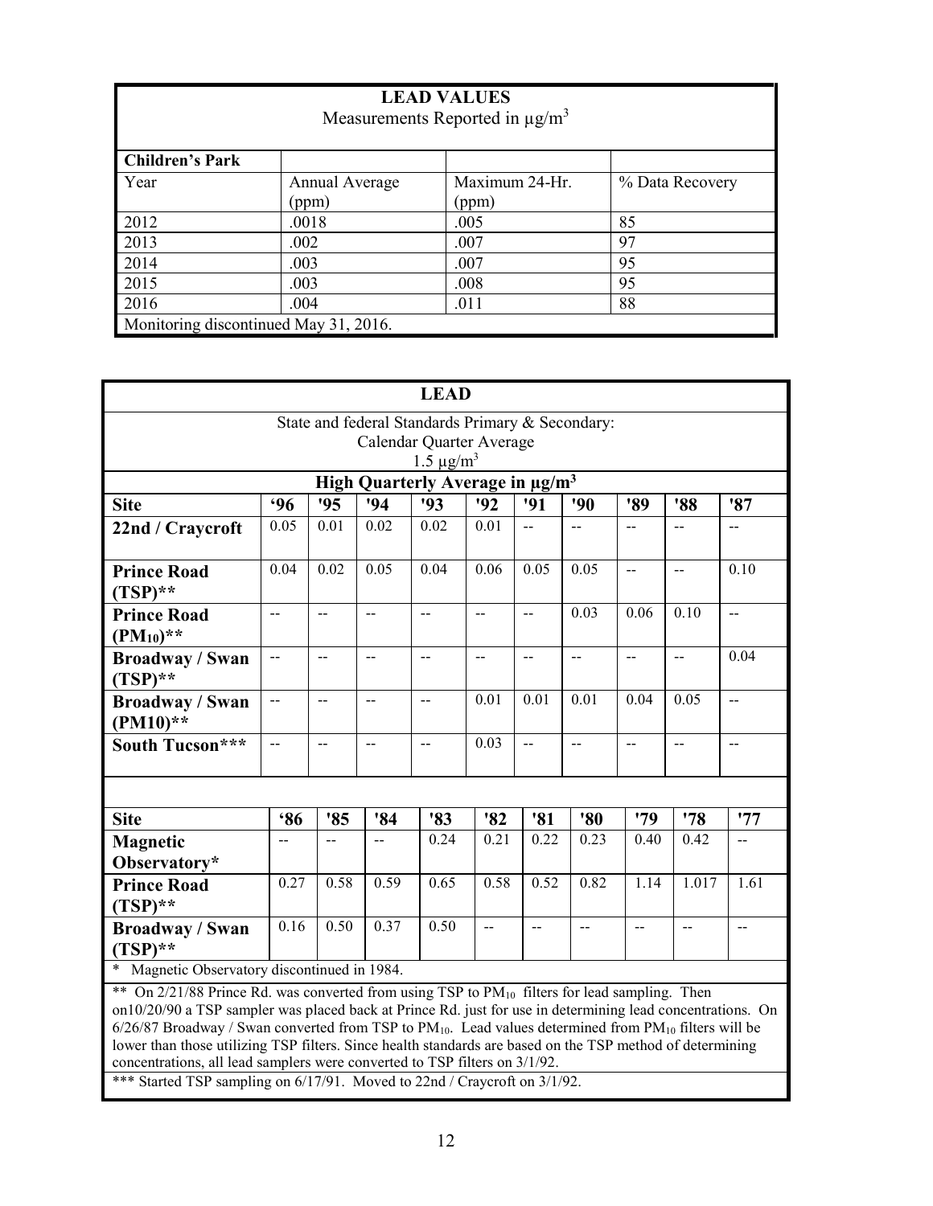| **LEAD VALUES** Measurements Reported in µg/m$^3$ | | | |
|---|---|---|---|
| **Children's Park** | | | |
| Year | Annual Average (ppm) | Maximum 24-Hr. (ppm) | % Data Recovery |
| 2012 | .0018 | .005 | 85 |
| 2013 | .002 | .007 | 97 |
| 2014 | .003 | .007 | 95 |
| 2015 | .003 | .008 | 95 |
| 2016 | .004 | .011 | 88 |
| Monitoring discontinued May 31, 2016. | | | |

**LEAD**

State and federal Standards Primary & Secondary:
Calendar Quarter Average
1.5 µg/m$^3$

**High Quarterly Average in µg/m$^3$**

| **Site** | **'96** | **'95** | **'94** | **'93** | **'92** | **'91** | **'90** | **'89** | **'88** | **'87** |
|---|---|---|---|---|---|---|---|---|---|---|
| **22nd / Craycroft** | 0.05 | 0.01 | 0.02 | 0.02 | 0.01 | -- | -- | -- | -- | -- |
| **Prince Road (TSP)**\*\* | 0.04 | 0.02 | 0.05 | 0.04 | 0.06 | 0.05 | 0.05 | -- | -- | 0.10 |
| **Prince Road ($PM_{10}$)**\*\* | -- | -- | -- | -- | -- | -- | 0.03 | 0.06 | 0.10 | -- |
| **Broadway / Swan (TSP)**\*\* | -- | -- | -- | -- | -- | -- | -- | -- | -- | 0.04 |
| **Broadway / Swan (PM10)**\*\* | -- | -- | -- | -- | 0.01 | 0.01 | 0.01 | 0.04 | 0.05 | -- |
| **South Tucson**\*\*\* | -- | -- | -- | -- | 0.03 | -- | -- | -- | -- | -- |

| **Site** | **'86** | **'85** | **'84** | **'83** | **'82** | **'81** | **'80** | **'79** | **'78** | **'77** |
|---|---|---|---|---|---|---|---|---|---|---|
| **Magnetic Observatory**\* | -- | -- | -- | 0.24 | 0.21 | 0.22 | 0.23 | 0.40 | 0.42 | -- |
| **Prince Road (TSP)**\*\* | 0.27 | 0.58 | 0.59 | 0.65 | 0.58 | 0.52 | 0.82 | 1.14 | 1.017 | 1.61 |
| **Broadway / Swan (TSP)**\*\* | 0.16 | 0.50 | 0.37 | 0.50 | -- | -- | -- | -- | -- | -- |

\* Magnetic Observatory discontinued in 1984.

\*\* On 2/21/88 Prince Rd. was converted from using TSP to $PM_{10}$ filters for lead sampling. Then on10/20/90 a TSP sampler was placed back at Prince Rd. just for use in determining lead concentrations. On 6/26/87 Broadway / Swan converted from TSP to $PM_{10}$. Lead values determined from $PM_{10}$ filters will be lower than those utilizing TSP filters. Since health standards are based on the TSP method of determining concentrations, all lead samplers were converted to TSP filters on 3/1/92.

\*\*\* Started TSP sampling on 6/17/91. Moved to 22nd / Craycroft on 3/1/92.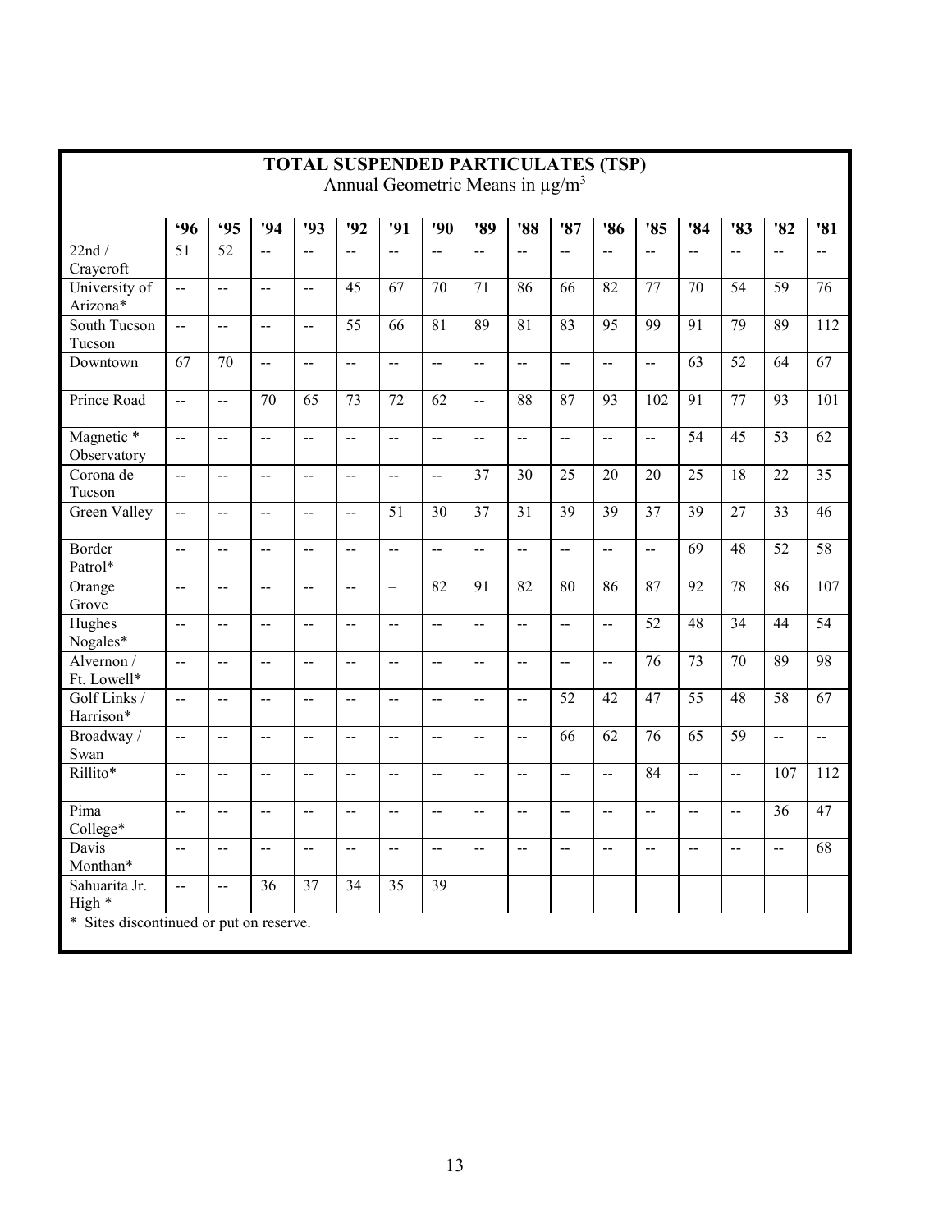## TOTAL SUSPENDED PARTICULATES (TSP)

Annual Geometric Means in $\mu g/m^3$

| | '96 | '95 | '94 | '93 | '92 | '91 | '90 | '89 | '88 | '87 | '86 | '85 | '84 | '83 | '82 | '81 |
|---|---|---|---|---|---|---|---|---|---|---|---|---|---|---|---|---|
| 22nd / Craycroft | 51 | 52 | -- | -- | -- | -- | -- | -- | -- | -- | -- | -- | -- | -- | -- | -- |
| University of Arizona* | -- | -- | -- | -- | 45 | 67 | 70 | 71 | 86 | 66 | 82 | 77 | 70 | 54 | 59 | 76 |
| South Tucson Tucson | -- | -- | -- | -- | 55 | 66 | 81 | 89 | 81 | 83 | 95 | 99 | 91 | 79 | 89 | 112 |
| Downtown | 67 | 70 | -- | -- | -- | -- | -- | -- | -- | -- | -- | -- | 63 | 52 | 64 | 67 |
| Prince Road | -- | -- | 70 | 65 | 73 | 72 | 62 | -- | 88 | 87 | 93 | 102 | 91 | 77 | 93 | 101 |
| Magnetic * Observatory | -- | -- | -- | -- | -- | -- | -- | -- | -- | -- | -- | -- | 54 | 45 | 53 | 62 |
| Corona de Tucson | -- | -- | -- | -- | -- | -- | -- | 37 | 30 | 25 | 20 | 20 | 25 | 18 | 22 | 35 |
| Green Valley | -- | -- | -- | -- | -- | 51 | 30 | 37 | 31 | 39 | 39 | 37 | 39 | 27 | 33 | 46 |
| Border Patrol* | -- | -- | -- | -- | -- | -- | -- | -- | -- | -- | -- | -- | 69 | 48 | 52 | 58 |
| Orange Grove | -- | -- | -- | -- | -- | – | 82 | 91 | 82 | 80 | 86 | 87 | 92 | 78 | 86 | 107 |
| Hughes Nogales* | -- | -- | -- | -- | -- | -- | -- | -- | -- | -- | -- | 52 | 48 | 34 | 44 | 54 |
| Alvernon / Ft. Lowell* | -- | -- | -- | -- | -- | -- | -- | -- | -- | -- | -- | 76 | 73 | 70 | 89 | 98 |
| Golf Links / Harrison* | -- | -- | -- | -- | -- | -- | -- | -- | -- | 52 | 42 | 47 | 55 | 48 | 58 | 67 |
| Broadway / Swan | -- | -- | -- | -- | -- | -- | -- | -- | -- | 66 | 62 | 76 | 65 | 59 | -- | -- |
| Rillito* | -- | -- | -- | -- | -- | -- | -- | -- | -- | -- | -- | 84 | -- | -- | 107 | 112 |
| Pima College* | -- | -- | -- | -- | -- | -- | -- | -- | -- | -- | -- | -- | -- | -- | 36 | 47 |
| Davis Monthan* | -- | -- | -- | -- | -- | -- | -- | -- | -- | -- | -- | -- | -- | -- | -- | 68 |
| Sahuarita Jr. High * | -- | -- | 36 | 37 | 34 | 35 | 39 | | | | | | | | | |

\* Sites discontinued or put on reserve.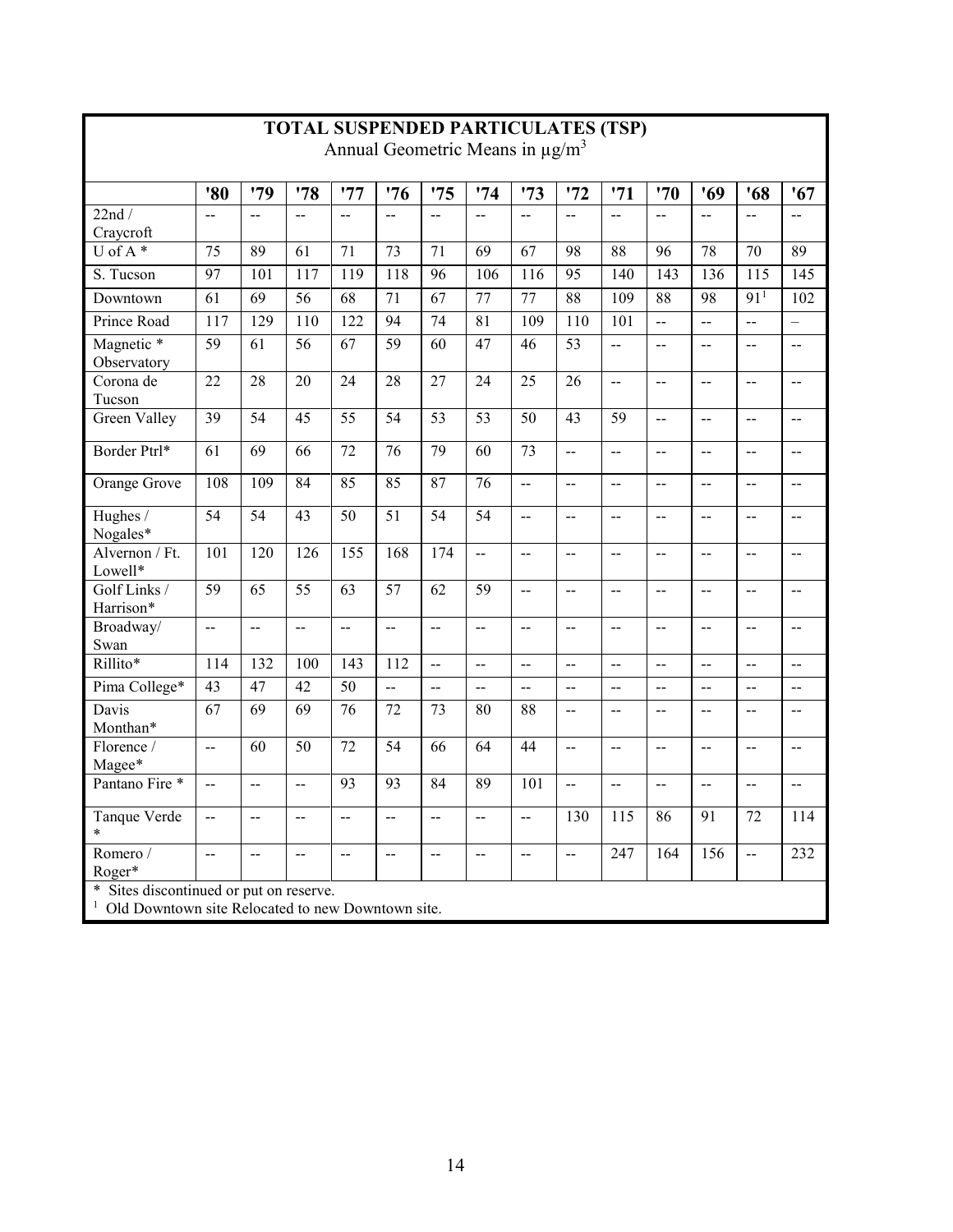**TOTAL SUSPENDED PARTICULATES (TSP)**
Annual Geometric Means in $\mu g/m^3$

| | '80 | '79 | '78 | '77 | '76 | '75 | '74 | '73 | '72 | '71 | '70 | '69 | '68 | '67 |
|---|---|---|---|---|---|---|---|---|---|---|---|---|---|---|
| 22nd / Craycroft | -- | -- | -- | -- | -- | -- | -- | -- | -- | -- | -- | -- | -- | -- |
| U of A * | 75 | 89 | 61 | 71 | 73 | 71 | 69 | 67 | 98 | 88 | 96 | 78 | 70 | 89 |
| S. Tucson | 97 | 101 | 117 | 119 | 118 | 96 | 106 | 116 | 95 | 140 | 143 | 136 | 115 | 145 |
| Downtown | 61 | 69 | 56 | 68 | 71 | 67 | 77 | 77 | 88 | 109 | 88 | 98 | 91[1] | 102 |
| Prince Road | 117 | 129 | 110 | 122 | 94 | 74 | 81 | 109 | 110 | 101 | -- | -- | -- | – |
| Magnetic * Observatory | 59 | 61 | 56 | 67 | 59 | 60 | 47 | 46 | 53 | -- | -- | -- | -- | -- |
| Corona de Tucson | 22 | 28 | 20 | 24 | 28 | 27 | 24 | 25 | 26 | -- | -- | -- | -- | -- |
| Green Valley | 39 | 54 | 45 | 55 | 54 | 53 | 53 | 50 | 43 | 59 | -- | -- | -- | -- |
| Border Ptrl* | 61 | 69 | 66 | 72 | 76 | 79 | 60 | 73 | -- | -- | -- | -- | -- | -- |
| Orange Grove | 108 | 109 | 84 | 85 | 85 | 87 | 76 | -- | -- | -- | -- | -- | -- | -- |
| Hughes / Nogales* | 54 | 54 | 43 | 50 | 51 | 54 | 54 | -- | -- | -- | -- | -- | -- | -- |
| Alvernon / Ft. Lowell* | 101 | 120 | 126 | 155 | 168 | 174 | -- | -- | -- | -- | -- | -- | -- | -- |
| Golf Links / Harrison* | 59 | 65 | 55 | 63 | 57 | 62 | 59 | -- | -- | -- | -- | -- | -- | -- |
| Broadway/ Swan | -- | -- | -- | -- | -- | -- | -- | -- | -- | -- | -- | -- | -- | -- |
| Rillito* | 114 | 132 | 100 | 143 | 112 | -- | -- | -- | -- | -- | -- | -- | -- | -- |
| Pima College* | 43 | 47 | 42 | 50 | -- | -- | -- | -- | -- | -- | -- | -- | -- | -- |
| Davis Monthan* | 67 | 69 | 69 | 76 | 72 | 73 | 80 | 88 | -- | -- | -- | -- | -- | -- |
| Florence / Magee* | -- | 60 | 50 | 72 | 54 | 66 | 64 | 44 | -- | -- | -- | -- | -- | -- |
| Pantano Fire * | -- | -- | -- | 93 | 93 | 84 | 89 | 101 | -- | -- | -- | -- | -- | -- |
| Tanque Verde * | -- | -- | -- | -- | -- | -- | -- | -- | 130 | 115 | 86 | 91 | 72 | 114 |
| Romero / Roger* | -- | -- | -- | -- | -- | -- | -- | -- | -- | 247 | 164 | 156 | -- | 232 |

\* Sites discontinued or put on reserve.
[1] Old Downtown site Relocated to new Downtown site.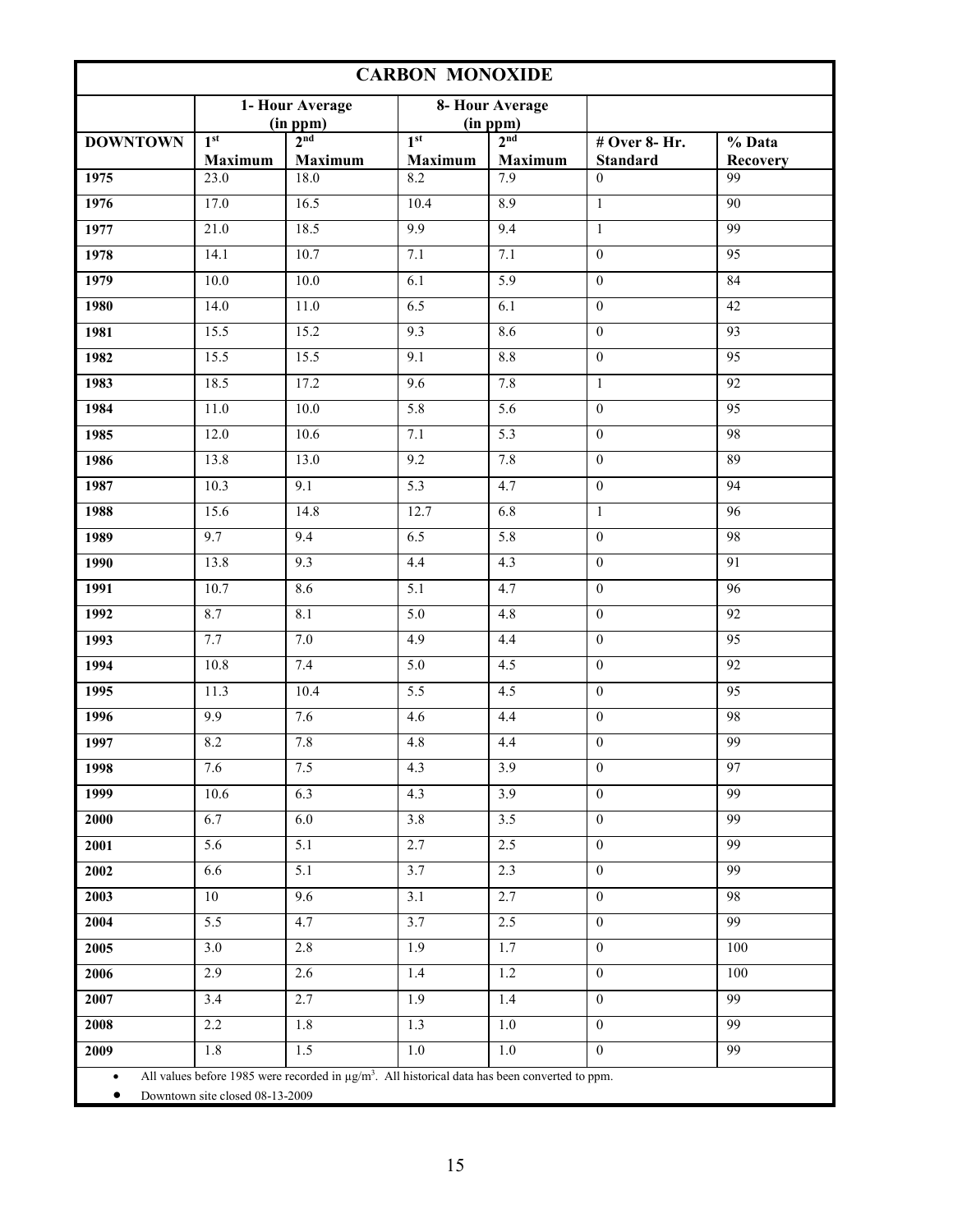| CARBON MONOXIDE | | | | | | |
|---|---|---|---|---|---|---|
| | 1- Hour Average (in ppm) | | 8- Hour Average (in ppm) | | | |
| **DOWNTOWN** | 1st Maximum | 2nd Maximum | 1st Maximum | 2nd Maximum | # Over 8- Hr. Standard | % Data Recovery |
| **1975** | 23.0 | 18.0 | 8.2 | 7.9 | 0 | 99 |
| **1976** | 17.0 | 16.5 | 10.4 | 8.9 | 1 | 90 |
| **1977** | 21.0 | 18.5 | 9.9 | 9.4 | 1 | 99 |
| **1978** | 14.1 | 10.7 | 7.1 | 7.1 | 0 | 95 |
| **1979** | 10.0 | 10.0 | 6.1 | 5.9 | 0 | 84 |
| **1980** | 14.0 | 11.0 | 6.5 | 6.1 | 0 | 42 |
| **1981** | 15.5 | 15.2 | 9.3 | 8.6 | 0 | 93 |
| **1982** | 15.5 | 15.5 | 9.1 | 8.8 | 0 | 95 |
| **1983** | 18.5 | 17.2 | 9.6 | 7.8 | 1 | 92 |
| **1984** | 11.0 | 10.0 | 5.8 | 5.6 | 0 | 95 |
| **1985** | 12.0 | 10.6 | 7.1 | 5.3 | 0 | 98 |
| **1986** | 13.8 | 13.0 | 9.2 | 7.8 | 0 | 89 |
| **1987** | 10.3 | 9.1 | 5.3 | 4.7 | 0 | 94 |
| **1988** | 15.6 | 14.8 | 12.7 | 6.8 | 1 | 96 |
| **1989** | 9.7 | 9.4 | 6.5 | 5.8 | 0 | 98 |
| **1990** | 13.8 | 9.3 | 4.4 | 4.3 | 0 | 91 |
| **1991** | 10.7 | 8.6 | 5.1 | 4.7 | 0 | 96 |
| **1992** | 8.7 | 8.1 | 5.0 | 4.8 | 0 | 92 |
| **1993** | 7.7 | 7.0 | 4.9 | 4.4 | 0 | 95 |
| **1994** | 10.8 | 7.4 | 5.0 | 4.5 | 0 | 92 |
| **1995** | 11.3 | 10.4 | 5.5 | 4.5 | 0 | 95 |
| **1996** | 9.9 | 7.6 | 4.6 | 4.4 | 0 | 98 |
| **1997** | 8.2 | 7.8 | 4.8 | 4.4 | 0 | 99 |
| **1998** | 7.6 | 7.5 | 4.3 | 3.9 | 0 | 97 |
| **1999** | 10.6 | 6.3 | 4.3 | 3.9 | 0 | 99 |
| **2000** | 6.7 | 6.0 | 3.8 | 3.5 | 0 | 99 |
| **2001** | 5.6 | 5.1 | 2.7 | 2.5 | 0 | 99 |
| **2002** | 6.6 | 5.1 | 3.7 | 2.3 | 0 | 99 |
| **2003** | 10 | 9.6 | 3.1 | 2.7 | 0 | 98 |
| **2004** | 5.5 | 4.7 | 3.7 | 2.5 | 0 | 99 |
| **2005** | 3.0 | 2.8 | 1.9 | 1.7 | 0 | 100 |
| **2006** | 2.9 | 2.6 | 1.4 | 1.2 | 0 | 100 |
| **2007** | 3.4 | 2.7 | 1.9 | 1.4 | 0 | 99 |
| **2008** | 2.2 | 1.8 | 1.3 | 1.0 | 0 | 99 |
| **2009** | 1.8 | 1.5 | 1.0 | 1.0 | 0 | 99 |

- All values before 1985 were recorded in $\mu g/m^3$. All historical data has been converted to ppm.
- Downtown site closed 08-13-2009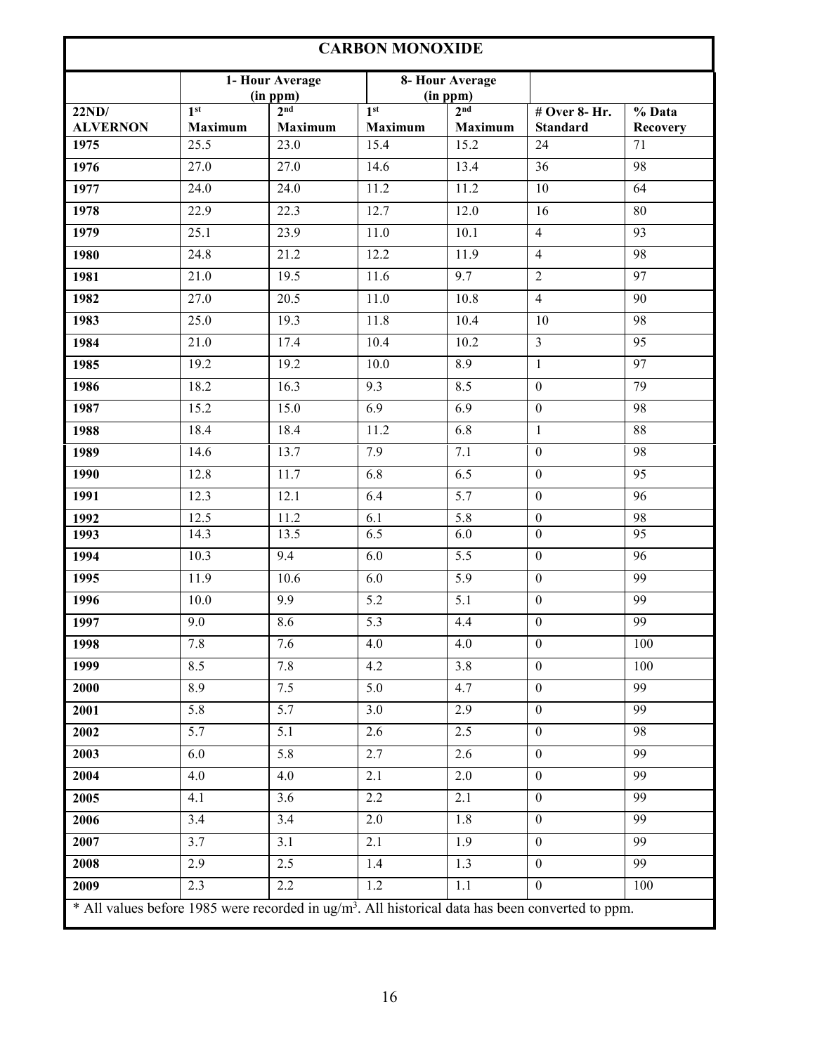| CARBON MONOXIDE | | | | | | |
|---|---|---|---|---|---|---|
| | 1- Hour Average (in ppm) | | 8- Hour Average (in ppm) | | | |
| 22ND/ ALVERNON | 1st Maximum | 2nd Maximum | 1st Maximum | 2nd Maximum | # Over 8- Hr. Standard | % Data Recovery |
| 1975 | 25.5 | 23.0 | 15.4 | 15.2 | 24 | 71 |
| 1976 | 27.0 | 27.0 | 14.6 | 13.4 | 36 | 98 |
| 1977 | 24.0 | 24.0 | 11.2 | 11.2 | 10 | 64 |
| 1978 | 22.9 | 22.3 | 12.7 | 12.0 | 16 | 80 |
| 1979 | 25.1 | 23.9 | 11.0 | 10.1 | 4 | 93 |
| 1980 | 24.8 | 21.2 | 12.2 | 11.9 | 4 | 98 |
| 1981 | 21.0 | 19.5 | 11.6 | 9.7 | 2 | 97 |
| 1982 | 27.0 | 20.5 | 11.0 | 10.8 | 4 | 90 |
| 1983 | 25.0 | 19.3 | 11.8 | 10.4 | 10 | 98 |
| 1984 | 21.0 | 17.4 | 10.4 | 10.2 | 3 | 95 |
| 1985 | 19.2 | 19.2 | 10.0 | 8.9 | 1 | 97 |
| 1986 | 18.2 | 16.3 | 9.3 | 8.5 | 0 | 79 |
| 1987 | 15.2 | 15.0 | 6.9 | 6.9 | 0 | 98 |
| 1988 | 18.4 | 18.4 | 11.2 | 6.8 | 1 | 88 |
| 1989 | 14.6 | 13.7 | 7.9 | 7.1 | 0 | 98 |
| 1990 | 12.8 | 11.7 | 6.8 | 6.5 | 0 | 95 |
| 1991 | 12.3 | 12.1 | 6.4 | 5.7 | 0 | 96 |
| 1992 | 12.5 | 11.2 | 6.1 | 5.8 | 0 | 98 |
| 1993 | 14.3 | 13.5 | 6.5 | 6.0 | 0 | 95 |
| 1994 | 10.3 | 9.4 | 6.0 | 5.5 | 0 | 96 |
| 1995 | 11.9 | 10.6 | 6.0 | 5.9 | 0 | 99 |
| 1996 | 10.0 | 9.9 | 5.2 | 5.1 | 0 | 99 |
| 1997 | 9.0 | 8.6 | 5.3 | 4.4 | 0 | 99 |
| 1998 | 7.8 | 7.6 | 4.0 | 4.0 | 0 | 100 |
| 1999 | 8.5 | 7.8 | 4.2 | 3.8 | 0 | 100 |
| 2000 | 8.9 | 7.5 | 5.0 | 4.7 | 0 | 99 |
| 2001 | 5.8 | 5.7 | 3.0 | 2.9 | 0 | 99 |
| 2002 | 5.7 | 5.1 | 2.6 | 2.5 | 0 | 98 |
| 2003 | 6.0 | 5.8 | 2.7 | 2.6 | 0 | 99 |
| 2004 | 4.0 | 4.0 | 2.1 | 2.0 | 0 | 99 |
| 2005 | 4.1 | 3.6 | 2.2 | 2.1 | 0 | 99 |
| 2006 | 3.4 | 3.4 | 2.0 | 1.8 | 0 | 99 |
| 2007 | 3.7 | 3.1 | 2.1 | 1.9 | 0 | 99 |
| 2008 | 2.9 | 2.5 | 1.4 | 1.3 | 0 | 99 |
| 2009 | 2.3 | 2.2 | 1.2 | 1.1 | 0 | 100 |

* All values before 1985 were recorded in $ug/m^3$. All historical data has been converted to ppm.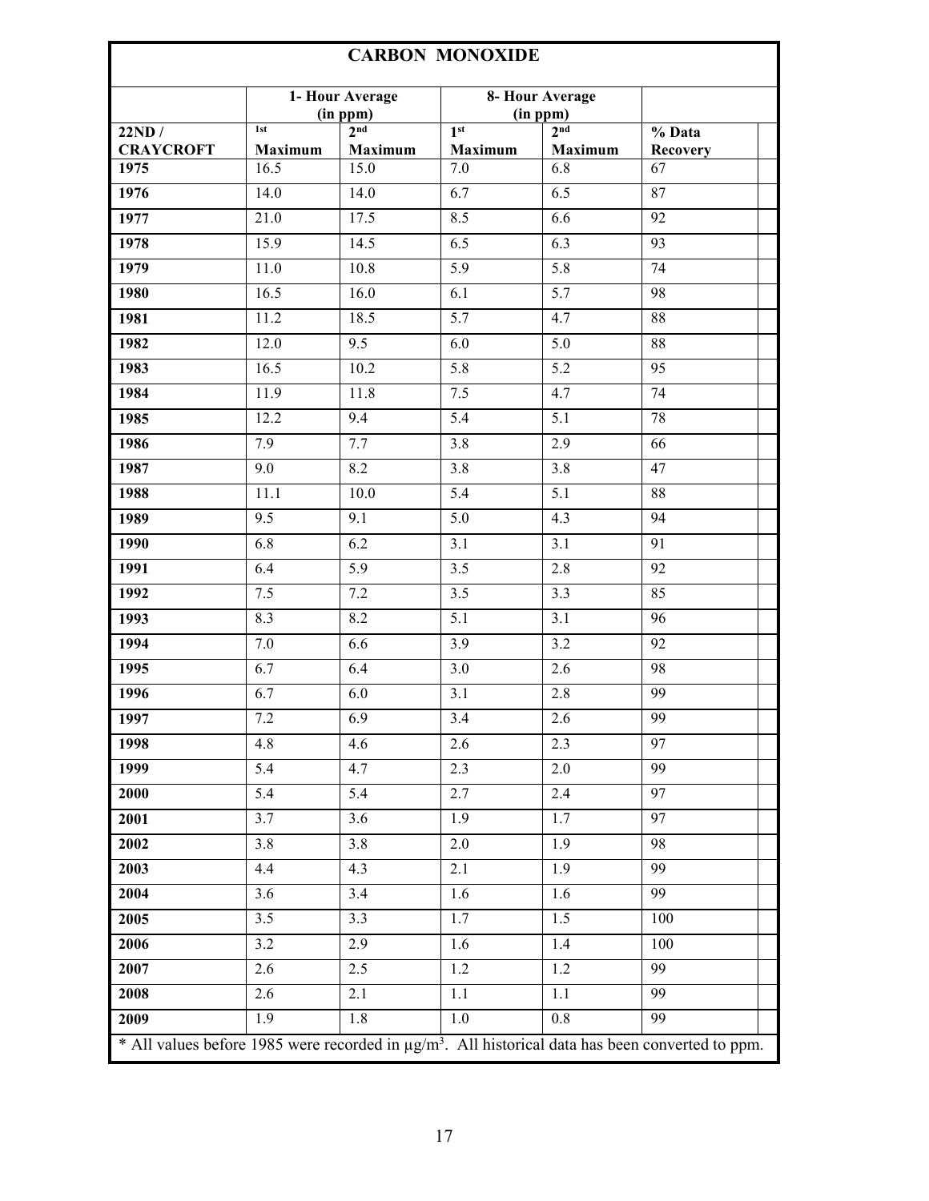# CARBON MONOXIDE

| | 1- Hour Average (in ppm) | | 8- Hour Average (in ppm) | | |
|---|---|---|---|---|---|
| 22ND / CRAYCROFT | 1st Maximum | 2nd Maximum | 1st Maximum | 2nd Maximum | % Data Recovery |
| 1975 | 16.5 | 15.0 | 7.0 | 6.8 | 67 |
| 1976 | 14.0 | 14.0 | 6.7 | 6.5 | 87 |
| 1977 | 21.0 | 17.5 | 8.5 | 6.6 | 92 |
| 1978 | 15.9 | 14.5 | 6.5 | 6.3 | 93 |
| 1979 | 11.0 | 10.8 | 5.9 | 5.8 | 74 |
| 1980 | 16.5 | 16.0 | 6.1 | 5.7 | 98 |
| 1981 | 11.2 | 18.5 | 5.7 | 4.7 | 88 |
| 1982 | 12.0 | 9.5 | 6.0 | 5.0 | 88 |
| 1983 | 16.5 | 10.2 | 5.8 | 5.2 | 95 |
| 1984 | 11.9 | 11.8 | 7.5 | 4.7 | 74 |
| 1985 | 12.2 | 9.4 | 5.4 | 5.1 | 78 |
| 1986 | 7.9 | 7.7 | 3.8 | 2.9 | 66 |
| 1987 | 9.0 | 8.2 | 3.8 | 3.8 | 47 |
| 1988 | 11.1 | 10.0 | 5.4 | 5.1 | 88 |
| 1989 | 9.5 | 9.1 | 5.0 | 4.3 | 94 |
| 1990 | 6.8 | 6.2 | 3.1 | 3.1 | 91 |
| 1991 | 6.4 | 5.9 | 3.5 | 2.8 | 92 |
| 1992 | 7.5 | 7.2 | 3.5 | 3.3 | 85 |
| 1993 | 8.3 | 8.2 | 5.1 | 3.1 | 96 |
| 1994 | 7.0 | 6.6 | 3.9 | 3.2 | 92 |
| 1995 | 6.7 | 6.4 | 3.0 | 2.6 | 98 |
| 1996 | 6.7 | 6.0 | 3.1 | 2.8 | 99 |
| 1997 | 7.2 | 6.9 | 3.4 | 2.6 | 99 |
| 1998 | 4.8 | 4.6 | 2.6 | 2.3 | 97 |
| 1999 | 5.4 | 4.7 | 2.3 | 2.0 | 99 |
| 2000 | 5.4 | 5.4 | 2.7 | 2.4 | 97 |
| 2001 | 3.7 | 3.6 | 1.9 | 1.7 | 97 |
| 2002 | 3.8 | 3.8 | 2.0 | 1.9 | 98 |
| 2003 | 4.4 | 4.3 | 2.1 | 1.9 | 99 |
| 2004 | 3.6 | 3.4 | 1.6 | 1.6 | 99 |
| 2005 | 3.5 | 3.3 | 1.7 | 1.5 | 100 |
| 2006 | 3.2 | 2.9 | 1.6 | 1.4 | 100 |
| 2007 | 2.6 | 2.5 | 1.2 | 1.2 | 99 |
| 2008 | 2.6 | 2.1 | 1.1 | 1.1 | 99 |
| 2009 | 1.9 | 1.8 | 1.0 | 0.8 | 99 |

* All values before 1985 were recorded in $\mu g/m^3$. All historical data has been converted to ppm.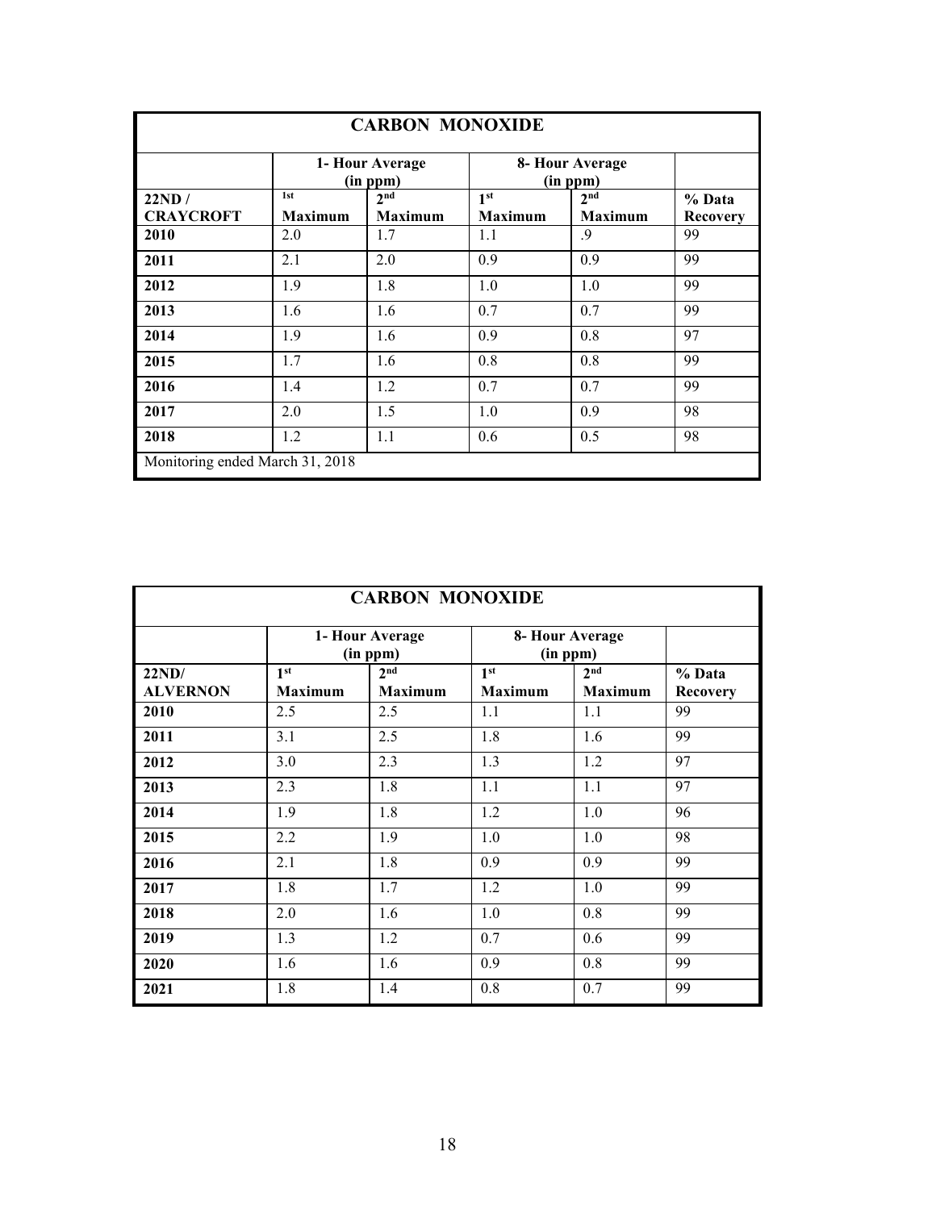| CARBON MONOXIDE | | | | | |
|---|---|---|---|---|---|
| | 1- Hour Average (in ppm) | | 8- Hour Average (in ppm) | | |
| 22ND / CRAYCROFT | 1st Maximum | 2nd Maximum | 1st Maximum | 2nd Maximum | % Data Recovery |
| 2010 | 2.0 | 1.7 | 1.1 | .9 | 99 |
| 2011 | 2.1 | 2.0 | 0.9 | 0.9 | 99 |
| 2012 | 1.9 | 1.8 | 1.0 | 1.0 | 99 |
| 2013 | 1.6 | 1.6 | 0.7 | 0.7 | 99 |
| 2014 | 1.9 | 1.6 | 0.9 | 0.8 | 97 |
| 2015 | 1.7 | 1.6 | 0.8 | 0.8 | 99 |
| 2016 | 1.4 | 1.2 | 0.7 | 0.7 | 99 |
| 2017 | 2.0 | 1.5 | 1.0 | 0.9 | 98 |
| 2018 | 1.2 | 1.1 | 0.6 | 0.5 | 98 |
| Monitoring ended March 31, 2018 | | | | | |

| CARBON MONOXIDE | | | | | |
|---|---|---|---|---|---|
| | 1- Hour Average (in ppm) | | 8- Hour Average (in ppm) | | |
| 22ND/ ALVERNON | 1st Maximum | 2nd Maximum | 1st Maximum | 2nd Maximum | % Data Recovery |
| 2010 | 2.5 | 2.5 | 1.1 | 1.1 | 99 |
| 2011 | 3.1 | 2.5 | 1.8 | 1.6 | 99 |
| 2012 | 3.0 | 2.3 | 1.3 | 1.2 | 97 |
| 2013 | 2.3 | 1.8 | 1.1 | 1.1 | 97 |
| 2014 | 1.9 | 1.8 | 1.2 | 1.0 | 96 |
| 2015 | 2.2 | 1.9 | 1.0 | 1.0 | 98 |
| 2016 | 2.1 | 1.8 | 0.9 | 0.9 | 99 |
| 2017 | 1.8 | 1.7 | 1.2 | 1.0 | 99 |
| 2018 | 2.0 | 1.6 | 1.0 | 0.8 | 99 |
| 2019 | 1.3 | 1.2 | 0.7 | 0.6 | 99 |
| 2020 | 1.6 | 1.6 | 0.9 | 0.8 | 99 |
| 2021 | 1.8 | 1.4 | 0.8 | 0.7 | 99 |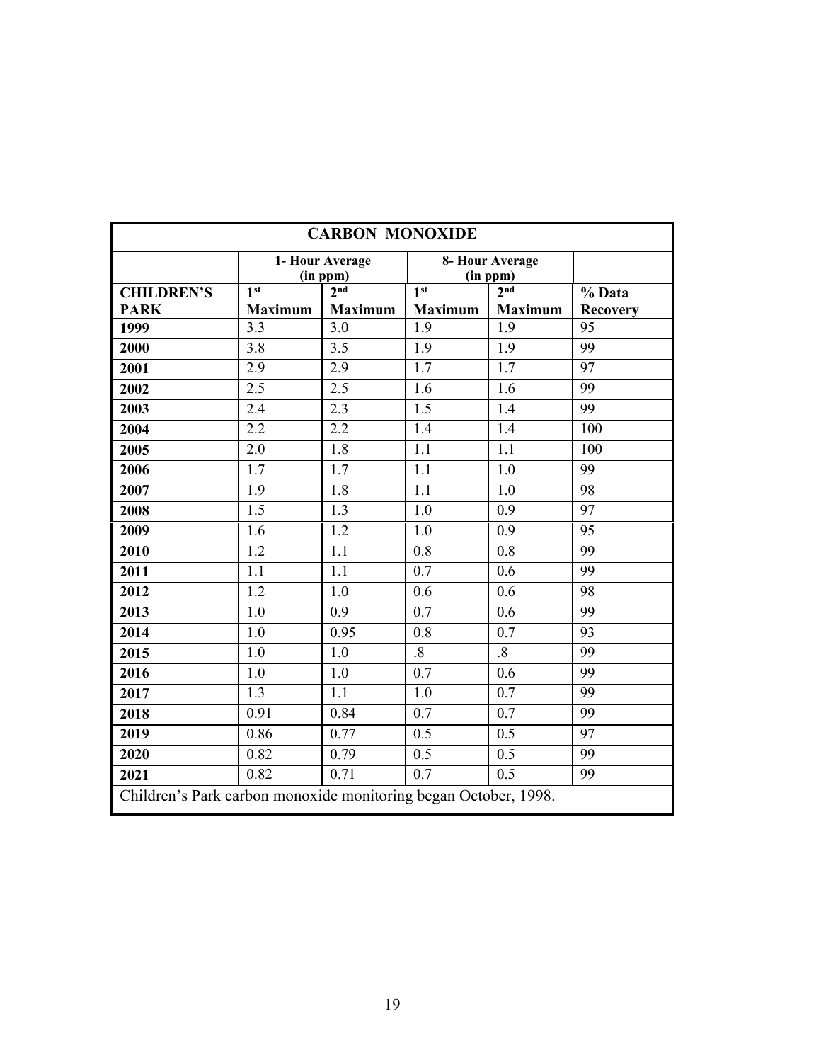| CARBON MONOXIDE | | | | | |
|---|---|---|---|---|---|
| | 1- Hour Average (in ppm) | | 8- Hour Average (in ppm) | | |
| **CHILDREN'S PARK** | **1st Maximum** | **2nd Maximum** | **1st Maximum** | **2nd Maximum** | **% Data Recovery** |
| **1999** | 3.3 | 3.0 | 1.9 | 1.9 | 95 |
| **2000** | 3.8 | 3.5 | 1.9 | 1.9 | 99 |
| **2001** | 2.9 | 2.9 | 1.7 | 1.7 | 97 |
| **2002** | 2.5 | 2.5 | 1.6 | 1.6 | 99 |
| **2003** | 2.4 | 2.3 | 1.5 | 1.4 | 99 |
| **2004** | 2.2 | 2.2 | 1.4 | 1.4 | 100 |
| **2005** | 2.0 | 1.8 | 1.1 | 1.1 | 100 |
| **2006** | 1.7 | 1.7 | 1.1 | 1.0 | 99 |
| **2007** | 1.9 | 1.8 | 1.1 | 1.0 | 98 |
| **2008** | 1.5 | 1.3 | 1.0 | 0.9 | 97 |
| **2009** | 1.6 | 1.2 | 1.0 | 0.9 | 95 |
| **2010** | 1.2 | 1.1 | 0.8 | 0.8 | 99 |
| **2011** | 1.1 | 1.1 | 0.7 | 0.6 | 99 |
| **2012** | 1.2 | 1.0 | 0.6 | 0.6 | 98 |
| **2013** | 1.0 | 0.9 | 0.7 | 0.6 | 99 |
| **2014** | 1.0 | 0.95 | 0.8 | 0.7 | 93 |
| **2015** | 1.0 | 1.0 | .8 | .8 | 99 |
| **2016** | 1.0 | 1.0 | 0.7 | 0.6 | 99 |
| **2017** | 1.3 | 1.1 | 1.0 | 0.7 | 99 |
| **2018** | 0.91 | 0.84 | 0.7 | 0.7 | 99 |
| **2019** | 0.86 | 0.77 | 0.5 | 0.5 | 97 |
| **2020** | 0.82 | 0.79 | 0.5 | 0.5 | 99 |
| **2021** | 0.82 | 0.71 | 0.7 | 0.5 | 99 |
| Children's Park carbon monoxide monitoring began October, 1998. | | | | | |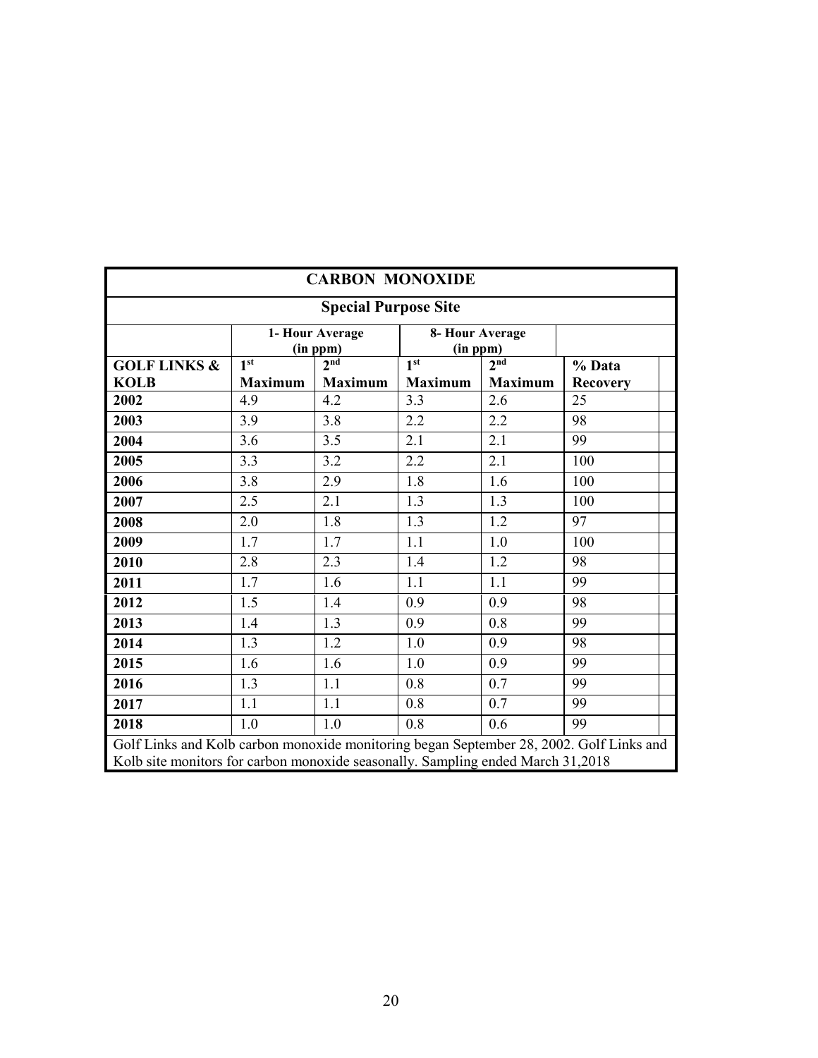| CARBON MONOXIDE | | | | | |
|---|---|---|---|---|---|
| **Special Purpose Site** | | | | | |
| | **1- Hour Average (in ppm)** | | **8- Hour Average (in ppm)** | | |
| **GOLF LINKS & KOLB** | **1st Maximum** | **2nd Maximum** | **1st Maximum** | **2nd Maximum** | **% Data Recovery** |
| **2002** | 4.9 | 4.2 | 3.3 | 2.6 | 25 |
| **2003** | 3.9 | 3.8 | 2.2 | 2.2 | 98 |
| **2004** | 3.6 | 3.5 | 2.1 | 2.1 | 99 |
| **2005** | 3.3 | 3.2 | 2.2 | 2.1 | 100 |
| **2006** | 3.8 | 2.9 | 1.8 | 1.6 | 100 |
| **2007** | 2.5 | 2.1 | 1.3 | 1.3 | 100 |
| **2008** | 2.0 | 1.8 | 1.3 | 1.2 | 97 |
| **2009** | 1.7 | 1.7 | 1.1 | 1.0 | 100 |
| **2010** | 2.8 | 2.3 | 1.4 | 1.2 | 98 |
| **2011** | 1.7 | 1.6 | 1.1 | 1.1 | 99 |
| **2012** | 1.5 | 1.4 | 0.9 | 0.9 | 98 |
| **2013** | 1.4 | 1.3 | 0.9 | 0.8 | 99 |
| **2014** | 1.3 | 1.2 | 1.0 | 0.9 | 98 |
| **2015** | 1.6 | 1.6 | 1.0 | 0.9 | 99 |
| **2016** | 1.3 | 1.1 | 0.8 | 0.7 | 99 |
| **2017** | 1.1 | 1.1 | 0.8 | 0.7 | 99 |
| **2018** | 1.0 | 1.0 | 0.8 | 0.6 | 99 |
| Golf Links and Kolb carbon monoxide monitoring began September 28, 2002. Golf Links and Kolb site monitors for carbon monoxide seasonally. Sampling ended March 31,2018 | | | | | |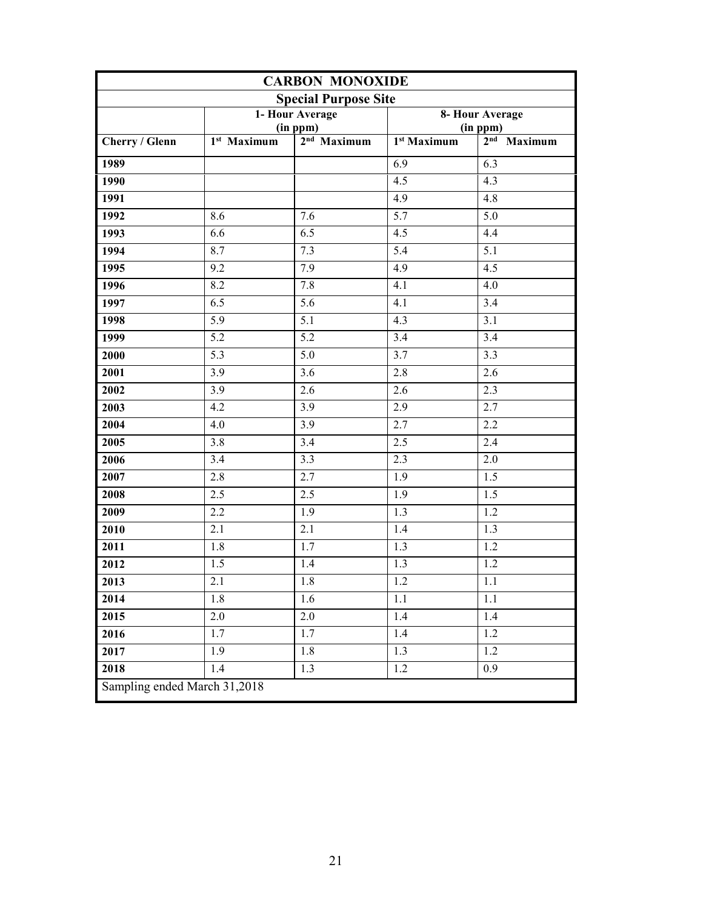| CARBON MONOXIDE | | | | |
|---|---|---|---|---|
| Special Purpose Site | | | | |
| | 1- Hour Average (in ppm) | | 8- Hour Average (in ppm) | |
| Cherry / Glenn | 1st Maximum | 2nd Maximum | 1st Maximum | 2nd Maximum |
| 1989 | | | 6.9 | 6.3 |
| 1990 | | | 4.5 | 4.3 |
| 1991 | | | 4.9 | 4.8 |
| 1992 | 8.6 | 7.6 | 5.7 | 5.0 |
| 1993 | 6.6 | 6.5 | 4.5 | 4.4 |
| 1994 | 8.7 | 7.3 | 5.4 | 5.1 |
| 1995 | 9.2 | 7.9 | 4.9 | 4.5 |
| 1996 | 8.2 | 7.8 | 4.1 | 4.0 |
| 1997 | 6.5 | 5.6 | 4.1 | 3.4 |
| 1998 | 5.9 | 5.1 | 4.3 | 3.1 |
| 1999 | 5.2 | 5.2 | 3.4 | 3.4 |
| 2000 | 5.3 | 5.0 | 3.7 | 3.3 |
| 2001 | 3.9 | 3.6 | 2.8 | 2.6 |
| 2002 | 3.9 | 2.6 | 2.6 | 2.3 |
| 2003 | 4.2 | 3.9 | 2.9 | 2.7 |
| 2004 | 4.0 | 3.9 | 2.7 | 2.2 |
| 2005 | 3.8 | 3.4 | 2.5 | 2.4 |
| 2006 | 3.4 | 3.3 | 2.3 | 2.0 |
| 2007 | 2.8 | 2.7 | 1.9 | 1.5 |
| 2008 | 2.5 | 2.5 | 1.9 | 1.5 |
| 2009 | 2.2 | 1.9 | 1.3 | 1.2 |
| 2010 | 2.1 | 2.1 | 1.4 | 1.3 |
| 2011 | 1.8 | 1.7 | 1.3 | 1.2 |
| 2012 | 1.5 | 1.4 | 1.3 | 1.2 |
| 2013 | 2.1 | 1.8 | 1.2 | 1.1 |
| 2014 | 1.8 | 1.6 | 1.1 | 1.1 |
| 2015 | 2.0 | 2.0 | 1.4 | 1.4 |
| 2016 | 1.7 | 1.7 | 1.4 | 1.2 |
| 2017 | 1.9 | 1.8 | 1.3 | 1.2 |
| 2018 | 1.4 | 1.3 | 1.2 | 0.9 |
| Sampling ended March 31,2018 | | | | |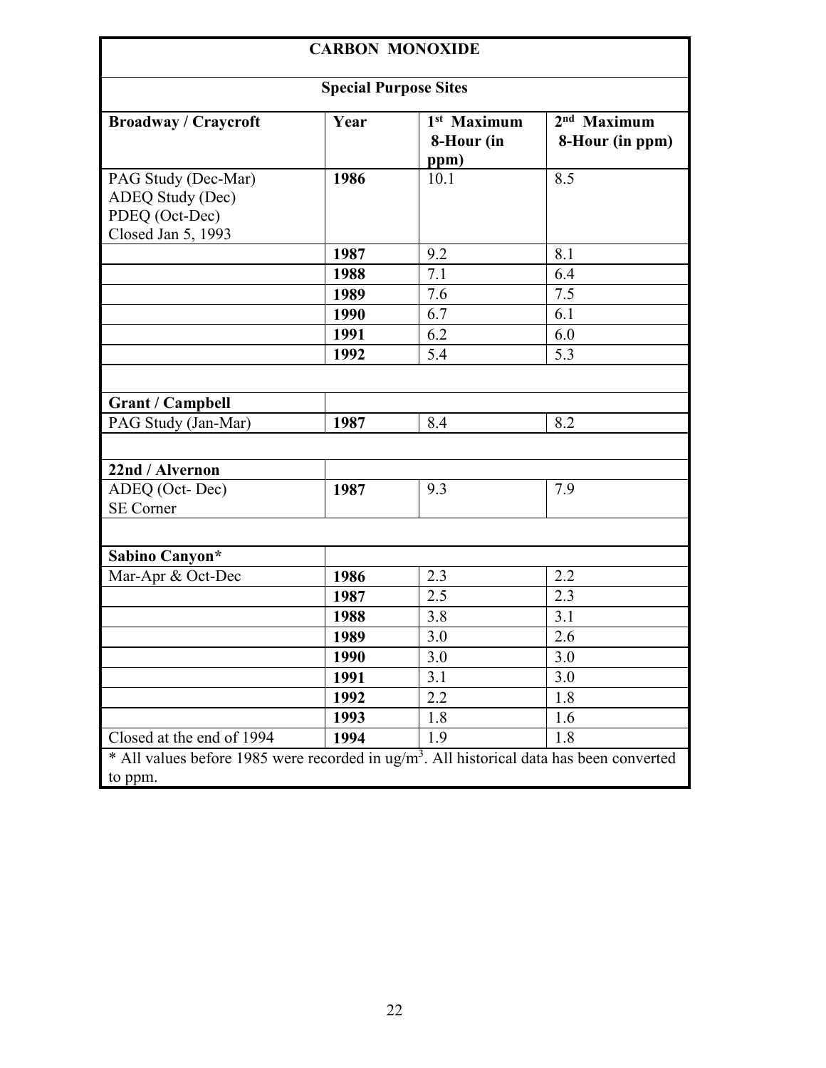| CARBON MONOXIDE | | | |
|---|---|---|---|
| **Special Purpose Sites** | | | |
| **Broadway / Craycroft** | **Year** | **1st Maximum 8-Hour (in ppm)** | **2nd Maximum 8-Hour (in ppm)** |
| PAG Study (Dec-Mar)<br>ADEQ Study (Dec)<br>PDEQ (Oct-Dec)<br>Closed Jan 5, 1993 | **1986** | 10.1 | 8.5 |
| | **1987** | 9.2 | 8.1 |
| | **1988** | 7.1 | 6.4 |
| | **1989** | 7.6 | 7.5 |
| | **1990** | 6.7 | 6.1 |
| | **1991** | 6.2 | 6.0 |
| | **1992** | 5.4 | 5.3 |
| | | | |
| **Grant / Campbell** | | | |
| PAG Study (Jan-Mar) | **1987** | 8.4 | 8.2 |
| | | | |
| **22nd / Alvernon** | | | |
| ADEQ (Oct- Dec)<br>SE Corner | **1987** | 9.3 | 7.9 |
| | | | |
| **Sabino Canyon*** | | | |
| Mar-Apr & Oct-Dec | **1986** | 2.3 | 2.2 |
| | **1987** | 2.5 | 2.3 |
| | **1988** | 3.8 | 3.1 |
| | **1989** | 3.0 | 2.6 |
| | **1990** | 3.0 | 3.0 |
| | **1991** | 3.1 | 3.0 |
| | **1992** | 2.2 | 1.8 |
| | **1993** | 1.8 | 1.6 |
| Closed at the end of 1994 | **1994** | 1.9 | 1.8 |

* All values before 1985 were recorded in $ug/m^3$. All historical data has been converted to ppm.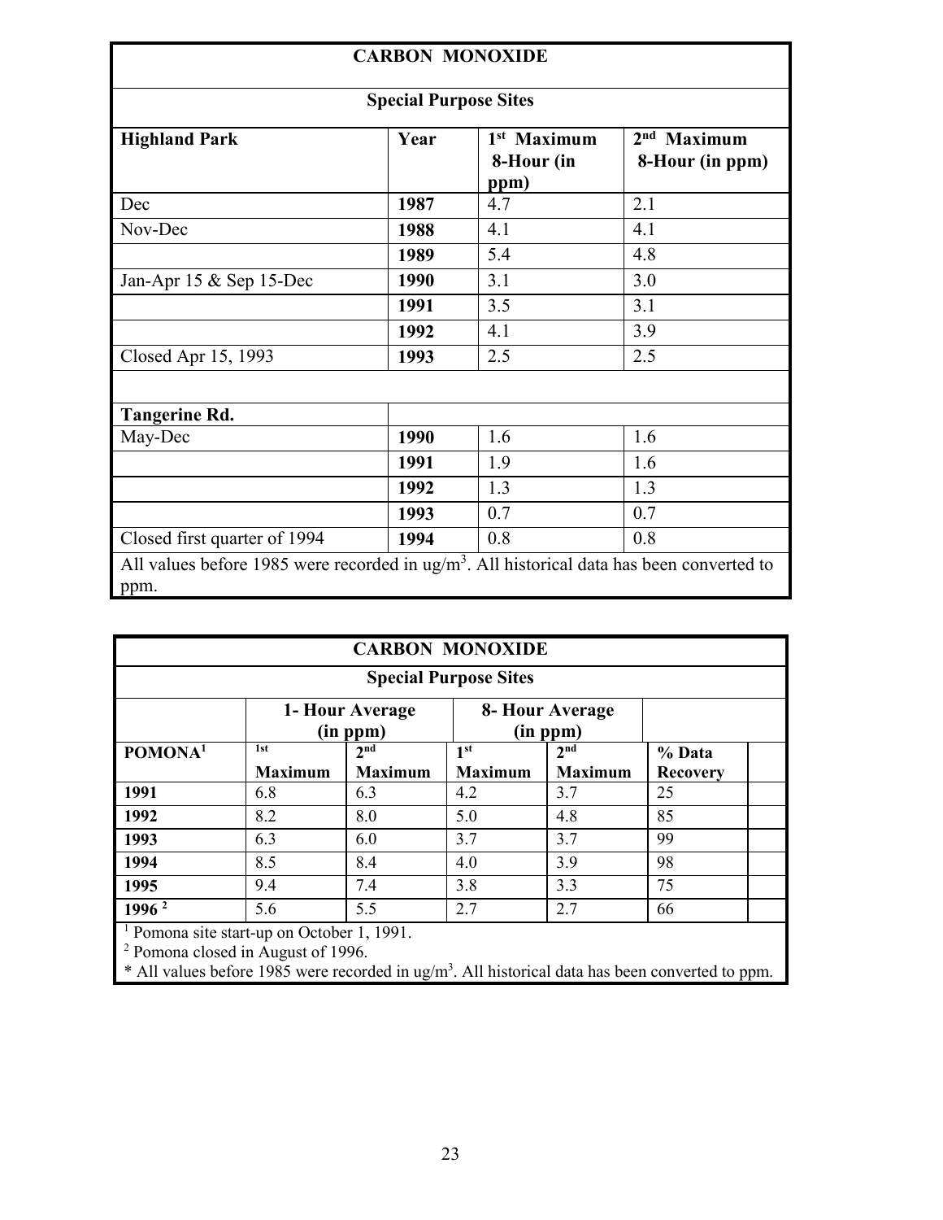| CARBON MONOXIDE | | | |
|---|---|---|---|
| **Special Purpose Sites** | | | |
| **Highland Park** | **Year** | **1st Maximum 8-Hour (in ppm)** | **2nd Maximum 8-Hour (in ppm)** |
| Dec | **1987** | 4.7 | 2.1 |
| Nov-Dec | **1988** | 4.1 | 4.1 |
| | **1989** | 5.4 | 4.8 |
| Jan-Apr 15 & Sep 15-Dec | **1990** | 3.1 | 3.0 |
| | **1991** | 3.5 | 3.1 |
| | **1992** | 4.1 | 3.9 |
| Closed Apr 15, 1993 | **1993** | 2.5 | 2.5 |
| | | | |
| **Tangerine Rd.** | | | |
| May-Dec | **1990** | 1.6 | 1.6 |
| | **1991** | 1.9 | 1.6 |
| | **1992** | 1.3 | 1.3 |
| | **1993** | 0.7 | 0.7 |
| Closed first quarter of 1994 | **1994** | 0.8 | 0.8 |

All values before 1985 were recorded in ug/m$^3$. All historical data has been converted to ppm.

| CARBON MONOXIDE | | | | | |
|---|---|---|---|---|---|
| **Special Purpose Sites** | | | | | |
| | **1- Hour Average (in ppm)** | | **8- Hour Average (in ppm)** | | |
| **POMONA[1]** | **1st Maximum** | **2nd Maximum** | **1st Maximum** | **2nd Maximum** | **% Data Recovery** |
| **1991** | 6.8 | 6.3 | 4.2 | 3.7 | 25 |
| **1992** | 8.2 | 8.0 | 5.0 | 4.8 | 85 |
| **1993** | 6.3 | 6.0 | 3.7 | 3.7 | 99 |
| **1994** | 8.5 | 8.4 | 4.0 | 3.9 | 98 |
| **1995** | 9.4 | 7.4 | 3.8 | 3.3 | 75 |
| **1996 [2]** | 5.6 | 5.5 | 2.7 | 2.7 | 66 |

[1] Pomona site start-up on October 1, 1991.

[2] Pomona closed in August of 1996.

* All values before 1985 were recorded in ug/m$^3$. All historical data has been converted to ppm.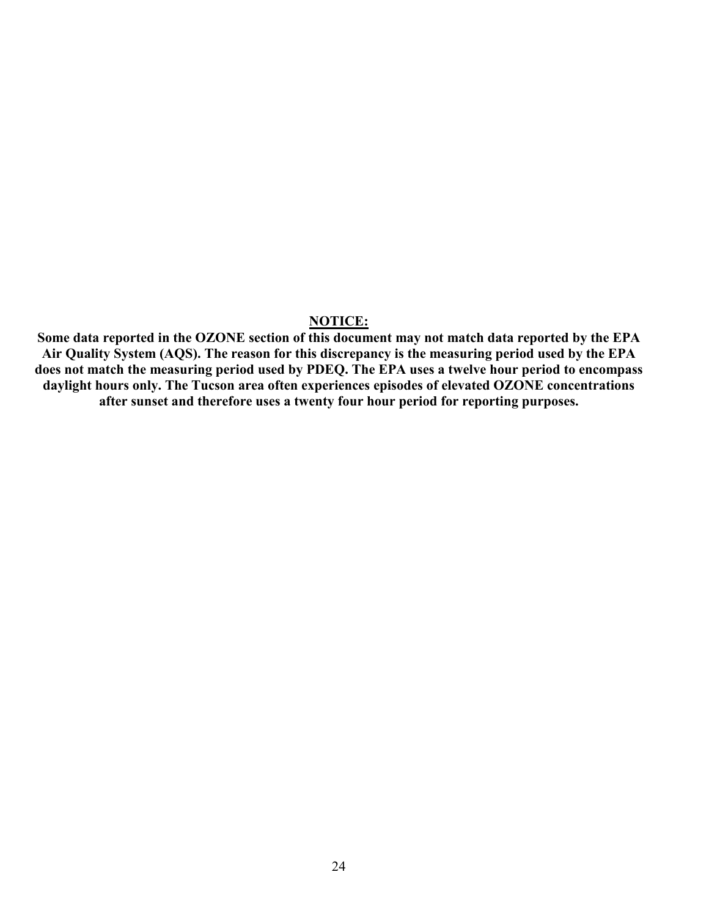**NOTICE:**

**Some data reported in the OZONE section of this document may not match data reported by the EPA Air Quality System (AQS). The reason for this discrepancy is the measuring period used by the EPA does not match the measuring period used by PDEQ. The EPA uses a twelve hour period to encompass daylight hours only. The Tucson area often experiences episodes of elevated OZONE concentrations after sunset and therefore uses a twenty four hour period for reporting purposes.**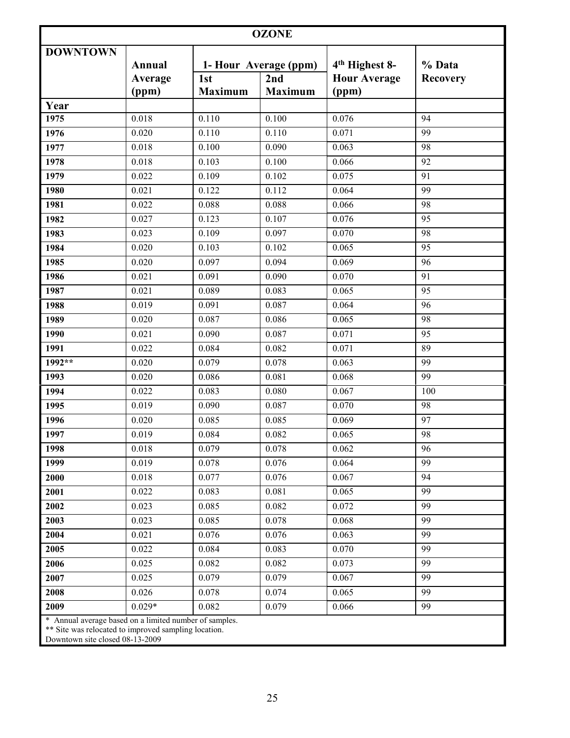| OZONE | | | | | |
|---|---|---|---|---|---|
| DOWNTOWN | Annual Average (ppm) | 1- Hour Average (ppm) | | 4th Highest 8-Hour Average (ppm) | % Data Recovery |
| | | 1st Maximum | 2nd Maximum | | |
| Year | | | | | |
| 1975 | 0.018 | 0.110 | 0.100 | 0.076 | 94 |
| 1976 | 0.020 | 0.110 | 0.110 | 0.071 | 99 |
| 1977 | 0.018 | 0.100 | 0.090 | 0.063 | 98 |
| 1978 | 0.018 | 0.103 | 0.100 | 0.066 | 92 |
| 1979 | 0.022 | 0.109 | 0.102 | 0.075 | 91 |
| 1980 | 0.021 | 0.122 | 0.112 | 0.064 | 99 |
| 1981 | 0.022 | 0.088 | 0.088 | 0.066 | 98 |
| 1982 | 0.027 | 0.123 | 0.107 | 0.076 | 95 |
| 1983 | 0.023 | 0.109 | 0.097 | 0.070 | 98 |
| 1984 | 0.020 | 0.103 | 0.102 | 0.065 | 95 |
| 1985 | 0.020 | 0.097 | 0.094 | 0.069 | 96 |
| 1986 | 0.021 | 0.091 | 0.090 | 0.070 | 91 |
| 1987 | 0.021 | 0.089 | 0.083 | 0.065 | 95 |
| 1988 | 0.019 | 0.091 | 0.087 | 0.064 | 96 |
| 1989 | 0.020 | 0.087 | 0.086 | 0.065 | 98 |
| 1990 | 0.021 | 0.090 | 0.087 | 0.071 | 95 |
| 1991 | 0.022 | 0.084 | 0.082 | 0.071 | 89 |
| 1992** | 0.020 | 0.079 | 0.078 | 0.063 | 99 |
| 1993 | 0.020 | 0.086 | 0.081 | 0.068 | 99 |
| 1994 | 0.022 | 0.083 | 0.080 | 0.067 | 100 |
| 1995 | 0.019 | 0.090 | 0.087 | 0.070 | 98 |
| 1996 | 0.020 | 0.085 | 0.085 | 0.069 | 97 |
| 1997 | 0.019 | 0.084 | 0.082 | 0.065 | 98 |
| 1998 | 0.018 | 0.079 | 0.078 | 0.062 | 96 |
| 1999 | 0.019 | 0.078 | 0.076 | 0.064 | 99 |
| 2000 | 0.018 | 0.077 | 0.076 | 0.067 | 94 |
| 2001 | 0.022 | 0.083 | 0.081 | 0.065 | 99 |
| 2002 | 0.023 | 0.085 | 0.082 | 0.072 | 99 |
| 2003 | 0.023 | 0.085 | 0.078 | 0.068 | 99 |
| 2004 | 0.021 | 0.076 | 0.076 | 0.063 | 99 |
| 2005 | 0.022 | 0.084 | 0.083 | 0.070 | 99 |
| 2006 | 0.025 | 0.082 | 0.082 | 0.073 | 99 |
| 2007 | 0.025 | 0.079 | 0.079 | 0.067 | 99 |
| 2008 | 0.026 | 0.078 | 0.074 | 0.065 | 99 |
| 2009 | 0.029* | 0.082 | 0.079 | 0.066 | 99 |

* Annual average based on a limited number of samples.
** Site was relocated to improved sampling location.
Downtown site closed 08-13-2009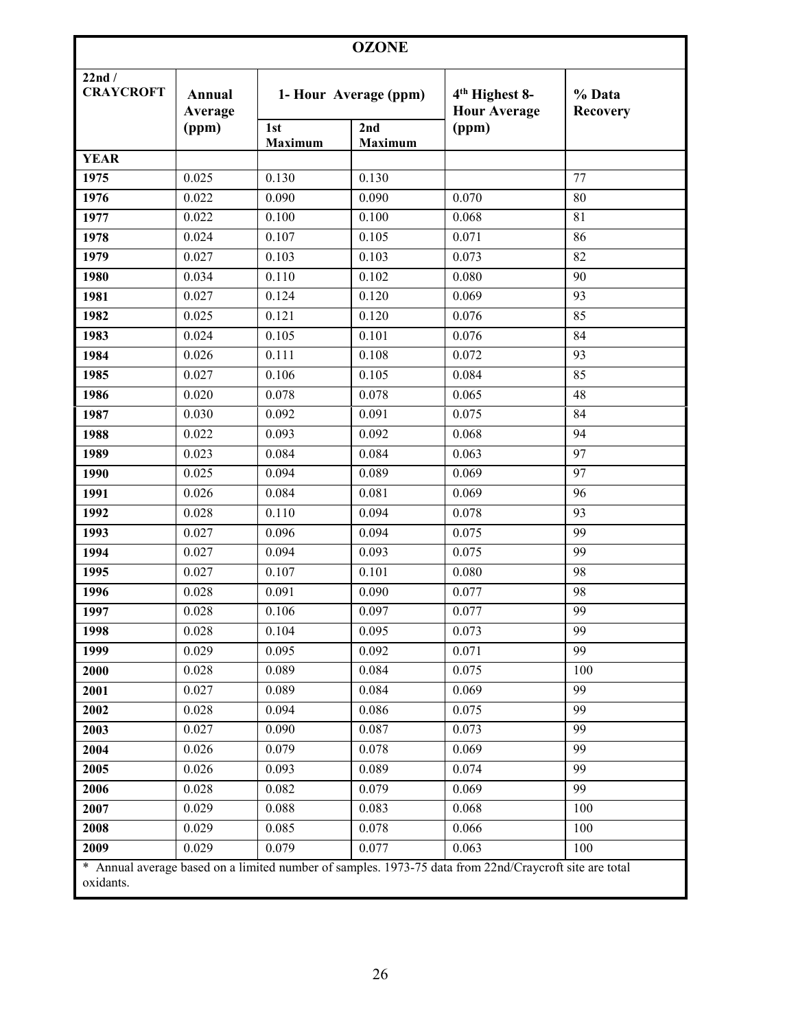| OZONE | | | | | |
|---|---|---|---|---|---|
| 22nd / CRAYCROFT | Annual Average (ppm) | 1- Hour Average (ppm) | | 4th Highest 8-Hour Average (ppm) | % Data Recovery |
| | | 1st Maximum | 2nd Maximum | | |
| **YEAR** | | | | | |
| **1975** | 0.025 | 0.130 | 0.130 | | 77 |
| **1976** | 0.022 | 0.090 | 0.090 | 0.070 | 80 |
| **1977** | 0.022 | 0.100 | 0.100 | 0.068 | 81 |
| **1978** | 0.024 | 0.107 | 0.105 | 0.071 | 86 |
| **1979** | 0.027 | 0.103 | 0.103 | 0.073 | 82 |
| **1980** | 0.034 | 0.110 | 0.102 | 0.080 | 90 |
| **1981** | 0.027 | 0.124 | 0.120 | 0.069 | 93 |
| **1982** | 0.025 | 0.121 | 0.120 | 0.076 | 85 |
| **1983** | 0.024 | 0.105 | 0.101 | 0.076 | 84 |
| **1984** | 0.026 | 0.111 | 0.108 | 0.072 | 93 |
| **1985** | 0.027 | 0.106 | 0.105 | 0.084 | 85 |
| **1986** | 0.020 | 0.078 | 0.078 | 0.065 | 48 |
| **1987** | 0.030 | 0.092 | 0.091 | 0.075 | 84 |
| **1988** | 0.022 | 0.093 | 0.092 | 0.068 | 94 |
| **1989** | 0.023 | 0.084 | 0.084 | 0.063 | 97 |
| **1990** | 0.025 | 0.094 | 0.089 | 0.069 | 97 |
| **1991** | 0.026 | 0.084 | 0.081 | 0.069 | 96 |
| **1992** | 0.028 | 0.110 | 0.094 | 0.078 | 93 |
| **1993** | 0.027 | 0.096 | 0.094 | 0.075 | 99 |
| **1994** | 0.027 | 0.094 | 0.093 | 0.075 | 99 |
| **1995** | 0.027 | 0.107 | 0.101 | 0.080 | 98 |
| **1996** | 0.028 | 0.091 | 0.090 | 0.077 | 98 |
| **1997** | 0.028 | 0.106 | 0.097 | 0.077 | 99 |
| **1998** | 0.028 | 0.104 | 0.095 | 0.073 | 99 |
| **1999** | 0.029 | 0.095 | 0.092 | 0.071 | 99 |
| **2000** | 0.028 | 0.089 | 0.084 | 0.075 | 100 |
| **2001** | 0.027 | 0.089 | 0.084 | 0.069 | 99 |
| **2002** | 0.028 | 0.094 | 0.086 | 0.075 | 99 |
| **2003** | 0.027 | 0.090 | 0.087 | 0.073 | 99 |
| **2004** | 0.026 | 0.079 | 0.078 | 0.069 | 99 |
| **2005** | 0.026 | 0.093 | 0.089 | 0.074 | 99 |
| **2006** | 0.028 | 0.082 | 0.079 | 0.069 | 99 |
| **2007** | 0.029 | 0.088 | 0.083 | 0.068 | 100 |
| **2008** | 0.029 | 0.085 | 0.078 | 0.066 | 100 |
| **2009** | 0.029 | 0.079 | 0.077 | 0.063 | 100 |

* Annual average based on a limited number of samples. 1973-75 data from 22nd/Craycroft site are total oxidants.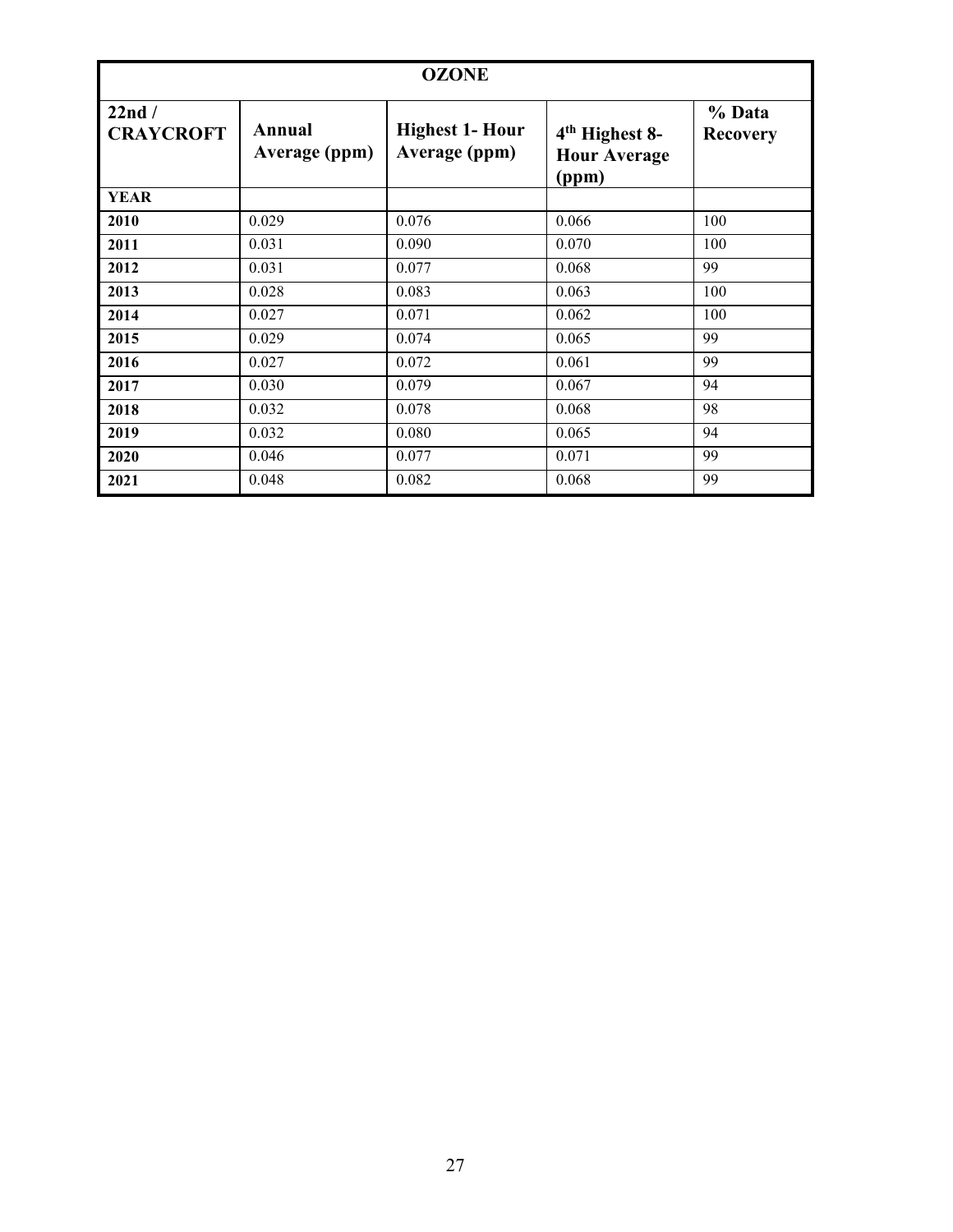| OZONE | | | | |
|---|---|---|---|---|
| **22nd / CRAYCROFT** | **Annual Average (ppm)** | **Highest 1- Hour Average (ppm)** | **4th Highest 8-Hour Average (ppm)** | **% Data Recovery** |
| **YEAR** | | | | |
| **2010** | 0.029 | 0.076 | 0.066 | 100 |
| **2011** | 0.031 | 0.090 | 0.070 | 100 |
| **2012** | 0.031 | 0.077 | 0.068 | 99 |
| **2013** | 0.028 | 0.083 | 0.063 | 100 |
| **2014** | 0.027 | 0.071 | 0.062 | 100 |
| **2015** | 0.029 | 0.074 | 0.065 | 99 |
| **2016** | 0.027 | 0.072 | 0.061 | 99 |
| **2017** | 0.030 | 0.079 | 0.067 | 94 |
| **2018** | 0.032 | 0.078 | 0.068 | 98 |
| **2019** | 0.032 | 0.080 | 0.065 | 94 |
| **2020** | 0.046 | 0.077 | 0.071 | 99 |
| **2021** | 0.048 | 0.082 | 0.068 | 99 |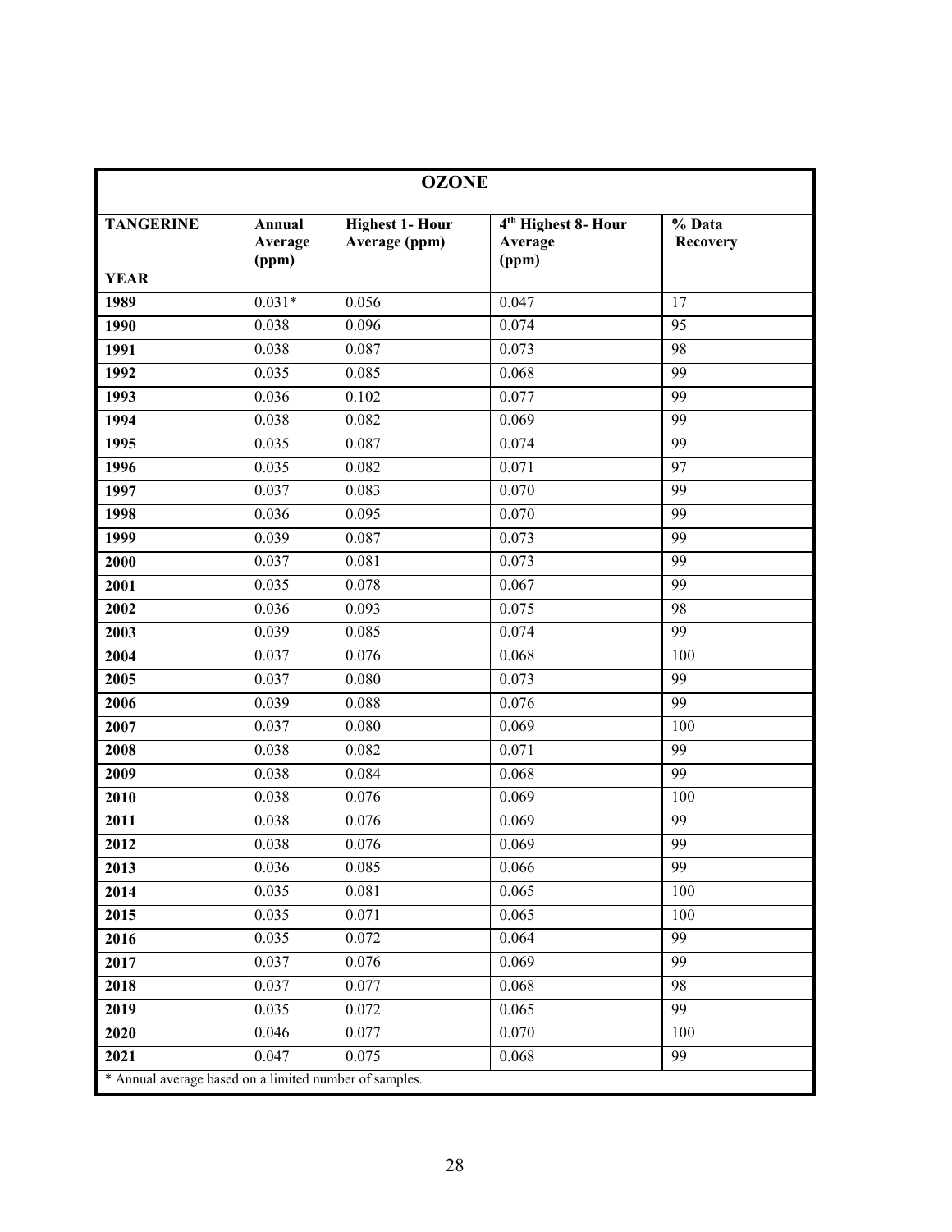| OZONE | | | | |
|---|---|---|---|---|
| **TANGERINE** | **Annual Average (ppm)** | **Highest 1- Hour Average (ppm)** | **4th Highest 8- Hour Average (ppm)** | **% Data Recovery** |
| **YEAR** | | | | |
| **1989** | 0.031* | 0.056 | 0.047 | 17 |
| **1990** | 0.038 | 0.096 | 0.074 | 95 |
| **1991** | 0.038 | 0.087 | 0.073 | 98 |
| **1992** | 0.035 | 0.085 | 0.068 | 99 |
| **1993** | 0.036 | 0.102 | 0.077 | 99 |
| **1994** | 0.038 | 0.082 | 0.069 | 99 |
| **1995** | 0.035 | 0.087 | 0.074 | 99 |
| **1996** | 0.035 | 0.082 | 0.071 | 97 |
| **1997** | 0.037 | 0.083 | 0.070 | 99 |
| **1998** | 0.036 | 0.095 | 0.070 | 99 |
| **1999** | 0.039 | 0.087 | 0.073 | 99 |
| **2000** | 0.037 | 0.081 | 0.073 | 99 |
| **2001** | 0.035 | 0.078 | 0.067 | 99 |
| **2002** | 0.036 | 0.093 | 0.075 | 98 |
| **2003** | 0.039 | 0.085 | 0.074 | 99 |
| **2004** | 0.037 | 0.076 | 0.068 | 100 |
| **2005** | 0.037 | 0.080 | 0.073 | 99 |
| **2006** | 0.039 | 0.088 | 0.076 | 99 |
| **2007** | 0.037 | 0.080 | 0.069 | 100 |
| **2008** | 0.038 | 0.082 | 0.071 | 99 |
| **2009** | 0.038 | 0.084 | 0.068 | 99 |
| **2010** | 0.038 | 0.076 | 0.069 | 100 |
| **2011** | 0.038 | 0.076 | 0.069 | 99 |
| **2012** | 0.038 | 0.076 | 0.069 | 99 |
| **2013** | 0.036 | 0.085 | 0.066 | 99 |
| **2014** | 0.035 | 0.081 | 0.065 | 100 |
| **2015** | 0.035 | 0.071 | 0.065 | 100 |
| **2016** | 0.035 | 0.072 | 0.064 | 99 |
| **2017** | 0.037 | 0.076 | 0.069 | 99 |
| **2018** | 0.037 | 0.077 | 0.068 | 98 |
| **2019** | 0.035 | 0.072 | 0.065 | 99 |
| **2020** | 0.046 | 0.077 | 0.070 | 100 |
| **2021** | 0.047 | 0.075 | 0.068 | 99 |

* Annual average based on a limited number of samples.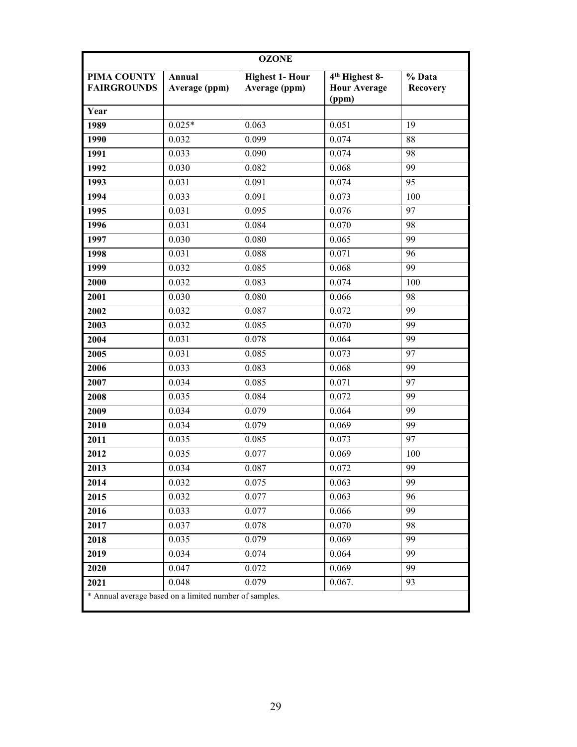| OZONE | | | | |
|---|---|---|---|---|
| **PIMA COUNTY FAIRGROUNDS** | **Annual Average (ppm)** | **Highest 1- Hour Average (ppm)** | **4th Highest 8-Hour Average (ppm)** | **% Data Recovery** |
| **Year** | | | | |
| **1989** | 0.025* | 0.063 | 0.051 | 19 |
| **1990** | 0.032 | 0.099 | 0.074 | 88 |
| **1991** | 0.033 | 0.090 | 0.074 | 98 |
| **1992** | 0.030 | 0.082 | 0.068 | 99 |
| **1993** | 0.031 | 0.091 | 0.074 | 95 |
| **1994** | 0.033 | 0.091 | 0.073 | 100 |
| **1995** | 0.031 | 0.095 | 0.076 | 97 |
| **1996** | 0.031 | 0.084 | 0.070 | 98 |
| **1997** | 0.030 | 0.080 | 0.065 | 99 |
| **1998** | 0.031 | 0.088 | 0.071 | 96 |
| **1999** | 0.032 | 0.085 | 0.068 | 99 |
| **2000** | 0.032 | 0.083 | 0.074 | 100 |
| **2001** | 0.030 | 0.080 | 0.066 | 98 |
| **2002** | 0.032 | 0.087 | 0.072 | 99 |
| **2003** | 0.032 | 0.085 | 0.070 | 99 |
| **2004** | 0.031 | 0.078 | 0.064 | 99 |
| **2005** | 0.031 | 0.085 | 0.073 | 97 |
| **2006** | 0.033 | 0.083 | 0.068 | 99 |
| **2007** | 0.034 | 0.085 | 0.071 | 97 |
| **2008** | 0.035 | 0.084 | 0.072 | 99 |
| **2009** | 0.034 | 0.079 | 0.064 | 99 |
| **2010** | 0.034 | 0.079 | 0.069 | 99 |
| **2011** | 0.035 | 0.085 | 0.073 | 97 |
| **2012** | 0.035 | 0.077 | 0.069 | 100 |
| **2013** | 0.034 | 0.087 | 0.072 | 99 |
| **2014** | 0.032 | 0.075 | 0.063 | 99 |
| **2015** | 0.032 | 0.077 | 0.063 | 96 |
| **2016** | 0.033 | 0.077 | 0.066 | 99 |
| **2017** | 0.037 | 0.078 | 0.070 | 98 |
| **2018** | 0.035 | 0.079 | 0.069 | 99 |
| **2019** | 0.034 | 0.074 | 0.064 | 99 |
| **2020** | 0.047 | 0.072 | 0.069 | 99 |
| **2021** | 0.048 | 0.079 | 0.067. | 93 |

* Annual average based on a limited number of samples.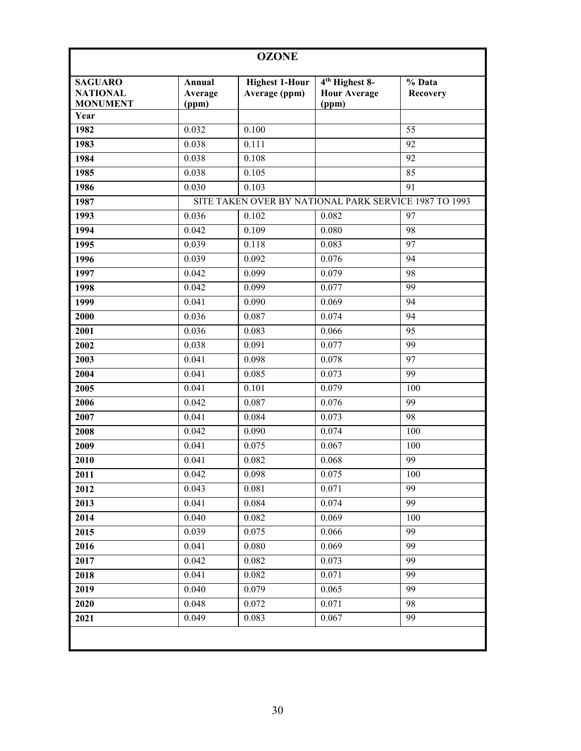| OZONE | | | | |
|---|---|---|---|---|
| **SAGUARO NATIONAL MONUMENT** | **Annual Average (ppm)** | **Highest 1-Hour Average (ppm)** | **4th Highest 8-Hour Average (ppm)** | **% Data Recovery** |
| **Year** | | | | |
| **1982** | 0.032 | 0.100 | | 55 |
| **1983** | 0.038 | 0.111 | | 92 |
| **1984** | 0.038 | 0.108 | | 92 |
| **1985** | 0.038 | 0.105 | | 85 |
| **1986** | 0.030 | 0.103 | | 91 |
| **1987** | SITE TAKEN OVER BY NATIONAL PARK SERVICE 1987 TO 1993 | | | |
| **1993** | 0.036 | 0.102 | 0.082 | 97 |
| **1994** | 0.042 | 0.109 | 0.080 | 98 |
| **1995** | 0.039 | 0.118 | 0.083 | 97 |
| **1996** | 0.039 | 0.092 | 0.076 | 94 |
| **1997** | 0.042 | 0.099 | 0.079 | 98 |
| **1998** | 0.042 | 0.099 | 0.077 | 99 |
| **1999** | 0.041 | 0.090 | 0.069 | 94 |
| **2000** | 0.036 | 0.087 | 0.074 | 94 |
| **2001** | 0.036 | 0.083 | 0.066 | 95 |
| **2002** | 0.038 | 0.091 | 0.077 | 99 |
| **2003** | 0.041 | 0.098 | 0.078 | 97 |
| **2004** | 0.041 | 0.085 | 0.073 | 99 |
| **2005** | 0.041 | 0.101 | 0.079 | 100 |
| **2006** | 0.042 | 0.087 | 0.076 | 99 |
| **2007** | 0.041 | 0.084 | 0.073 | 98 |
| **2008** | 0.042 | 0.090 | 0.074 | 100 |
| **2009** | 0.041 | 0.075 | 0.067 | 100 |
| **2010** | 0.041 | 0.082 | 0.068 | 99 |
| **2011** | 0.042 | 0.098 | 0.075 | 100 |
| **2012** | 0.043 | 0.081 | 0.071 | 99 |
| **2013** | 0.041 | 0.084 | 0.074 | 99 |
| **2014** | 0.040 | 0.082 | 0.069 | 100 |
| **2015** | 0.039 | 0.075 | 0.066 | 99 |
| **2016** | 0.041 | 0.080 | 0.069 | 99 |
| **2017** | 0.042 | 0.082 | 0.073 | 99 |
| **2018** | 0.041 | 0.082 | 0.071 | 99 |
| **2019** | 0.040 | 0.079 | 0.065 | 99 |
| **2020** | 0.048 | 0.072 | 0.071 | 98 |
| **2021** | 0.049 | 0.083 | 0.067 | 99 |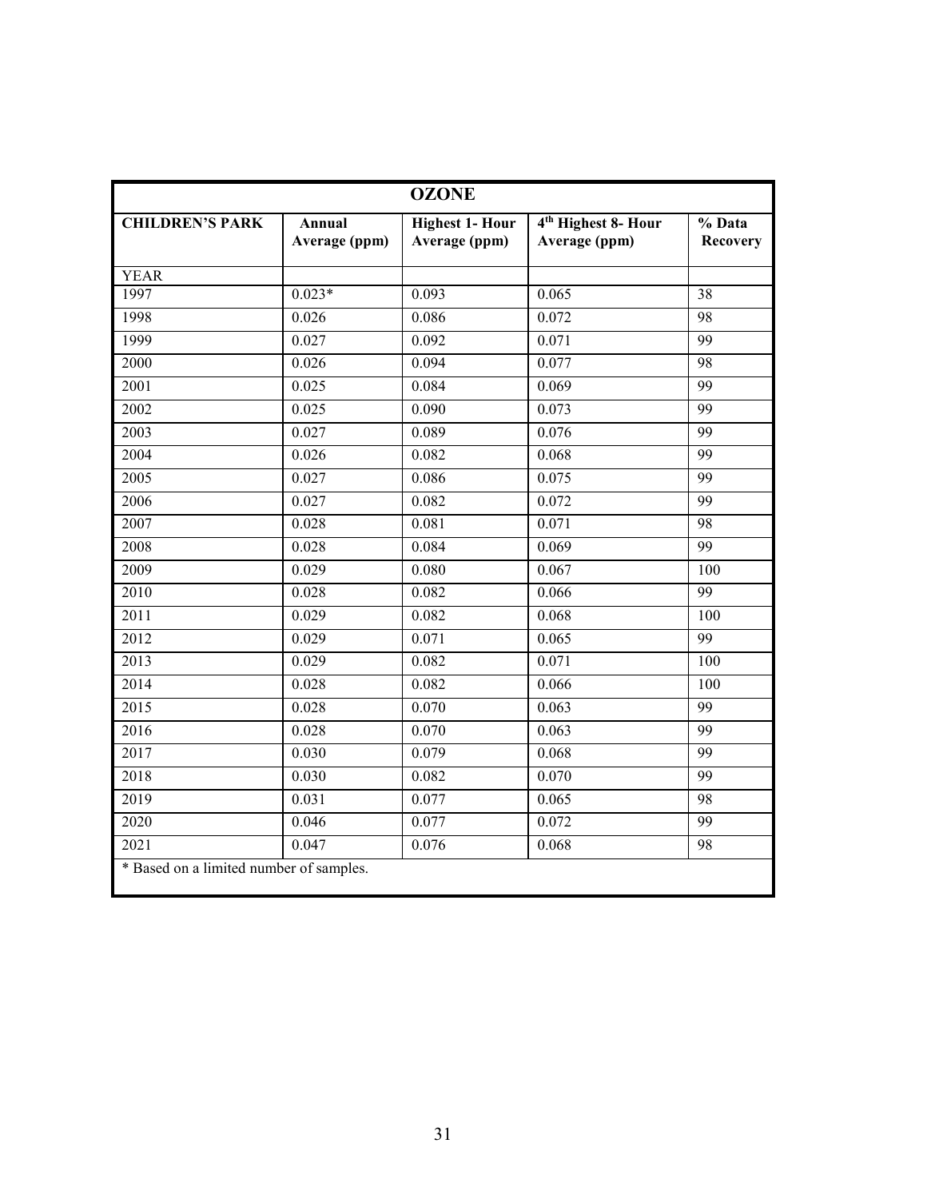| OZONE | | | | |
|---|---|---|---|---|
| **CHILDREN'S PARK** | **Annual Average (ppm)** | **Highest 1- Hour Average (ppm)** | **4th Highest 8- Hour Average (ppm)** | **% Data Recovery** |
| YEAR | | | | |
| 1997 | 0.023* | 0.093 | 0.065 | 38 |
| 1998 | 0.026 | 0.086 | 0.072 | 98 |
| 1999 | 0.027 | 0.092 | 0.071 | 99 |
| 2000 | 0.026 | 0.094 | 0.077 | 98 |
| 2001 | 0.025 | 0.084 | 0.069 | 99 |
| 2002 | 0.025 | 0.090 | 0.073 | 99 |
| 2003 | 0.027 | 0.089 | 0.076 | 99 |
| 2004 | 0.026 | 0.082 | 0.068 | 99 |
| 2005 | 0.027 | 0.086 | 0.075 | 99 |
| 2006 | 0.027 | 0.082 | 0.072 | 99 |
| 2007 | 0.028 | 0.081 | 0.071 | 98 |
| 2008 | 0.028 | 0.084 | 0.069 | 99 |
| 2009 | 0.029 | 0.080 | 0.067 | 100 |
| 2010 | 0.028 | 0.082 | 0.066 | 99 |
| 2011 | 0.029 | 0.082 | 0.068 | 100 |
| 2012 | 0.029 | 0.071 | 0.065 | 99 |
| 2013 | 0.029 | 0.082 | 0.071 | 100 |
| 2014 | 0.028 | 0.082 | 0.066 | 100 |
| 2015 | 0.028 | 0.070 | 0.063 | 99 |
| 2016 | 0.028 | 0.070 | 0.063 | 99 |
| 2017 | 0.030 | 0.079 | 0.068 | 99 |
| 2018 | 0.030 | 0.082 | 0.070 | 99 |
| 2019 | 0.031 | 0.077 | 0.065 | 98 |
| 2020 | 0.046 | 0.077 | 0.072 | 99 |
| 2021 | 0.047 | 0.076 | 0.068 | 98 |

* Based on a limited number of samples.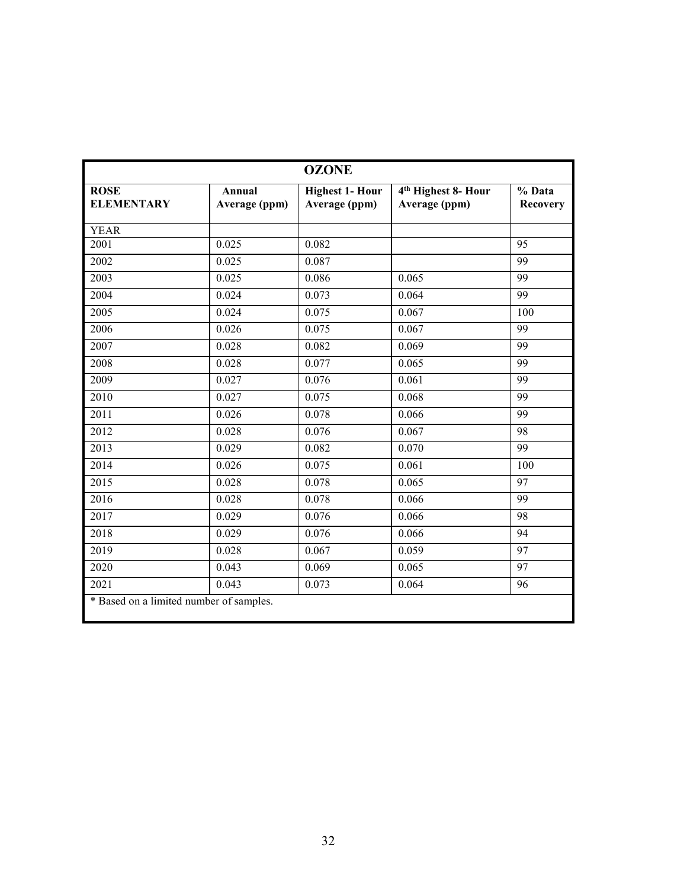| OZONE | | | | |
|---|---|---|---|---|
| **ROSE ELEMENTARY** | **Annual Average (ppm)** | **Highest 1- Hour Average (ppm)** | **4th Highest 8- Hour Average (ppm)** | **% Data Recovery** |
| YEAR | | | | |
| 2001 | 0.025 | 0.082 | | 95 |
| 2002 | 0.025 | 0.087 | | 99 |
| 2003 | 0.025 | 0.086 | 0.065 | 99 |
| 2004 | 0.024 | 0.073 | 0.064 | 99 |
| 2005 | 0.024 | 0.075 | 0.067 | 100 |
| 2006 | 0.026 | 0.075 | 0.067 | 99 |
| 2007 | 0.028 | 0.082 | 0.069 | 99 |
| 2008 | 0.028 | 0.077 | 0.065 | 99 |
| 2009 | 0.027 | 0.076 | 0.061 | 99 |
| 2010 | 0.027 | 0.075 | 0.068 | 99 |
| 2011 | 0.026 | 0.078 | 0.066 | 99 |
| 2012 | 0.028 | 0.076 | 0.067 | 98 |
| 2013 | 0.029 | 0.082 | 0.070 | 99 |
| 2014 | 0.026 | 0.075 | 0.061 | 100 |
| 2015 | 0.028 | 0.078 | 0.065 | 97 |
| 2016 | 0.028 | 0.078 | 0.066 | 99 |
| 2017 | 0.029 | 0.076 | 0.066 | 98 |
| 2018 | 0.029 | 0.076 | 0.066 | 94 |
| 2019 | 0.028 | 0.067 | 0.059 | 97 |
| 2020 | 0.043 | 0.069 | 0.065 | 97 |
| 2021 | 0.043 | 0.073 | 0.064 | 96 |

* Based on a limited number of samples.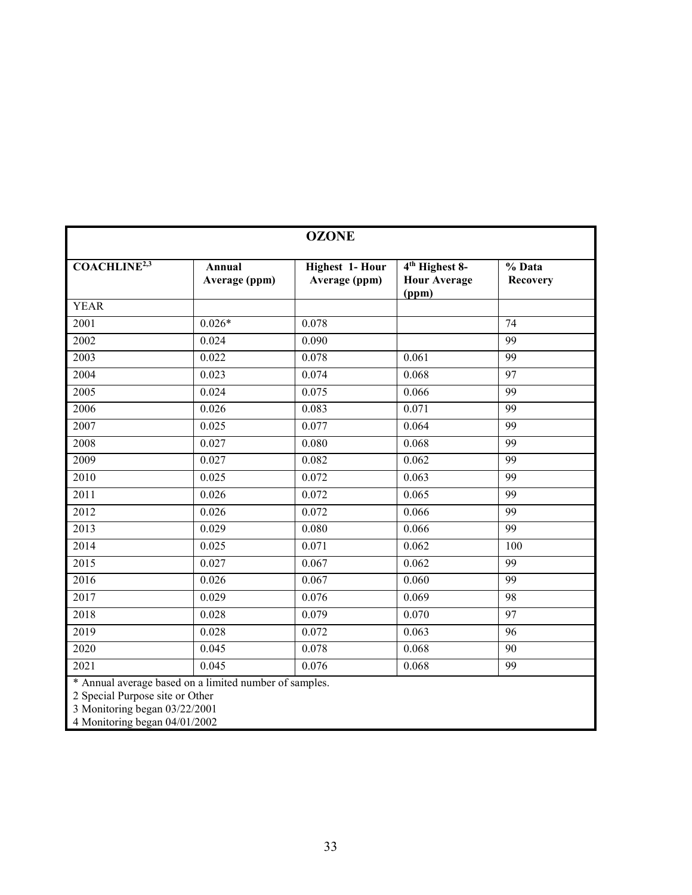| OZONE | | | | |
|---|---|---|---|---|
| COACHLINE[2,3] | Annual Average (ppm) | Highest 1- Hour Average (ppm) | 4th Highest 8-Hour Average (ppm) | % Data Recovery |
| YEAR | | | | |
| 2001 | 0.026* | 0.078 | | 74 |
| 2002 | 0.024 | 0.090 | | 99 |
| 2003 | 0.022 | 0.078 | 0.061 | 99 |
| 2004 | 0.023 | 0.074 | 0.068 | 97 |
| 2005 | 0.024 | 0.075 | 0.066 | 99 |
| 2006 | 0.026 | 0.083 | 0.071 | 99 |
| 2007 | 0.025 | 0.077 | 0.064 | 99 |
| 2008 | 0.027 | 0.080 | 0.068 | 99 |
| 2009 | 0.027 | 0.082 | 0.062 | 99 |
| 2010 | 0.025 | 0.072 | 0.063 | 99 |
| 2011 | 0.026 | 0.072 | 0.065 | 99 |
| 2012 | 0.026 | 0.072 | 0.066 | 99 |
| 2013 | 0.029 | 0.080 | 0.066 | 99 |
| 2014 | 0.025 | 0.071 | 0.062 | 100 |
| 2015 | 0.027 | 0.067 | 0.062 | 99 |
| 2016 | 0.026 | 0.067 | 0.060 | 99 |
| 2017 | 0.029 | 0.076 | 0.069 | 98 |
| 2018 | 0.028 | 0.079 | 0.070 | 97 |
| 2019 | 0.028 | 0.072 | 0.063 | 96 |
| 2020 | 0.045 | 0.078 | 0.068 | 90 |
| 2021 | 0.045 | 0.076 | 0.068 | 99 |

* Annual average based on a limited number of samples.
2 Special Purpose site or Other
3 Monitoring began 03/22/2001
4 Monitoring began 04/01/2002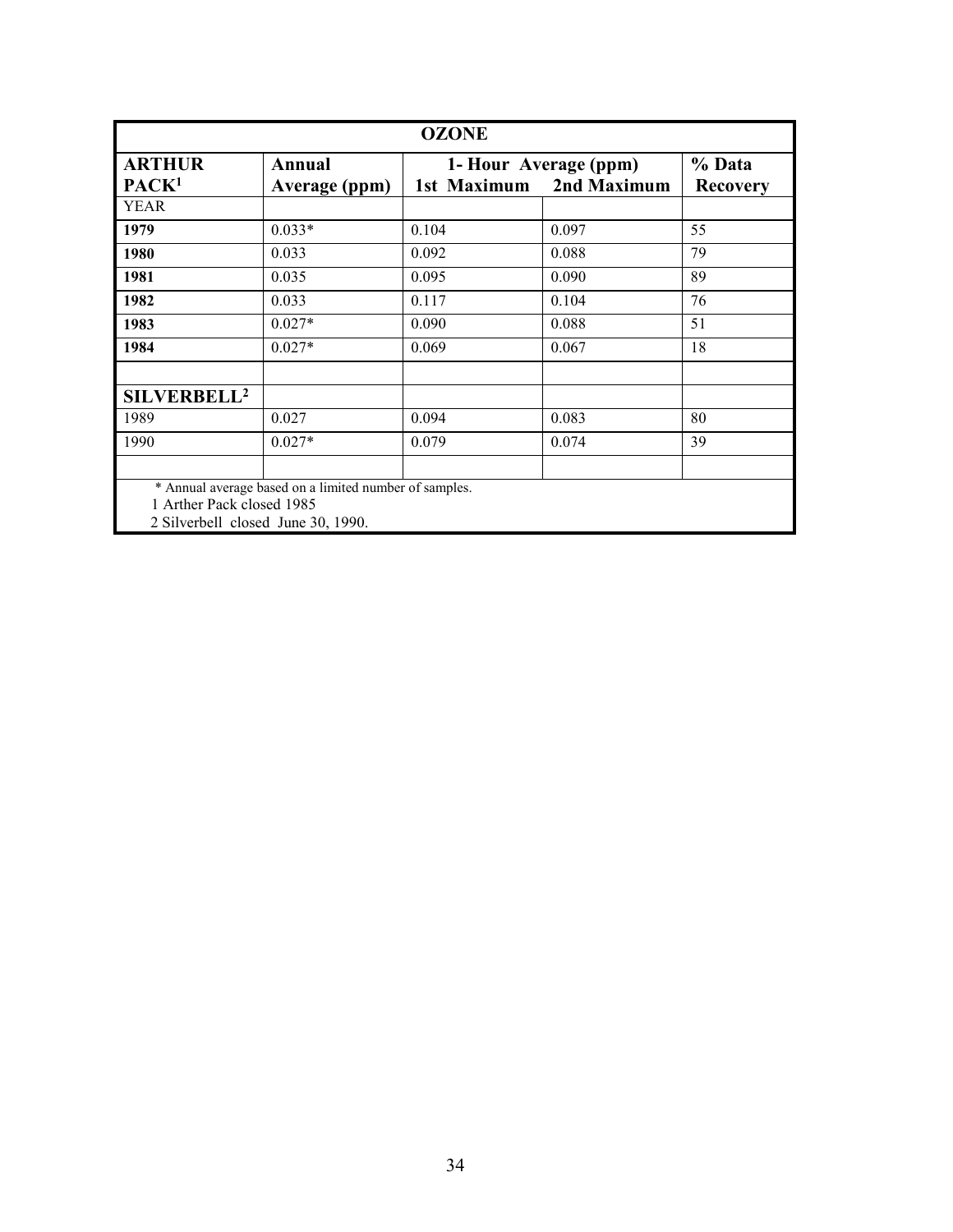| OZONE | | | | |
|---|---|---|---|---|
| **ARTHUR PACK**[1] | **Annual Average (ppm)** | **1- Hour Average (ppm)** | | **% Data Recovery** |
| | | **1st Maximum** | **2nd Maximum** | |
| YEAR | | | | |
| **1979** | 0.033* | 0.104 | 0.097 | 55 |
| **1980** | 0.033 | 0.092 | 0.088 | 79 |
| **1981** | 0.035 | 0.095 | 0.090 | 89 |
| **1982** | 0.033 | 0.117 | 0.104 | 76 |
| **1983** | 0.027* | 0.090 | 0.088 | 51 |
| **1984** | 0.027* | 0.069 | 0.067 | 18 |
| | | | | |
| **SILVERBELL**[2] | | | | |
| 1989 | 0.027 | 0.094 | 0.083 | 80 |
| 1990 | 0.027* | 0.079 | 0.074 | 39 |
| | | | | |

\* Annual average based on a limited number of samples.
1 Arther Pack closed 1985
2 Silverbell closed June 30, 1990.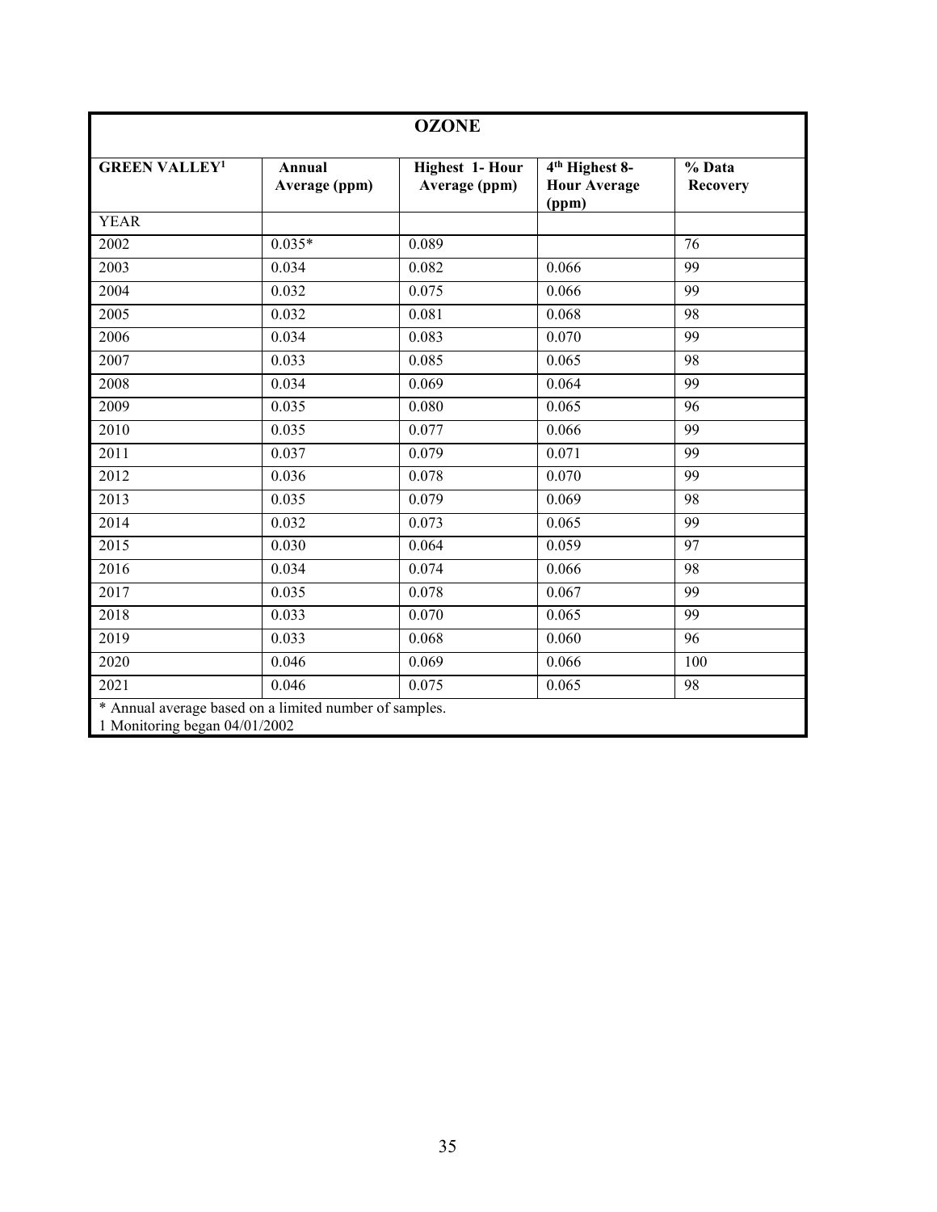| OZONE | | | | |
|---|---|---|---|---|
| GREEN VALLEY[1] | Annual Average (ppm) | Highest 1- Hour Average (ppm) | 4th Highest 8- Hour Average (ppm) | % Data Recovery |
| YEAR | | | | |
| 2002 | 0.035* | 0.089 | | 76 |
| 2003 | 0.034 | 0.082 | 0.066 | 99 |
| 2004 | 0.032 | 0.075 | 0.066 | 99 |
| 2005 | 0.032 | 0.081 | 0.068 | 98 |
| 2006 | 0.034 | 0.083 | 0.070 | 99 |
| 2007 | 0.033 | 0.085 | 0.065 | 98 |
| 2008 | 0.034 | 0.069 | 0.064 | 99 |
| 2009 | 0.035 | 0.080 | 0.065 | 96 |
| 2010 | 0.035 | 0.077 | 0.066 | 99 |
| 2011 | 0.037 | 0.079 | 0.071 | 99 |
| 2012 | 0.036 | 0.078 | 0.070 | 99 |
| 2013 | 0.035 | 0.079 | 0.069 | 98 |
| 2014 | 0.032 | 0.073 | 0.065 | 99 |
| 2015 | 0.030 | 0.064 | 0.059 | 97 |
| 2016 | 0.034 | 0.074 | 0.066 | 98 |
| 2017 | 0.035 | 0.078 | 0.067 | 99 |
| 2018 | 0.033 | 0.070 | 0.065 | 99 |
| 2019 | 0.033 | 0.068 | 0.060 | 96 |
| 2020 | 0.046 | 0.069 | 0.066 | 100 |
| 2021 | 0.046 | 0.075 | 0.065 | 98 |

* Annual average based on a limited number of samples.
1 Monitoring began 04/01/2002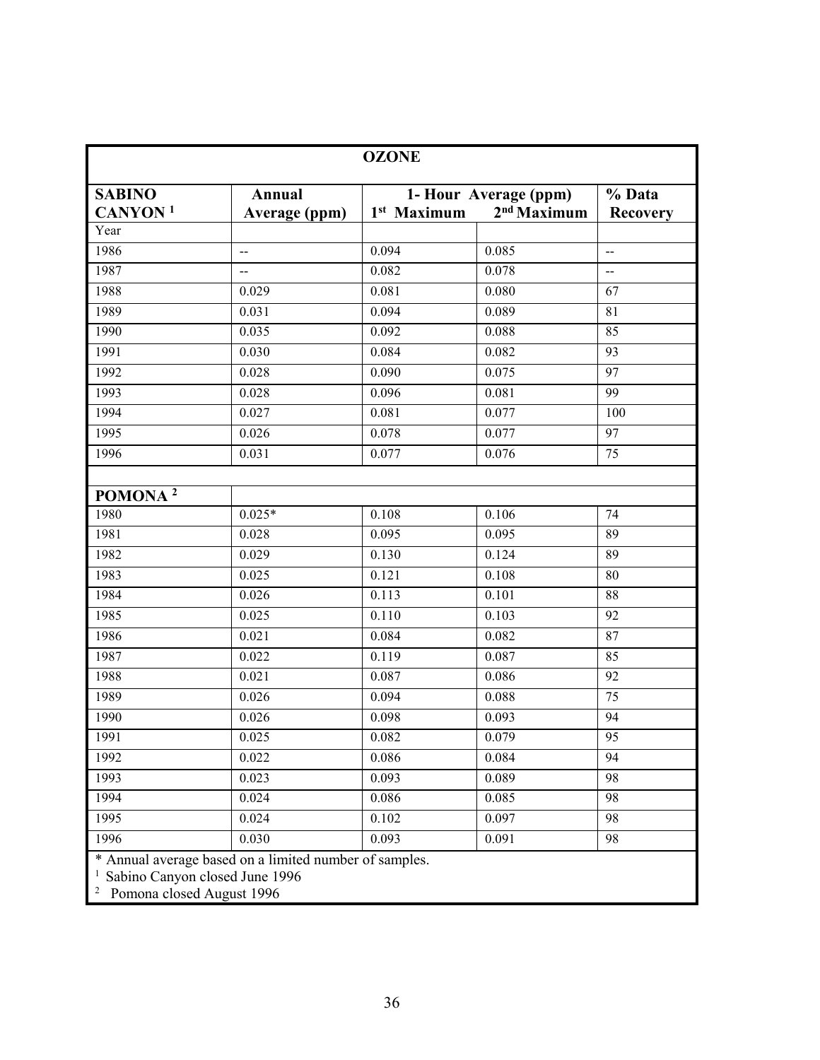| OZONE | | | | |
|---|---|---|---|---|
| **SABINO CANYON** [1] | **Annual Average (ppm)** | **1- Hour Average (ppm)** | | **% Data Recovery** |
| | | **1st Maximum** | **2nd Maximum** | |
| Year | | | | |
| 1986 | -- | 0.094 | 0.085 | -- |
| 1987 | -- | 0.082 | 0.078 | -- |
| 1988 | 0.029 | 0.081 | 0.080 | 67 |
| 1989 | 0.031 | 0.094 | 0.089 | 81 |
| 1990 | 0.035 | 0.092 | 0.088 | 85 |
| 1991 | 0.030 | 0.084 | 0.082 | 93 |
| 1992 | 0.028 | 0.090 | 0.075 | 97 |
| 1993 | 0.028 | 0.096 | 0.081 | 99 |
| 1994 | 0.027 | 0.081 | 0.077 | 100 |
| 1995 | 0.026 | 0.078 | 0.077 | 97 |
| 1996 | 0.031 | 0.077 | 0.076 | 75 |
| | | | | |
| **POMONA** [2] | | | | |
| 1980 | 0.025* | 0.108 | 0.106 | 74 |
| 1981 | 0.028 | 0.095 | 0.095 | 89 |
| 1982 | 0.029 | 0.130 | 0.124 | 89 |
| 1983 | 0.025 | 0.121 | 0.108 | 80 |
| 1984 | 0.026 | 0.113 | 0.101 | 88 |
| 1985 | 0.025 | 0.110 | 0.103 | 92 |
| 1986 | 0.021 | 0.084 | 0.082 | 87 |
| 1987 | 0.022 | 0.119 | 0.087 | 85 |
| 1988 | 0.021 | 0.087 | 0.086 | 92 |
| 1989 | 0.026 | 0.094 | 0.088 | 75 |
| 1990 | 0.026 | 0.098 | 0.093 | 94 |
| 1991 | 0.025 | 0.082 | 0.079 | 95 |
| 1992 | 0.022 | 0.086 | 0.084 | 94 |
| 1993 | 0.023 | 0.093 | 0.089 | 98 |
| 1994 | 0.024 | 0.086 | 0.085 | 98 |
| 1995 | 0.024 | 0.102 | 0.097 | 98 |
| 1996 | 0.030 | 0.093 | 0.091 | 98 |

* Annual average based on a limited number of samples.

[1] Sabino Canyon closed June 1996

[2] Pomona closed August 1996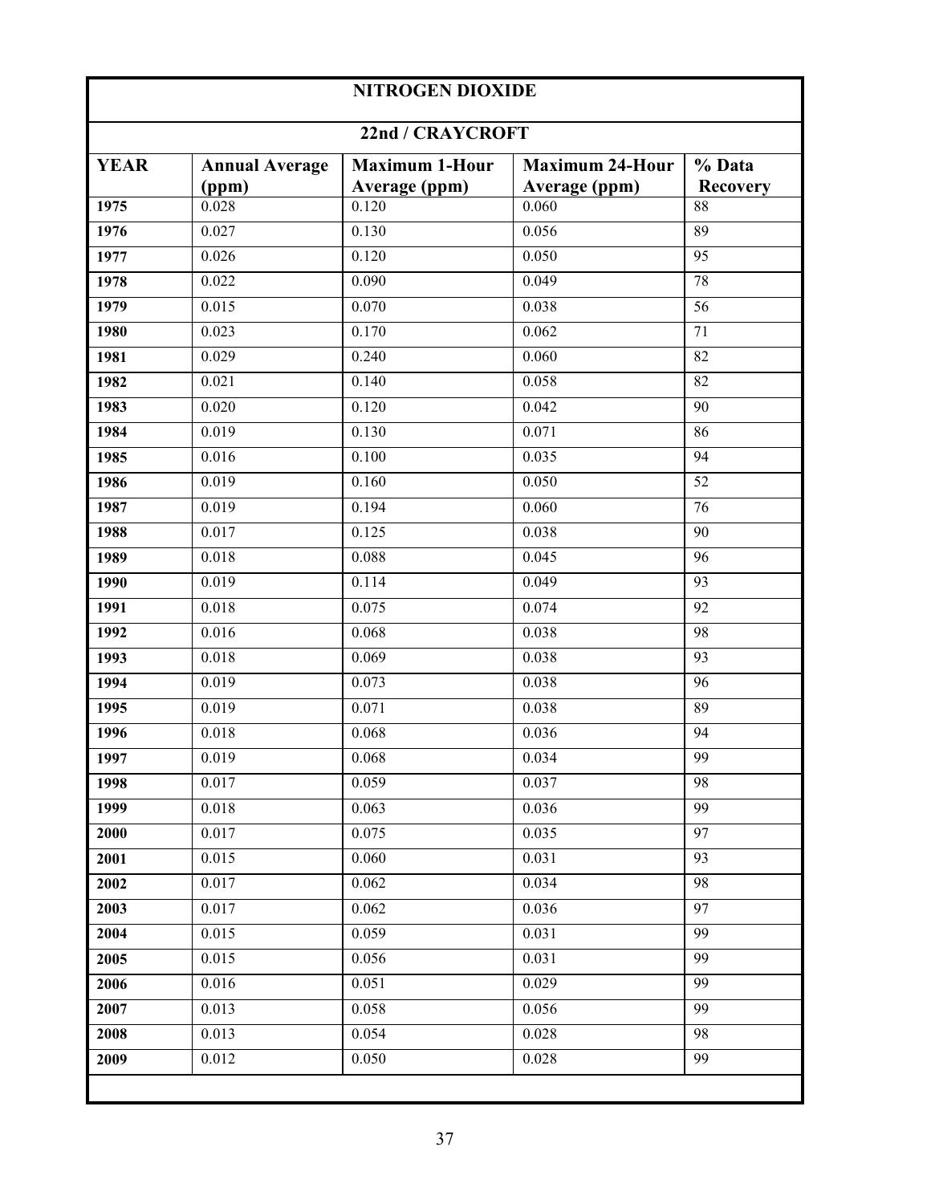| NITROGEN DIOXIDE | | | | |
|---|---|---|---|---|
| **22nd / CRAYCROFT** | | | | |
| **YEAR** | **Annual Average (ppm)** | **Maximum 1-Hour Average (ppm)** | **Maximum 24-Hour Average (ppm)** | **% Data Recovery** |
| **1975** | 0.028 | 0.120 | 0.060 | 88 |
| **1976** | 0.027 | 0.130 | 0.056 | 89 |
| **1977** | 0.026 | 0.120 | 0.050 | 95 |
| **1978** | 0.022 | 0.090 | 0.049 | 78 |
| **1979** | 0.015 | 0.070 | 0.038 | 56 |
| **1980** | 0.023 | 0.170 | 0.062 | 71 |
| **1981** | 0.029 | 0.240 | 0.060 | 82 |
| **1982** | 0.021 | 0.140 | 0.058 | 82 |
| **1983** | 0.020 | 0.120 | 0.042 | 90 |
| **1984** | 0.019 | 0.130 | 0.071 | 86 |
| **1985** | 0.016 | 0.100 | 0.035 | 94 |
| **1986** | 0.019 | 0.160 | 0.050 | 52 |
| **1987** | 0.019 | 0.194 | 0.060 | 76 |
| **1988** | 0.017 | 0.125 | 0.038 | 90 |
| **1989** | 0.018 | 0.088 | 0.045 | 96 |
| **1990** | 0.019 | 0.114 | 0.049 | 93 |
| **1991** | 0.018 | 0.075 | 0.074 | 92 |
| **1992** | 0.016 | 0.068 | 0.038 | 98 |
| **1993** | 0.018 | 0.069 | 0.038 | 93 |
| **1994** | 0.019 | 0.073 | 0.038 | 96 |
| **1995** | 0.019 | 0.071 | 0.038 | 89 |
| **1996** | 0.018 | 0.068 | 0.036 | 94 |
| **1997** | 0.019 | 0.068 | 0.034 | 99 |
| **1998** | 0.017 | 0.059 | 0.037 | 98 |
| **1999** | 0.018 | 0.063 | 0.036 | 99 |
| **2000** | 0.017 | 0.075 | 0.035 | 97 |
| **2001** | 0.015 | 0.060 | 0.031 | 93 |
| **2002** | 0.017 | 0.062 | 0.034 | 98 |
| **2003** | 0.017 | 0.062 | 0.036 | 97 |
| **2004** | 0.015 | 0.059 | 0.031 | 99 |
| **2005** | 0.015 | 0.056 | 0.031 | 99 |
| **2006** | 0.016 | 0.051 | 0.029 | 99 |
| **2007** | 0.013 | 0.058 | 0.056 | 99 |
| **2008** | 0.013 | 0.054 | 0.028 | 98 |
| **2009** | 0.012 | 0.050 | 0.028 | 99 |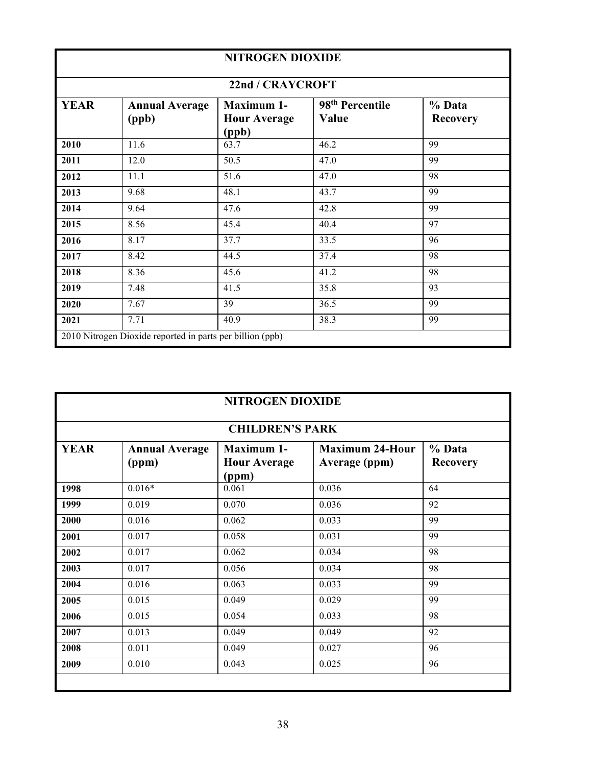| NITROGEN DIOXIDE | | | | |
|---|---|---|---|---|
| **22nd / CRAYCROFT** | | | | |
| **YEAR** | **Annual Average (ppb)** | **Maximum 1-Hour Average (ppb)** | **98th Percentile Value** | **% Data Recovery** |
| **2010** | 11.6 | 63.7 | 46.2 | 99 |
| **2011** | 12.0 | 50.5 | 47.0 | 99 |
| **2012** | 11.1 | 51.6 | 47.0 | 98 |
| **2013** | 9.68 | 48.1 | 43.7 | 99 |
| **2014** | 9.64 | 47.6 | 42.8 | 99 |
| **2015** | 8.56 | 45.4 | 40.4 | 97 |
| **2016** | 8.17 | 37.7 | 33.5 | 96 |
| **2017** | 8.42 | 44.5 | 37.4 | 98 |
| **2018** | 8.36 | 45.6 | 41.2 | 98 |
| **2019** | 7.48 | 41.5 | 35.8 | 93 |
| **2020** | 7.67 | 39 | 36.5 | 99 |
| **2021** | 7.71 | 40.9 | 38.3 | 99 |
| 2010 Nitrogen Dioxide reported in parts per billion (ppb) | | | | |

| NITROGEN DIOXIDE | | | | |
|---|---|---|---|---|
| **CHILDREN'S PARK** | | | | |
| **YEAR** | **Annual Average (ppm)** | **Maximum 1-Hour Average (ppm)** | **Maximum 24-Hour Average (ppm)** | **% Data Recovery** |
| **1998** | 0.016* | 0.061 | 0.036 | 64 |
| **1999** | 0.019 | 0.070 | 0.036 | 92 |
| **2000** | 0.016 | 0.062 | 0.033 | 99 |
| **2001** | 0.017 | 0.058 | 0.031 | 99 |
| **2002** | 0.017 | 0.062 | 0.034 | 98 |
| **2003** | 0.017 | 0.056 | 0.034 | 98 |
| **2004** | 0.016 | 0.063 | 0.033 | 99 |
| **2005** | 0.015 | 0.049 | 0.029 | 99 |
| **2006** | 0.015 | 0.054 | 0.033 | 98 |
| **2007** | 0.013 | 0.049 | 0.049 | 92 |
| **2008** | 0.011 | 0.049 | 0.027 | 96 |
| **2009** | 0.010 | 0.043 | 0.025 | 96 |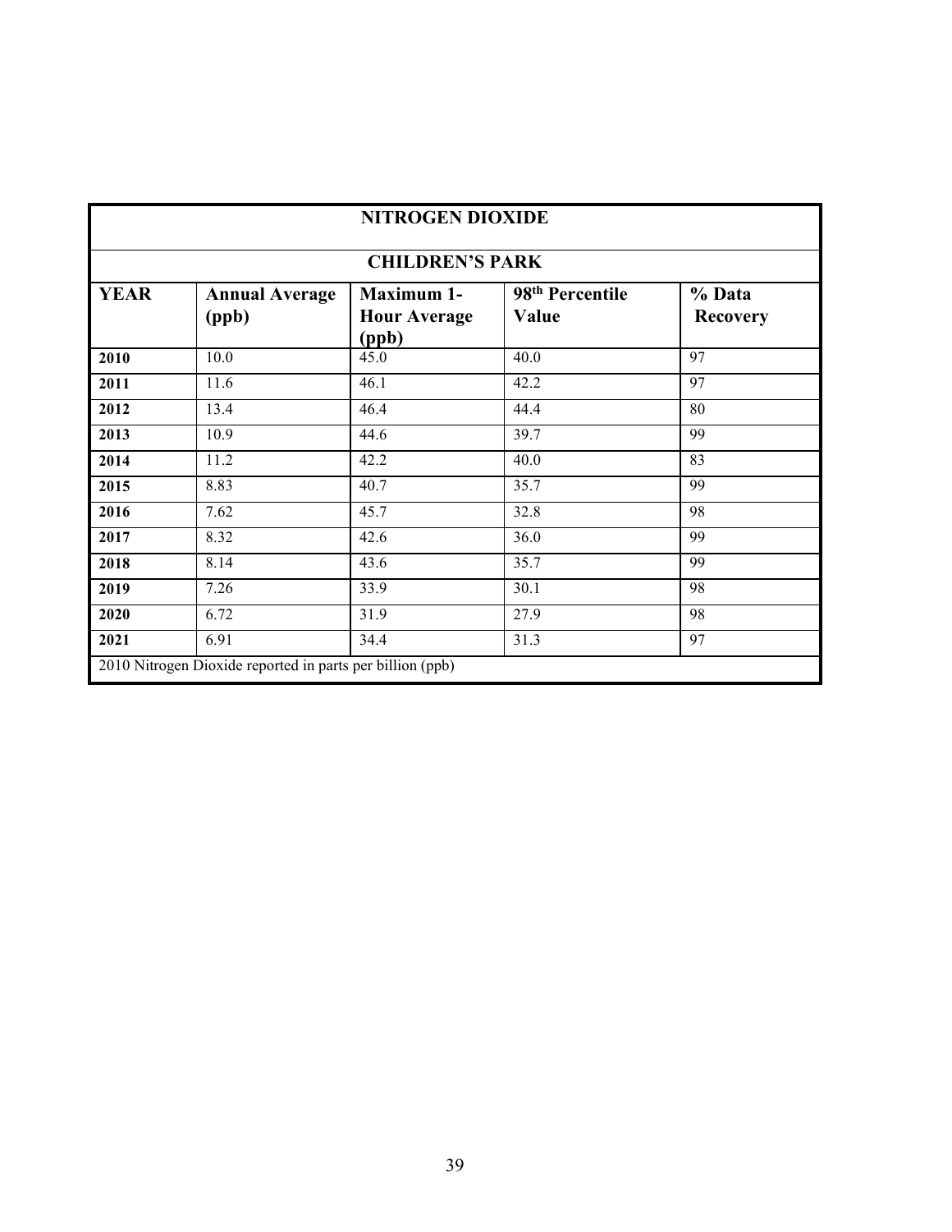| NITROGEN DIOXIDE | | | | |
|---|---|---|---|---|
| **CHILDREN'S PARK** | | | | |
| **YEAR** | **Annual Average (ppb)** | **Maximum 1-Hour Average (ppb)** | **98th Percentile Value** | **% Data Recovery** |
| **2010** | 10.0 | 45.0 | 40.0 | 97 |
| **2011** | 11.6 | 46.1 | 42.2 | 97 |
| **2012** | 13.4 | 46.4 | 44.4 | 80 |
| **2013** | 10.9 | 44.6 | 39.7 | 99 |
| **2014** | 11.2 | 42.2 | 40.0 | 83 |
| **2015** | 8.83 | 40.7 | 35.7 | 99 |
| **2016** | 7.62 | 45.7 | 32.8 | 98 |
| **2017** | 8.32 | 42.6 | 36.0 | 99 |
| **2018** | 8.14 | 43.6 | 35.7 | 99 |
| **2019** | 7.26 | 33.9 | 30.1 | 98 |
| **2020** | 6.72 | 31.9 | 27.9 | 98 |
| **2021** | 6.91 | 34.4 | 31.3 | 97 |

2010 Nitrogen Dioxide reported in parts per billion (ppb)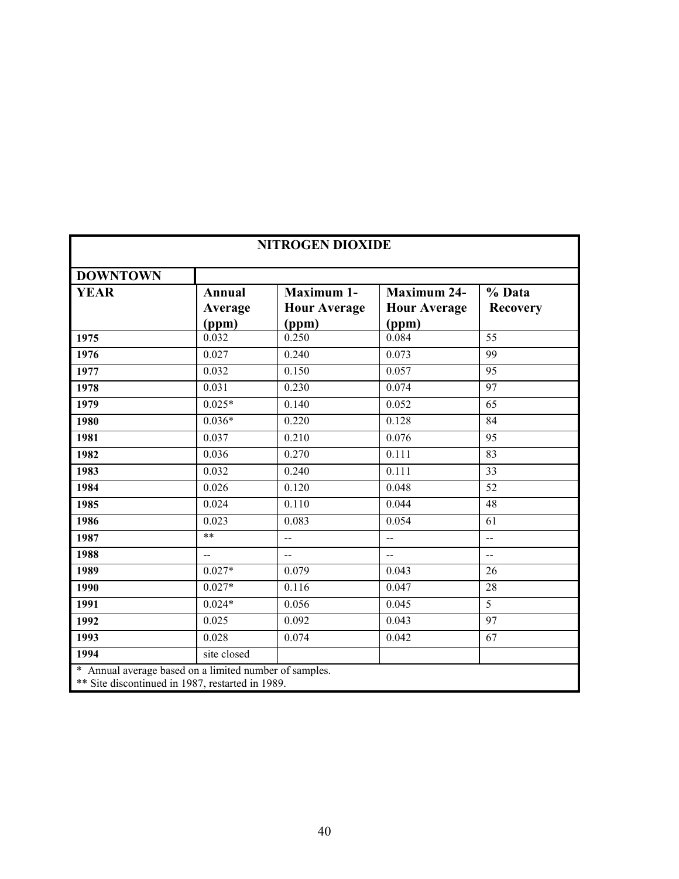| NITROGEN DIOXIDE | | | | |
|---|---|---|---|---|
| **DOWNTOWN** | | | | |
| **YEAR** | **Annual Average (ppm)** | **Maximum 1-Hour Average (ppm)** | **Maximum 24-Hour Average (ppm)** | **% Data Recovery** |
| **1975** | 0.032 | 0.250 | 0.084 | 55 |
| **1976** | 0.027 | 0.240 | 0.073 | 99 |
| **1977** | 0.032 | 0.150 | 0.057 | 95 |
| **1978** | 0.031 | 0.230 | 0.074 | 97 |
| **1979** | 0.025* | 0.140 | 0.052 | 65 |
| **1980** | 0.036* | 0.220 | 0.128 | 84 |
| **1981** | 0.037 | 0.210 | 0.076 | 95 |
| **1982** | 0.036 | 0.270 | 0.111 | 83 |
| **1983** | 0.032 | 0.240 | 0.111 | 33 |
| **1984** | 0.026 | 0.120 | 0.048 | 52 |
| **1985** | 0.024 | 0.110 | 0.044 | 48 |
| **1986** | 0.023 | 0.083 | 0.054 | 61 |
| **1987** | ** | -- | -- | -- |
| **1988** | -- | -- | -- | -- |
| **1989** | 0.027* | 0.079 | 0.043 | 26 |
| **1990** | 0.027* | 0.116 | 0.047 | 28 |
| **1991** | 0.024* | 0.056 | 0.045 | 5 |
| **1992** | 0.025 | 0.092 | 0.043 | 97 |
| **1993** | 0.028 | 0.074 | 0.042 | 67 |
| **1994** | site closed | | | |

* Annual average based on a limited number of samples.
** Site discontinued in 1987, restarted in 1989.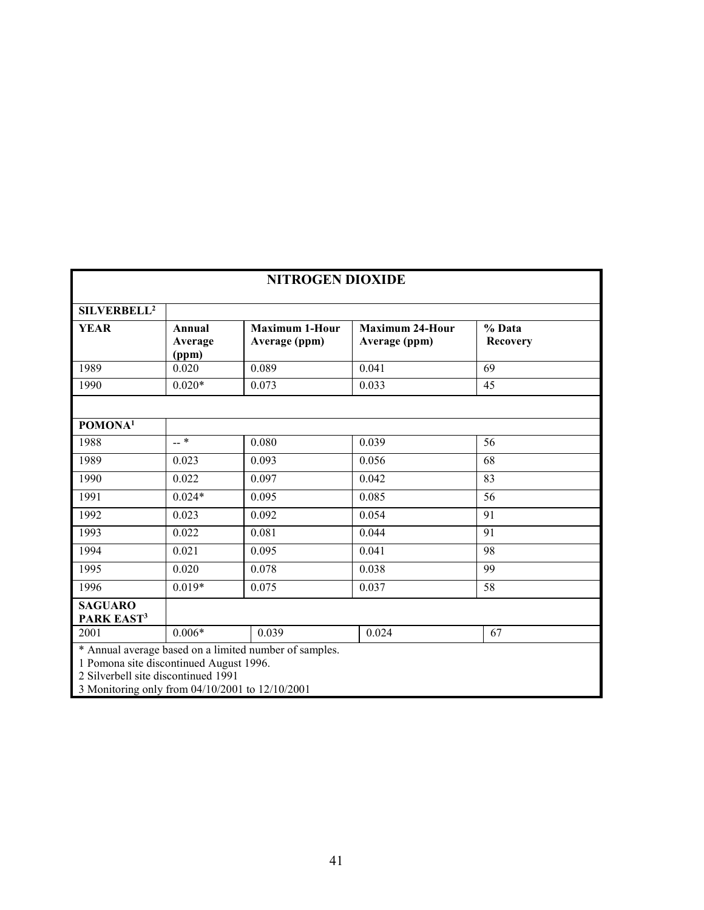| NITROGEN DIOXIDE | | | | |
|---|---|---|---|---|
| **SILVERBELL[2]** | | | | |
| **YEAR** | **Annual Average (ppm)** | **Maximum 1-Hour Average (ppm)** | **Maximum 24-Hour Average (ppm)** | **% Data Recovery** |
| 1989 | 0.020 | 0.089 | 0.041 | 69 |
| 1990 | 0.020* | 0.073 | 0.033 | 45 |
| | | | | |
| **POMONA[1]** | | | | |
| 1988 | -- * | 0.080 | 0.039 | 56 |
| 1989 | 0.023 | 0.093 | 0.056 | 68 |
| 1990 | 0.022 | 0.097 | 0.042 | 83 |
| 1991 | 0.024* | 0.095 | 0.085 | 56 |
| 1992 | 0.023 | 0.092 | 0.054 | 91 |
| 1993 | 0.022 | 0.081 | 0.044 | 91 |
| 1994 | 0.021 | 0.095 | 0.041 | 98 |
| 1995 | 0.020 | 0.078 | 0.038 | 99 |
| 1996 | 0.019* | 0.075 | 0.037 | 58 |
| **SAGUARO PARK EAST[3]** | | | | |
| 2001 | 0.006* | 0.039 | 0.024 | 67 |

\* Annual average based on a limited number of samples.
1 Pomona site discontinued August 1996.
2 Silverbell site discontinued 1991
3 Monitoring only from 04/10/2001 to 12/10/2001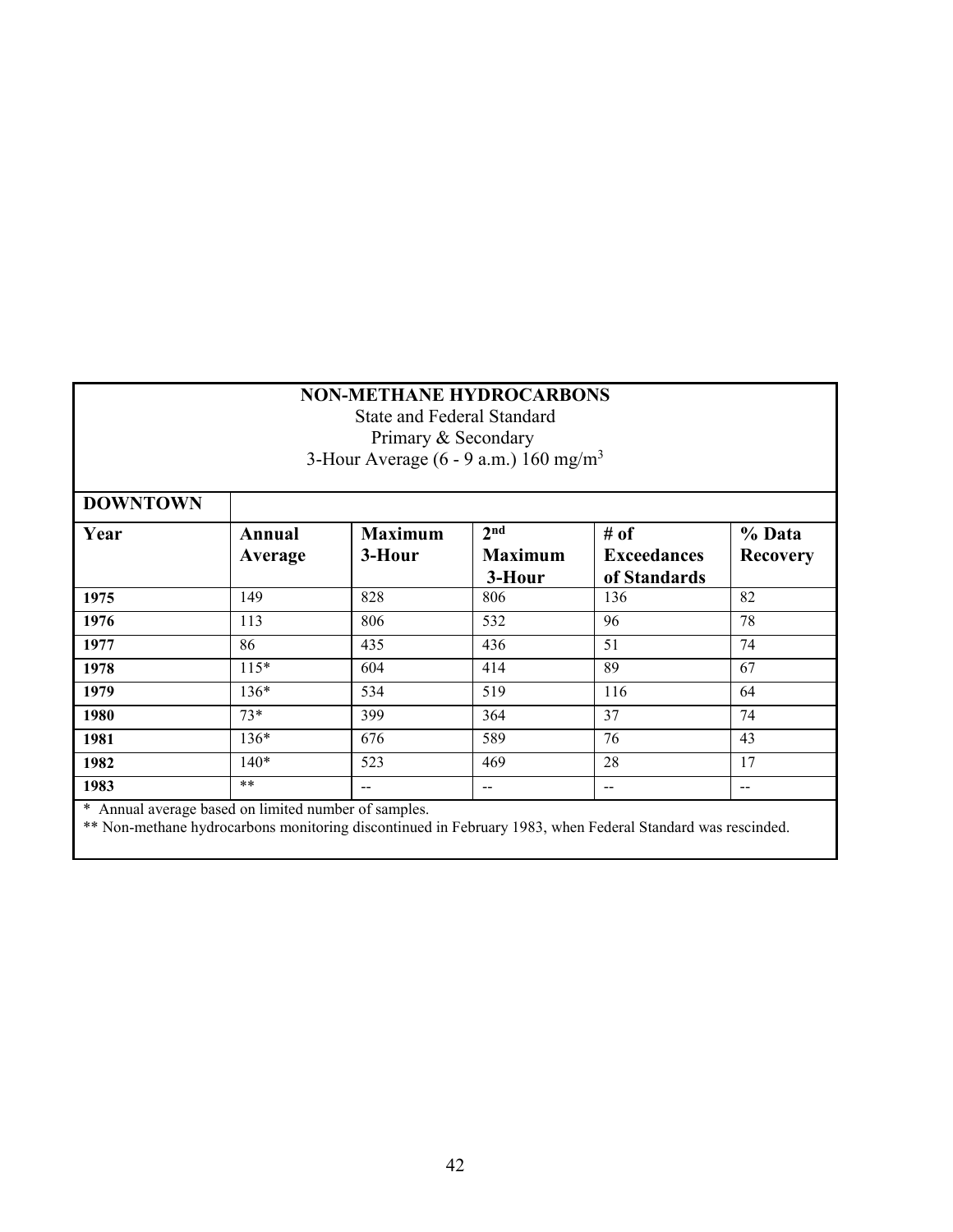**NON-METHANE HYDROCARBONS**
State and Federal Standard
Primary & Secondary
3-Hour Average (6 - 9 a.m.) 160 $mg/m^3$

| **DOWNTOWN** | | | | | |
|---|---|---|---|---|---|
| **Year** | **Annual Average** | **Maximum 3-Hour** | **2nd Maximum 3-Hour** | **# of Exceedances of Standards** | **% Data Recovery** |
| **1975** | 149 | 828 | 806 | 136 | 82 |
| **1976** | 113 | 806 | 532 | 96 | 78 |
| **1977** | 86 | 435 | 436 | 51 | 74 |
| **1978** | 115* | 604 | 414 | 89 | 67 |
| **1979** | 136* | 534 | 519 | 116 | 64 |
| **1980** | 73* | 399 | 364 | 37 | 74 |
| **1981** | 136* | 676 | 589 | 76 | 43 |
| **1982** | 140* | 523 | 469 | 28 | 17 |
| **1983** | ** | -- | -- | -- | -- |

\* Annual average based on limited number of samples.
** Non-methane hydrocarbons monitoring discontinued in February 1983, when Federal Standard was rescinded.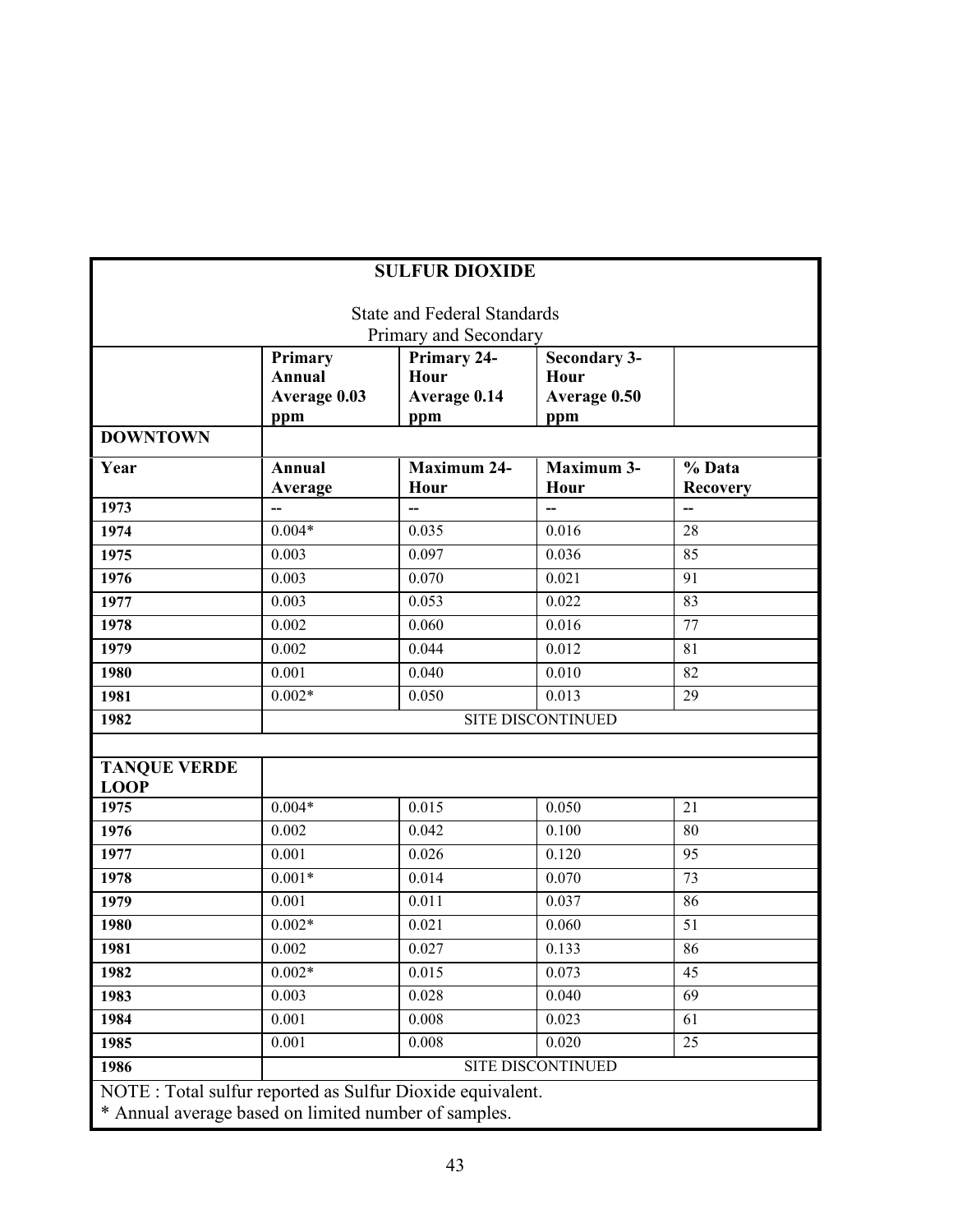## SULFUR DIOXIDE

State and Federal Standards
Primary and Secondary

| | Primary Annual Average 0.03 ppm | Primary 24-Hour Average 0.14 ppm | Secondary 3-Hour Average 0.50 ppm | |
|---|---|---|---|---|
| **DOWNTOWN** | | | | |
| **Year** | **Annual Average** | **Maximum 24-Hour** | **Maximum 3-Hour** | **% Data Recovery** |
| **1973** | -- | -- | -- | -- |
| **1974** | 0.004* | 0.035 | 0.016 | 28 |
| **1975** | 0.003 | 0.097 | 0.036 | 85 |
| **1976** | 0.003 | 0.070 | 0.021 | 91 |
| **1977** | 0.003 | 0.053 | 0.022 | 83 |
| **1978** | 0.002 | 0.060 | 0.016 | 77 |
| **1979** | 0.002 | 0.044 | 0.012 | 81 |
| **1980** | 0.001 | 0.040 | 0.010 | 82 |
| **1981** | 0.002* | 0.050 | 0.013 | 29 |
| **1982** | SITE DISCONTINUED | | | |
| | | | | |
| **TANQUE VERDE LOOP** | | | | |
| **1975** | 0.004* | 0.015 | 0.050 | 21 |
| **1976** | 0.002 | 0.042 | 0.100 | 80 |
| **1977** | 0.001 | 0.026 | 0.120 | 95 |
| **1978** | 0.001* | 0.014 | 0.070 | 73 |
| **1979** | 0.001 | 0.011 | 0.037 | 86 |
| **1980** | 0.002* | 0.021 | 0.060 | 51 |
| **1981** | 0.002 | 0.027 | 0.133 | 86 |
| **1982** | 0.002* | 0.015 | 0.073 | 45 |
| **1983** | 0.003 | 0.028 | 0.040 | 69 |
| **1984** | 0.001 | 0.008 | 0.023 | 61 |
| **1985** | 0.001 | 0.008 | 0.020 | 25 |
| **1986** | SITE DISCONTINUED | | | |

NOTE : Total sulfur reported as Sulfur Dioxide equivalent.
* Annual average based on limited number of samples.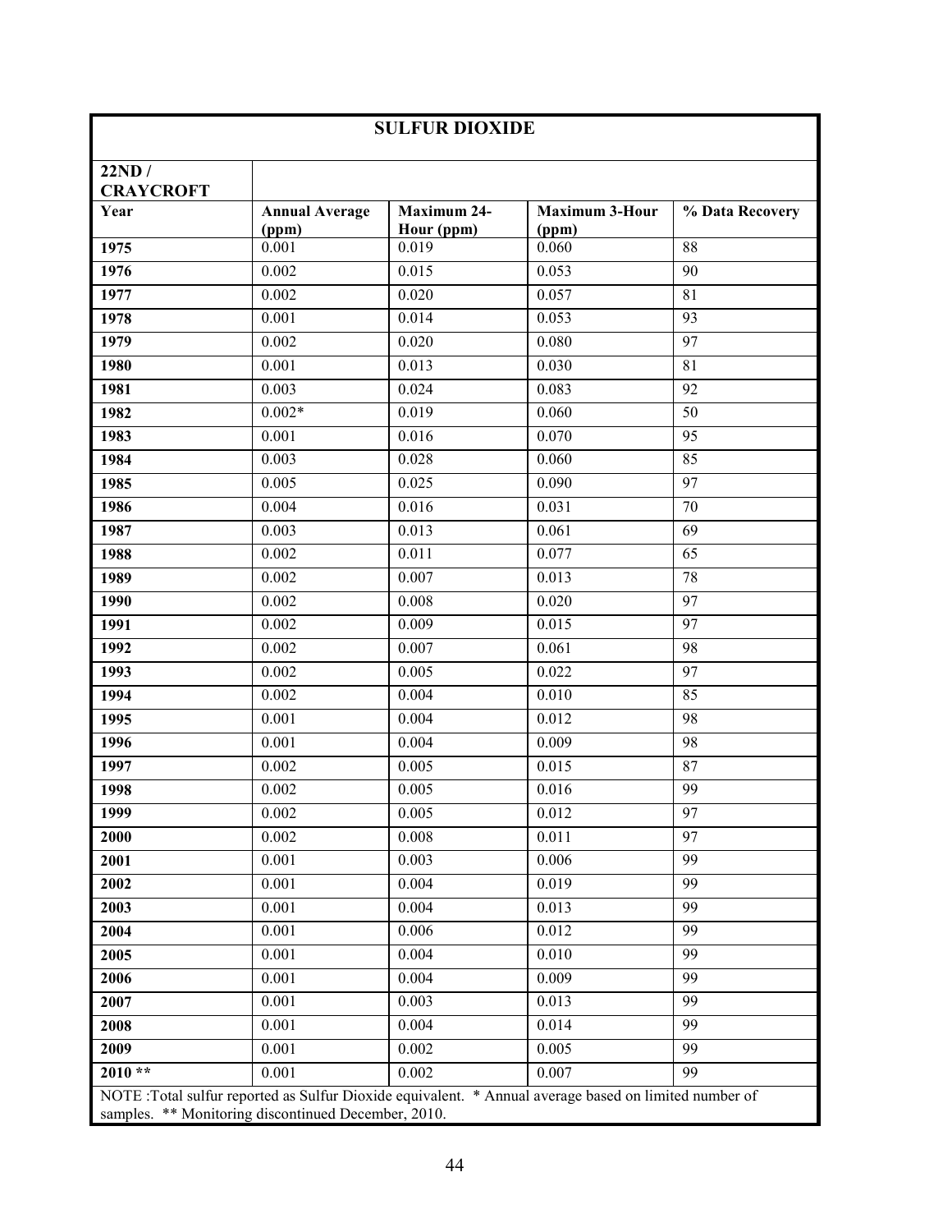## SULFUR DIOXIDE

**22ND / CRAYCROFT**

| Year | Annual Average (ppm) | Maximum 24-Hour (ppm) | Maximum 3-Hour (ppm) | % Data Recovery |
|---|---|---|---|---|
| 1975 | 0.001 | 0.019 | 0.060 | 88 |
| 1976 | 0.002 | 0.015 | 0.053 | 90 |
| 1977 | 0.002 | 0.020 | 0.057 | 81 |
| 1978 | 0.001 | 0.014 | 0.053 | 93 |
| 1979 | 0.002 | 0.020 | 0.080 | 97 |
| 1980 | 0.001 | 0.013 | 0.030 | 81 |
| 1981 | 0.003 | 0.024 | 0.083 | 92 |
| 1982 | 0.002* | 0.019 | 0.060 | 50 |
| 1983 | 0.001 | 0.016 | 0.070 | 95 |
| 1984 | 0.003 | 0.028 | 0.060 | 85 |
| 1985 | 0.005 | 0.025 | 0.090 | 97 |
| 1986 | 0.004 | 0.016 | 0.031 | 70 |
| 1987 | 0.003 | 0.013 | 0.061 | 69 |
| 1988 | 0.002 | 0.011 | 0.077 | 65 |
| 1989 | 0.002 | 0.007 | 0.013 | 78 |
| 1990 | 0.002 | 0.008 | 0.020 | 97 |
| 1991 | 0.002 | 0.009 | 0.015 | 97 |
| 1992 | 0.002 | 0.007 | 0.061 | 98 |
| 1993 | 0.002 | 0.005 | 0.022 | 97 |
| 1994 | 0.002 | 0.004 | 0.010 | 85 |
| 1995 | 0.001 | 0.004 | 0.012 | 98 |
| 1996 | 0.001 | 0.004 | 0.009 | 98 |
| 1997 | 0.002 | 0.005 | 0.015 | 87 |
| 1998 | 0.002 | 0.005 | 0.016 | 99 |
| 1999 | 0.002 | 0.005 | 0.012 | 97 |
| 2000 | 0.002 | 0.008 | 0.011 | 97 |
| 2001 | 0.001 | 0.003 | 0.006 | 99 |
| 2002 | 0.001 | 0.004 | 0.019 | 99 |
| 2003 | 0.001 | 0.004 | 0.013 | 99 |
| 2004 | 0.001 | 0.006 | 0.012 | 99 |
| 2005 | 0.001 | 0.004 | 0.010 | 99 |
| 2006 | 0.001 | 0.004 | 0.009 | 99 |
| 2007 | 0.001 | 0.003 | 0.013 | 99 |
| 2008 | 0.001 | 0.004 | 0.014 | 99 |
| 2009 | 0.001 | 0.002 | 0.005 | 99 |
| 2010 ** | 0.001 | 0.002 | 0.007 | 99 |

NOTE :Total sulfur reported as Sulfur Dioxide equivalent. * Annual average based on limited number of samples. ** Monitoring discontinued December, 2010.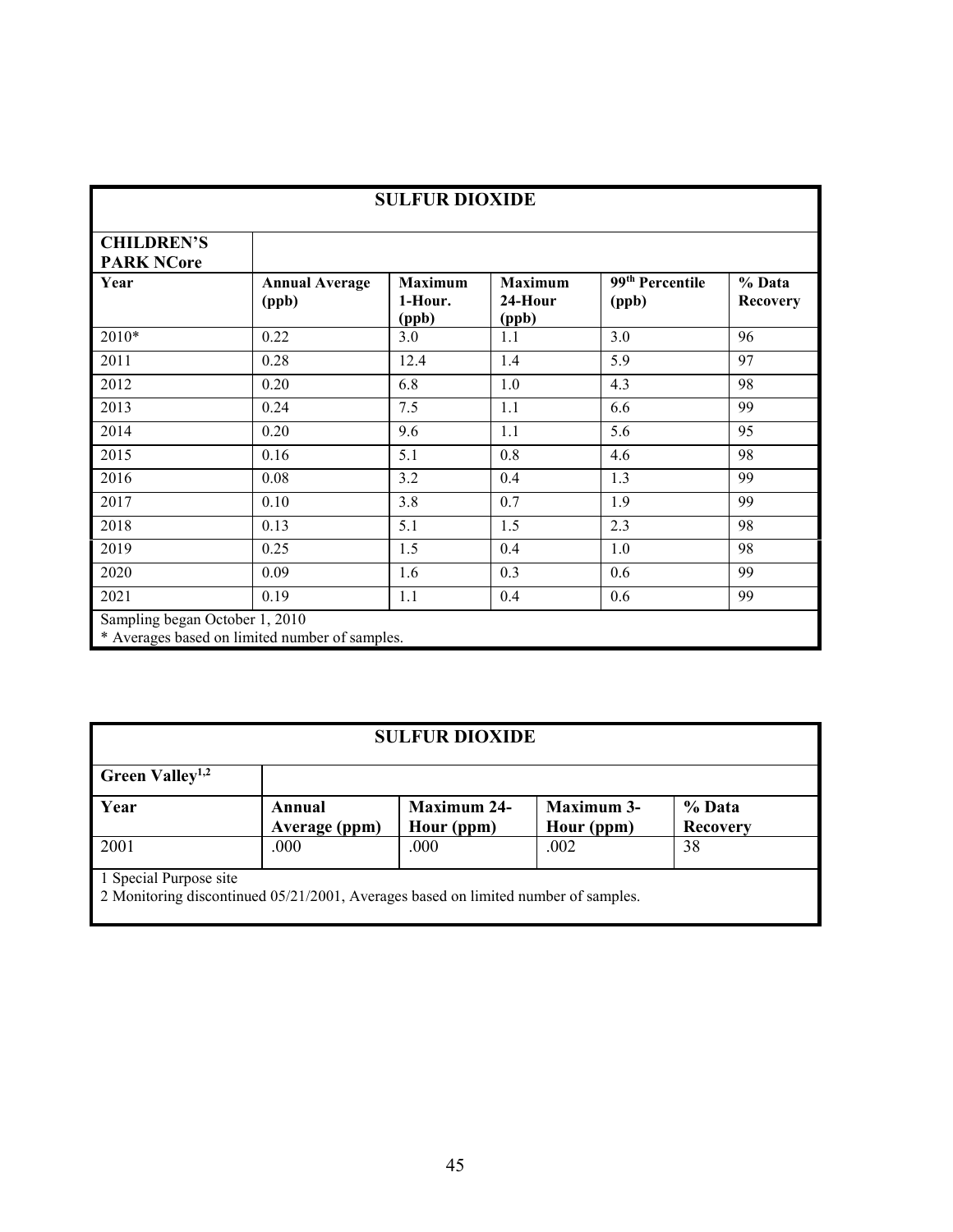| SULFUR DIOXIDE | | | | | |
|---|---|---|---|---|---|
| **CHILDREN'S PARK NCore** | | | | | |
| **Year** | **Annual Average (ppb)** | **Maximum 1-Hour. (ppb)** | **Maximum 24-Hour (ppb)** | **99th Percentile (ppb)** | **% Data Recovery** |
| 2010* | 0.22 | 3.0 | 1.1 | 3.0 | 96 |
| 2011 | 0.28 | 12.4 | 1.4 | 5.9 | 97 |
| 2012 | 0.20 | 6.8 | 1.0 | 4.3 | 98 |
| 2013 | 0.24 | 7.5 | 1.1 | 6.6 | 99 |
| 2014 | 0.20 | 9.6 | 1.1 | 5.6 | 95 |
| 2015 | 0.16 | 5.1 | 0.8 | 4.6 | 98 |
| 2016 | 0.08 | 3.2 | 0.4 | 1.3 | 99 |
| 2017 | 0.10 | 3.8 | 0.7 | 1.9 | 99 |
| 2018 | 0.13 | 5.1 | 1.5 | 2.3 | 98 |
| 2019 | 0.25 | 1.5 | 0.4 | 1.0 | 98 |
| 2020 | 0.09 | 1.6 | 0.3 | 0.6 | 99 |
| 2021 | 0.19 | 1.1 | 0.4 | 0.6 | 99 |

Sampling began October 1, 2010
* Averages based on limited number of samples.

| SULFUR DIOXIDE | | | | |
|---|---|---|---|---|
| **Green Valley[1,2]** | | | | |
| **Year** | **Annual Average (ppm)** | **Maximum 24-Hour (ppm)** | **Maximum 3-Hour (ppm)** | **% Data Recovery** |
| 2001 | .000 | .000 | .002 | 38 |

1 Special Purpose site
2 Monitoring discontinued 05/21/2001, Averages based on limited number of samples.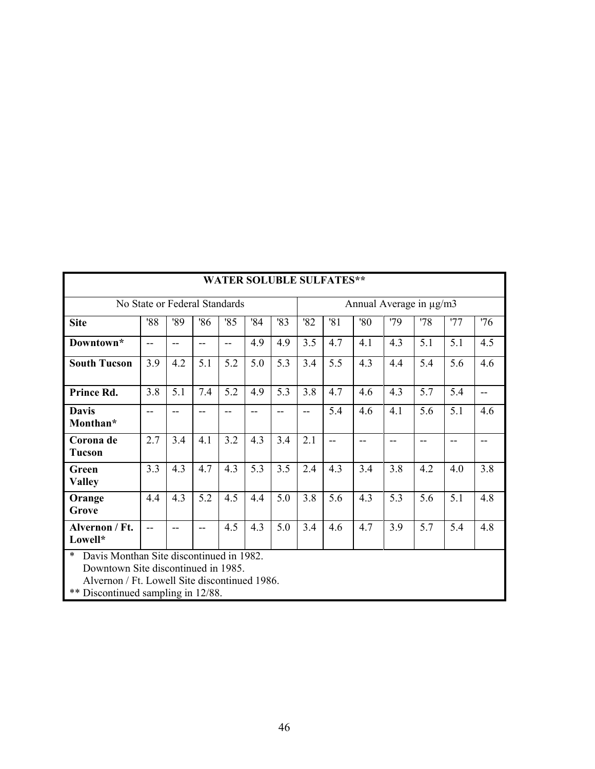| WATER SOLUBLE SULFATES** | | | | | | | | | | | | | |
|---|---|---|---|---|---|---|---|---|---|---|---|---|---|
| No State or Federal Standards | | | | | | | Annual Average in µg/m3 | | | | | | |
| **Site** | '88 | '89 | '86 | '85 | '84 | '83 | '82 | '81 | '80 | '79 | '78 | '77 | '76 |
| **Downtown*** | -- | -- | -- | -- | 4.9 | 4.9 | 3.5 | 4.7 | 4.1 | 4.3 | 5.1 | 5.1 | 4.5 |
| **South Tucson** | 3.9 | 4.2 | 5.1 | 5.2 | 5.0 | 5.3 | 3.4 | 5.5 | 4.3 | 4.4 | 5.4 | 5.6 | 4.6 |
| **Prince Rd.** | 3.8 | 5.1 | 7.4 | 5.2 | 4.9 | 5.3 | 3.8 | 4.7 | 4.6 | 4.3 | 5.7 | 5.4 | -- |
| **Davis Monthan*** | -- | -- | -- | -- | -- | -- | -- | 5.4 | 4.6 | 4.1 | 5.6 | 5.1 | 4.6 |
| **Corona de Tucson** | 2.7 | 3.4 | 4.1 | 3.2 | 4.3 | 3.4 | 2.1 | -- | -- | -- | -- | -- | -- |
| **Green Valley** | 3.3 | 4.3 | 4.7 | 4.3 | 5.3 | 3.5 | 2.4 | 4.3 | 3.4 | 3.8 | 4.2 | 4.0 | 3.8 |
| **Orange Grove** | 4.4 | 4.3 | 5.2 | 4.5 | 4.4 | 5.0 | 3.8 | 5.6 | 4.3 | 5.3 | 5.6 | 5.1 | 4.8 |
| **Alvernon / Ft. Lowell*** | -- | -- | -- | 4.5 | 4.3 | 5.0 | 3.4 | 4.6 | 4.7 | 3.9 | 5.7 | 5.4 | 4.8 |

\* Davis Monthan Site discontinued in 1982.
Downtown Site discontinued in 1985.
Alvernon / Ft. Lowell Site discontinued 1986.
** Discontinued sampling in 12/88.